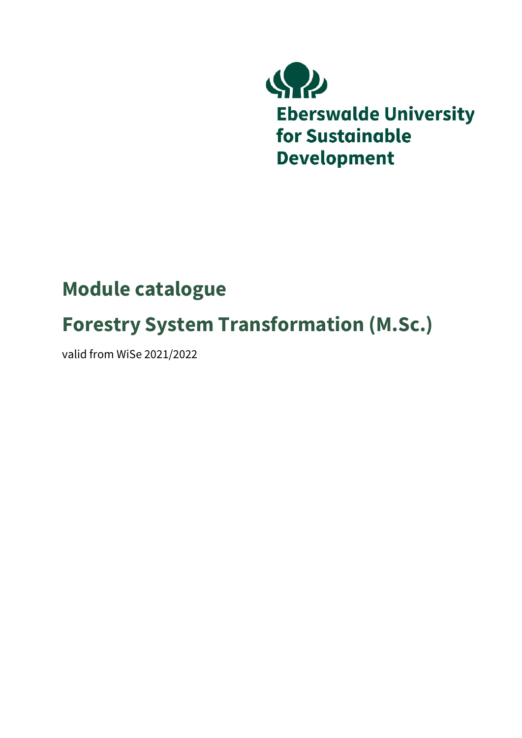Eberswalde University for Sustainable Development

# Module catalogue

# Forestry System Transformation (M.Sc.)

valid from WiSe 2021/2022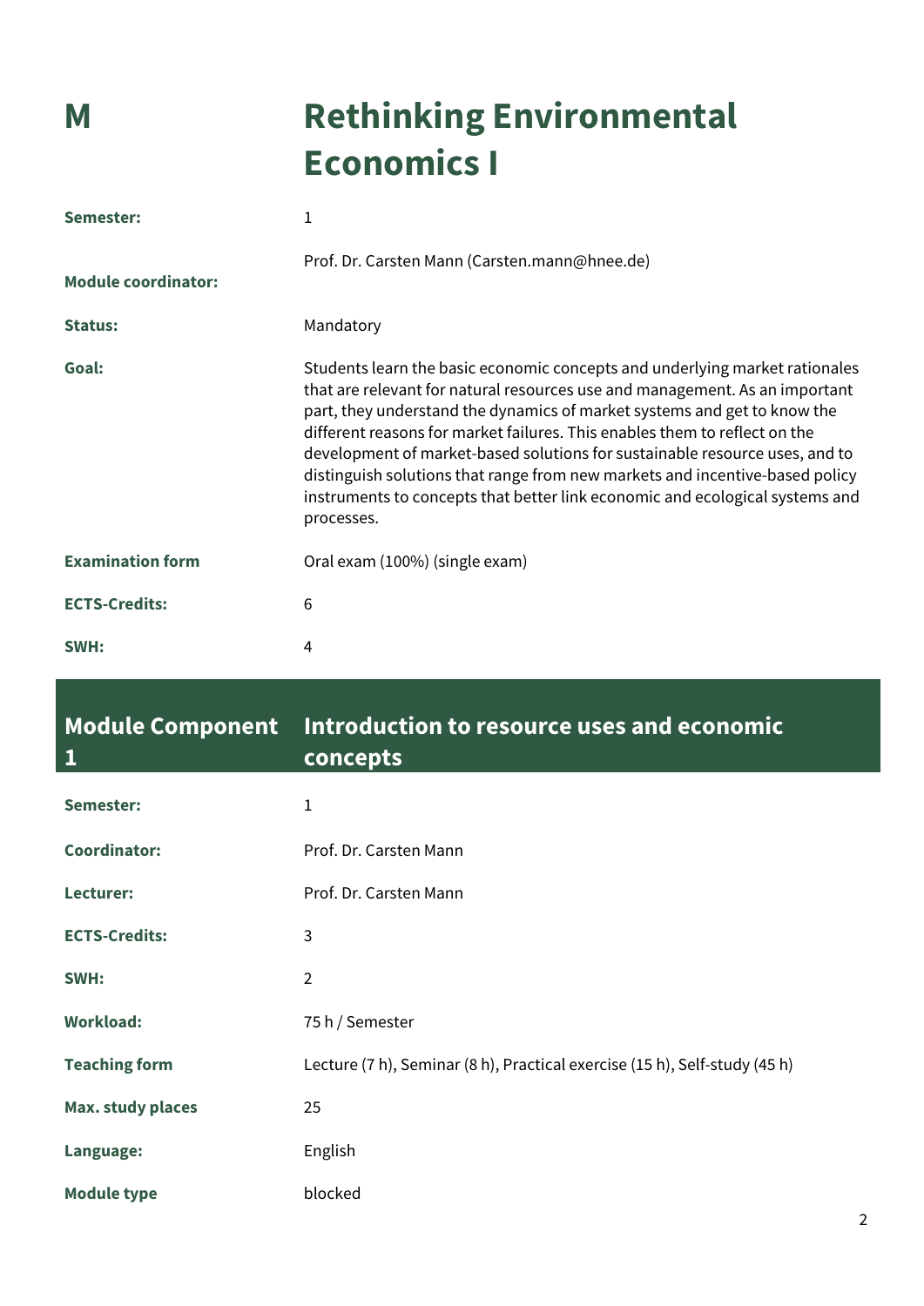# M Rethinking Environmental Economics I

| | |
|---|---|
| **Semester:** | 1 |
| **Module coordinator:** | Prof. Dr. Carsten Mann (Carsten.mann@hnee.de) |
| **Status:** | Mandatory |
| **Goal:** | Students learn the basic economic concepts and underlying market rationales that are relevant for natural resources use and management. As an important part, they understand the dynamics of market systems and get to know the different reasons for market failures. This enables them to reflect on the development of market-based solutions for sustainable resource uses, and to distinguish solutions that range from new markets and incentive-based policy instruments to concepts that better link economic and ecological systems and processes. |
| **Examination form** | Oral exam (100%) (single exam) |
| **ECTS-Credits:** | 6 |
| **SWH:** | 4 |

## Module Component 1 Introduction to resource uses and economic concepts

| | |
|---|---|
| **Semester:** | 1 |
| **Coordinator:** | Prof. Dr. Carsten Mann |
| **Lecturer:** | Prof. Dr. Carsten Mann |
| **ECTS-Credits:** | 3 |
| **SWH:** | 2 |
| **Workload:** | 75 h / Semester |
| **Teaching form** | Lecture (7 h), Seminar (8 h), Practical exercise (15 h), Self-study (45 h) |
| **Max. study places** | 25 |
| **Language:** | English |
| **Module type** | blocked |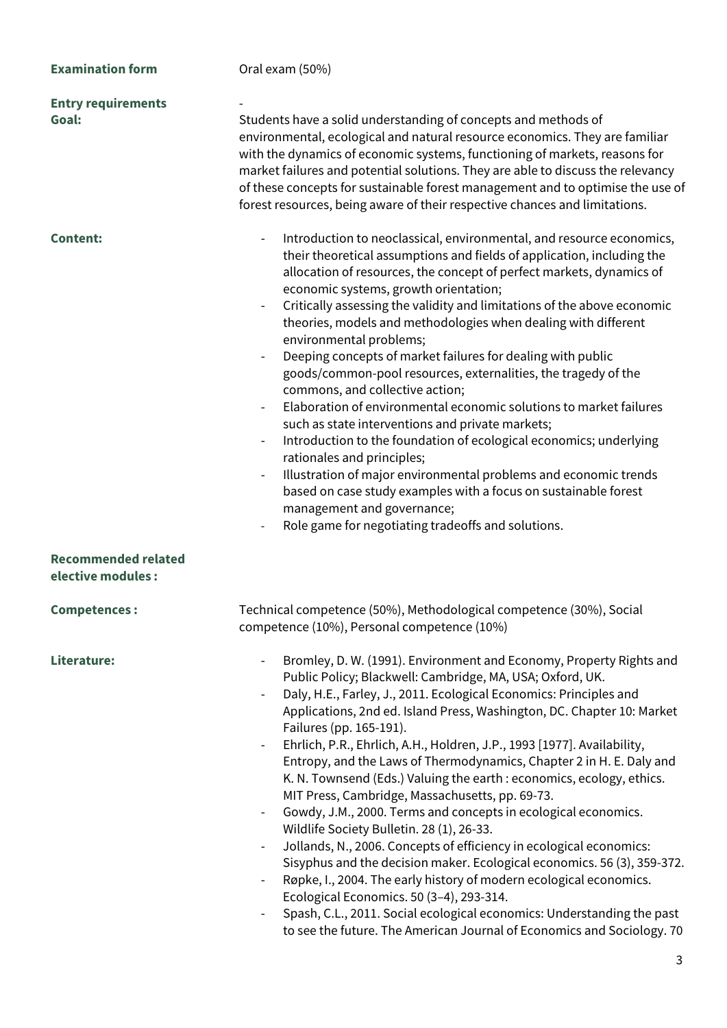| | |
|---|---|
| **Examination form** | Oral exam (50%) |
| **Entry requirements** | - |
| **Goal:** | Students have a solid understanding of concepts and methods of environmental, ecological and natural resource economics. They are familiar with the dynamics of economic systems, functioning of markets, reasons for market failures and potential solutions. They are able to discuss the relevancy of these concepts for sustainable forest management and to optimise the use of forest resources, being aware of their respective chances and limitations. |

**Content:**

- Introduction to neoclassical, environmental, and resource economics, their theoretical assumptions and fields of application, including the allocation of resources, the concept of perfect markets, dynamics of economic systems, growth orientation;
- Critically assessing the validity and limitations of the above economic theories, models and methodologies when dealing with different environmental problems;
- Deeping concepts of market failures for dealing with public goods/common-pool resources, externalities, the tragedy of the commons, and collective action;
- Elaboration of environmental economic solutions to market failures such as state interventions and private markets;
- Introduction to the foundation of ecological economics; underlying rationales and principles;
- Illustration of major environmental problems and economic trends based on case study examples with a focus on sustainable forest management and governance;
- Role game for negotiating tradeoffs and solutions.

**Recommended related elective modules :**

**Competences :** Technical competence (50%), Methodological competence (30%), Social competence (10%), Personal competence (10%)

**Literature:**

- Bromley, D. W. (1991). Environment and Economy, Property Rights and Public Policy; Blackwell: Cambridge, MA, USA; Oxford, UK.
- Daly, H.E., Farley, J., 2011. Ecological Economics: Principles and Applications, 2nd ed. Island Press, Washington, DC. Chapter 10: Market Failures (pp. 165-191).
- Ehrlich, P.R., Ehrlich, A.H., Holdren, J.P., 1993 [1977]. Availability, Entropy, and the Laws of Thermodynamics, Chapter 2 in H. E. Daly and K. N. Townsend (Eds.) Valuing the earth : economics, ecology, ethics. MIT Press, Cambridge, Massachusetts, pp. 69-73.
- Gowdy, J.M., 2000. Terms and concepts in ecological economics. Wildlife Society Bulletin. 28 (1), 26-33.
- Jollands, N., 2006. Concepts of efficiency in ecological economics: Sisyphus and the decision maker. Ecological economics. 56 (3), 359-372.
- Røpke, I., 2004. The early history of modern ecological economics. Ecological Economics. 50 (3–4), 293-314.
- Spash, C.L., 2011. Social ecological economics: Understanding the past to see the future. The American Journal of Economics and Sociology. 70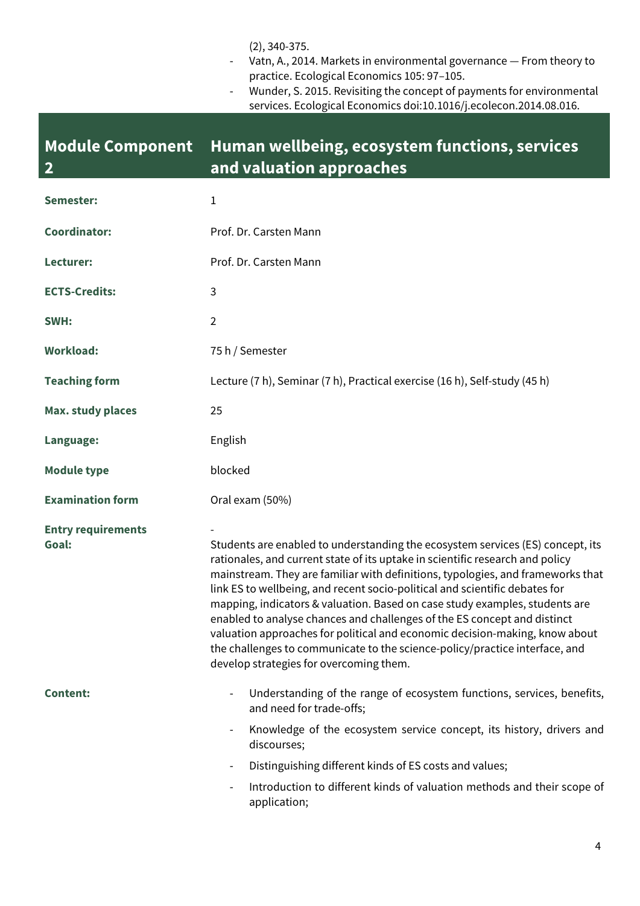(2), 340-375.

- Vatn, A., 2014. Markets in environmental governance — From theory to practice. Ecological Economics 105: 97–105.
- Wunder, S. 2015. Revisiting the concept of payments for environmental services. Ecological Economics doi:10.1016/j.ecolecon.2014.08.016.

## Module Component 2 — Human wellbeing, ecosystem functions, services and valuation approaches

| | |
|---|---|
| **Semester:** | 1 |
| **Coordinator:** | Prof. Dr. Carsten Mann |
| **Lecturer:** | Prof. Dr. Carsten Mann |
| **ECTS-Credits:** | 3 |
| **SWH:** | 2 |
| **Workload:** | 75 h / Semester |
| **Teaching form** | Lecture (7 h), Seminar (7 h), Practical exercise (16 h), Self-study (45 h) |
| **Max. study places** | 25 |
| **Language:** | English |
| **Module type** | blocked |
| **Examination form** | Oral exam (50%) |
| **Entry requirements** | - |
| **Goal:** | Students are enabled to understanding the ecosystem services (ES) concept, its rationales, and current state of its uptake in scientific research and policy mainstream. They are familiar with definitions, typologies, and frameworks that link ES to wellbeing, and recent socio-political and scientific debates for mapping, indicators & valuation. Based on case study examples, students are enabled to analyse chances and challenges of the ES concept and distinct valuation approaches for political and economic decision-making, know about the challenges to communicate to the science-policy/practice interface, and develop strategies for overcoming them. |

**Content:**

- Understanding of the range of ecosystem functions, services, benefits, and need for trade-offs;
- Knowledge of the ecosystem service concept, its history, drivers and discourses;
- Distinguishing different kinds of ES costs and values;
- Introduction to different kinds of valuation methods and their scope of application;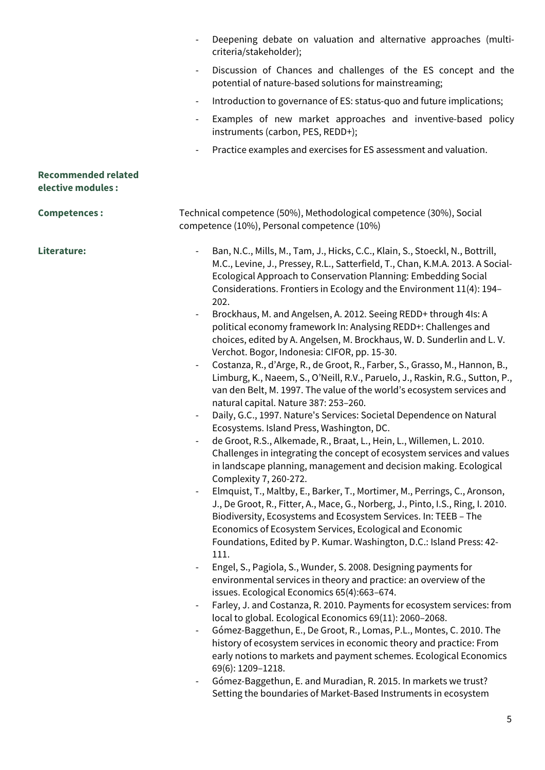- Deepening debate on valuation and alternative approaches (multi-criteria/stakeholder);
- Discussion of Chances and challenges of the ES concept and the potential of nature-based solutions for mainstreaming;
- Introduction to governance of ES: status-quo and future implications;
- Examples of new market approaches and inventive-based policy instruments (carbon, PES, REDD+);
- Practice examples and exercises for ES assessment and valuation.

**Recommended related elective modules :**

**Competences :** Technical competence (50%), Methodological competence (30%), Social competence (10%), Personal competence (10%)

**Literature:**

- Ban, N.C., Mills, M., Tam, J., Hicks, C.C., Klain, S., Stoeckl, N., Bottrill, M.C., Levine, J., Pressey, R.L., Satterfield, T., Chan, K.M.A. 2013. A Social-Ecological Approach to Conservation Planning: Embedding Social Considerations. Frontiers in Ecology and the Environment 11(4): 194–202.
- Brockhaus, M. and Angelsen, A. 2012. Seeing REDD+ through 4Is: A political economy framework In: Analysing REDD+: Challenges and choices, edited by A. Angelsen, M. Brockhaus, W. D. Sunderlin and L. V. Verchot. Bogor, Indonesia: CIFOR, pp. 15-30.
- Costanza, R., d'Arge, R., de Groot, R., Farber, S., Grasso, M., Hannon, B., Limburg, K., Naeem, S., O'Neill, R.V., Paruelo, J., Raskin, R.G., Sutton, P., van den Belt, M. 1997. The value of the world's ecosystem services and natural capital. Nature 387: 253–260.
- Daily, G.C., 1997. Nature's Services: Societal Dependence on Natural Ecosystems. Island Press, Washington, DC.
- de Groot, R.S., Alkemade, R., Braat, L., Hein, L., Willemen, L. 2010. Challenges in integrating the concept of ecosystem services and values in landscape planning, management and decision making. Ecological Complexity 7, 260-272.
- Elmquist, T., Maltby, E., Barker, T., Mortimer, M., Perrings, C., Aronson, J., De Groot, R., Fitter, A., Mace, G., Norberg, J., Pinto, I.S., Ring, I. 2010. Biodiversity, Ecosystems and Ecosystem Services. In: TEEB – The Economics of Ecosystem Services, Ecological and Economic Foundations, Edited by P. Kumar. Washington, D.C.: Island Press: 42-111.
- Engel, S., Pagiola, S., Wunder, S. 2008. Designing payments for environmental services in theory and practice: an overview of the issues. Ecological Economics 65(4):663–674.
- Farley, J. and Costanza, R. 2010. Payments for ecosystem services: from local to global. Ecological Economics 69(11): 2060–2068.
- Gómez-Baggethun, E., De Groot, R., Lomas, P.L., Montes, C. 2010. The history of ecosystem services in economic theory and practice: From early notions to markets and payment schemes. Ecological Economics 69(6): 1209–1218.
- Gómez-Baggethun, E. and Muradian, R. 2015. In markets we trust? Setting the boundaries of Market-Based Instruments in ecosystem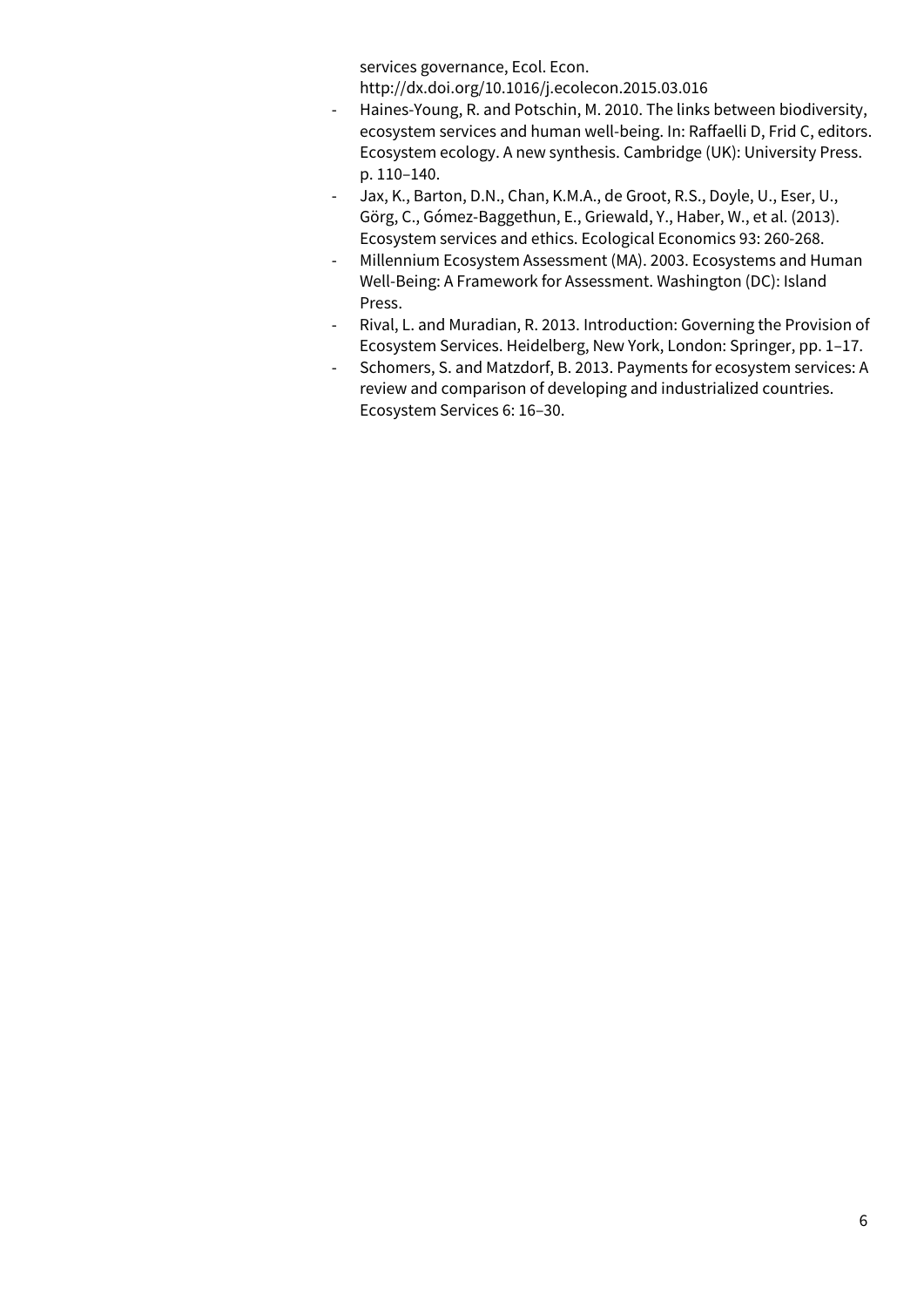services governance, Ecol. Econ. http://dx.doi.org/10.1016/j.ecolecon.2015.03.016

- Haines-Young, R. and Potschin, M. 2010. The links between biodiversity, ecosystem services and human well-being. In: Raffaelli D, Frid C, editors. Ecosystem ecology. A new synthesis. Cambridge (UK): University Press. p. 110–140.
- Jax, K., Barton, D.N., Chan, K.M.A., de Groot, R.S., Doyle, U., Eser, U., Görg, C., Gómez-Baggethun, E., Griewald, Y., Haber, W., et al. (2013). Ecosystem services and ethics. Ecological Economics 93: 260-268.
- Millennium Ecosystem Assessment (MA). 2003. Ecosystems and Human Well-Being: A Framework for Assessment. Washington (DC): Island Press.
- Rival, L. and Muradian, R. 2013. Introduction: Governing the Provision of Ecosystem Services. Heidelberg, New York, London: Springer, pp. 1–17.
- Schomers, S. and Matzdorf, B. 2013. Payments for ecosystem services: A review and comparison of developing and industrialized countries. Ecosystem Services 6: 16–30.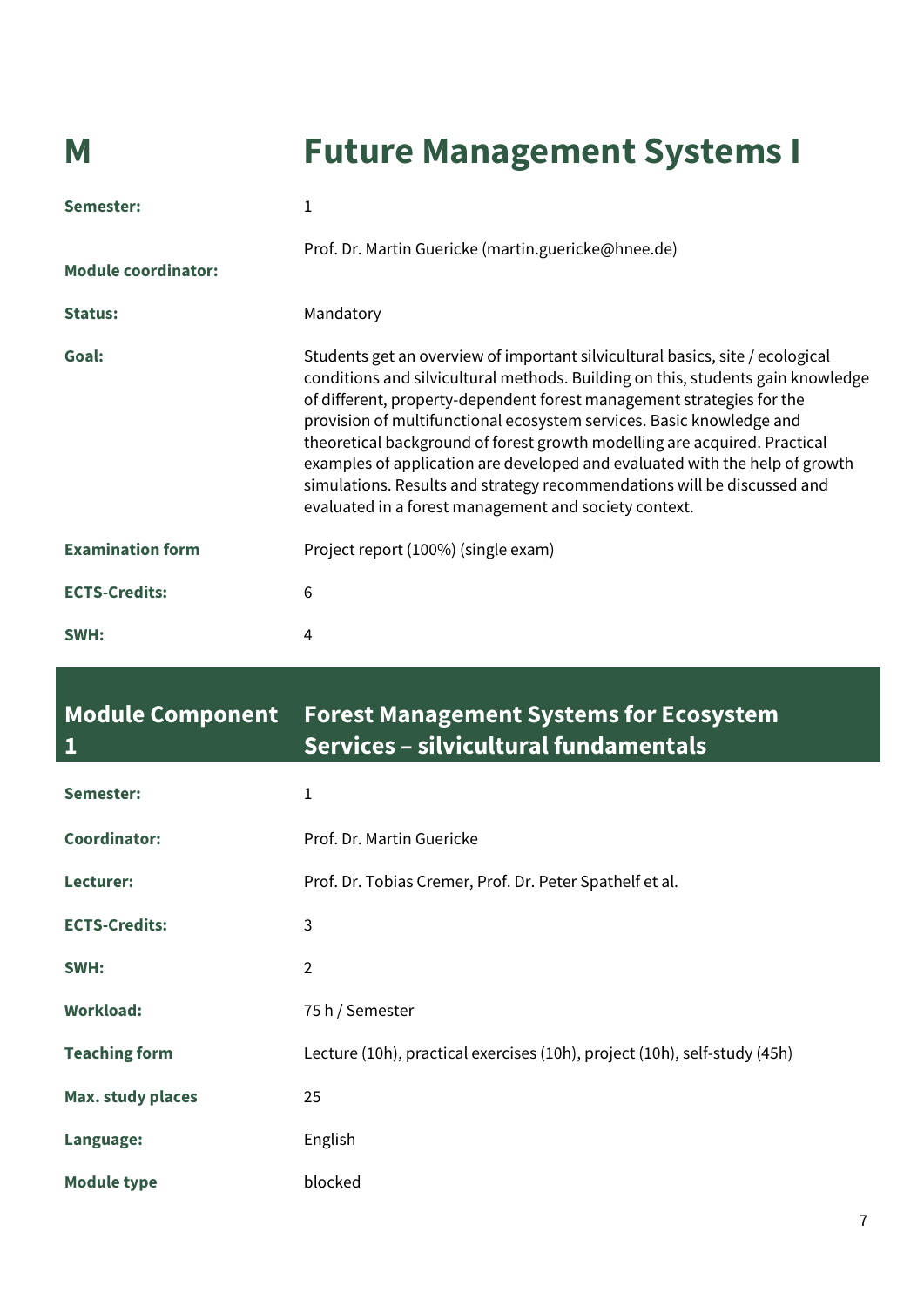# M Future Management Systems I

| | |
|---|---|
| **Semester:** | 1 |
| **Module coordinator:** | Prof. Dr. Martin Guericke (martin.guericke@hnee.de) |
| **Status:** | Mandatory |
| **Goal:** | Students get an overview of important silvicultural basics, site / ecological conditions and silvicultural methods. Building on this, students gain knowledge of different, property-dependent forest management strategies for the provision of multifunctional ecosystem services. Basic knowledge and theoretical background of forest growth modelling are acquired. Practical examples of application are developed and evaluated with the help of growth simulations. Results and strategy recommendations will be discussed and evaluated in a forest management and society context. |
| **Examination form** | Project report (100%) (single exam) |
| **ECTS-Credits:** | 6 |
| **SWH:** | 4 |

## Module Component 1 — Forest Management Systems for Ecosystem Services – silvicultural fundamentals

| | |
|---|---|
| **Semester:** | 1 |
| **Coordinator:** | Prof. Dr. Martin Guericke |
| **Lecturer:** | Prof. Dr. Tobias Cremer, Prof. Dr. Peter Spathelf et al. |
| **ECTS-Credits:** | 3 |
| **SWH:** | 2 |
| **Workload:** | 75 h / Semester |
| **Teaching form** | Lecture (10h), practical exercises (10h), project (10h), self-study (45h) |
| **Max. study places** | 25 |
| **Language:** | English |
| **Module type** | blocked |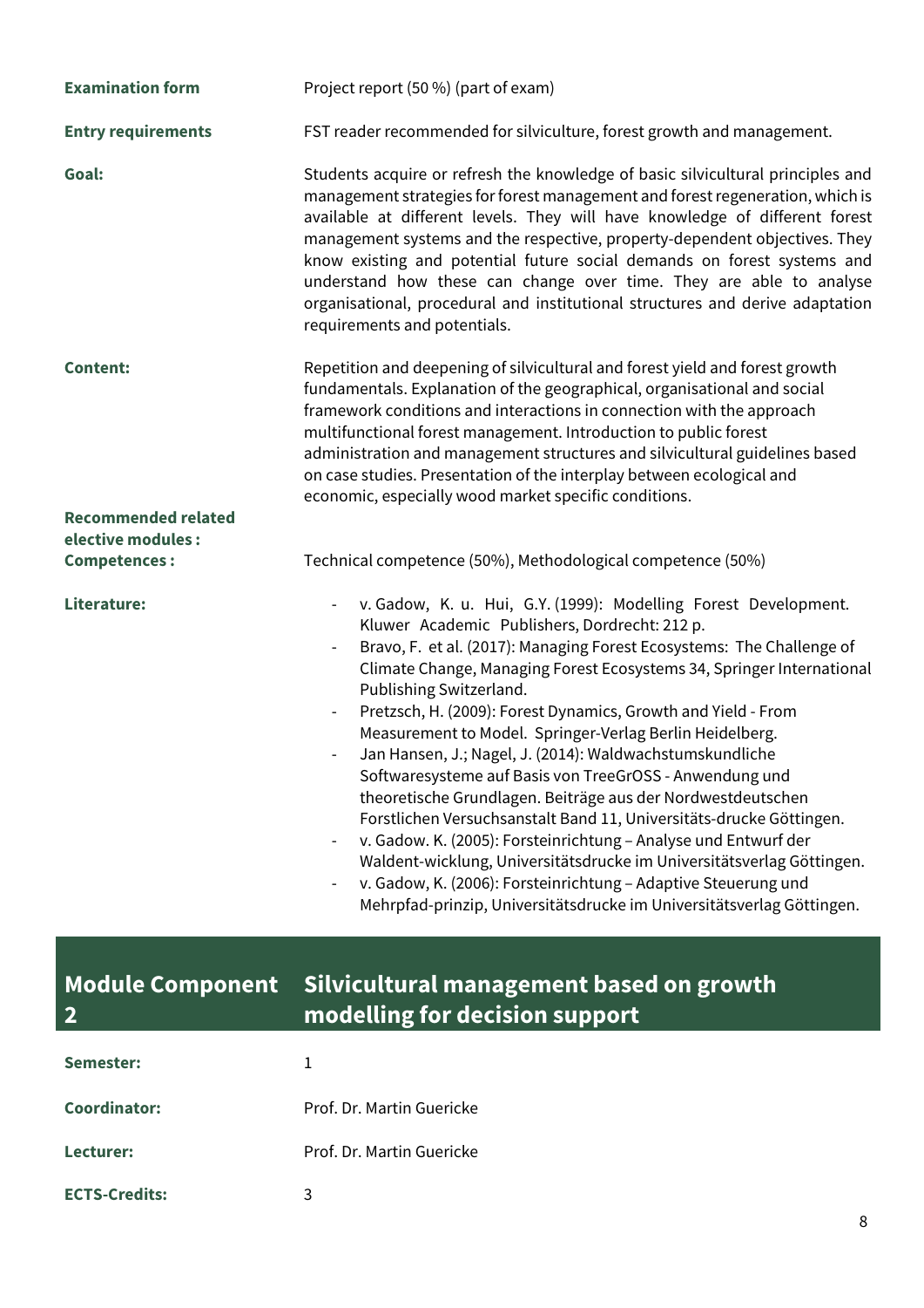**Examination form** Project report (50 %) (part of exam)

**Entry requirements** FST reader recommended for silviculture, forest growth and management.

**Goal:** Students acquire or refresh the knowledge of basic silvicultural principles and management strategies for forest management and forest regeneration, which is available at different levels. They will have knowledge of different forest management systems and the respective, property-dependent objectives. They know existing and potential future social demands on forest systems and understand how these can change over time. They are able to analyse organisational, procedural and institutional structures and derive adaptation requirements and potentials.

**Content:** Repetition and deepening of silvicultural and forest yield and forest growth fundamentals. Explanation of the geographical, organisational and social framework conditions and interactions in connection with the approach multifunctional forest management. Introduction to public forest administration and management structures and silvicultural guidelines based on case studies. Presentation of the interplay between ecological and economic, especially wood market specific conditions.

**Recommended related elective modules :**

**Competences :** Technical competence (50%), Methodological competence (50%)

**Literature:**

- v. Gadow, K. u. Hui, G.Y. (1999): Modelling Forest Development. Kluwer Academic Publishers, Dordrecht: 212 p.
- Bravo, F. et al. (2017): Managing Forest Ecosystems: The Challenge of Climate Change, Managing Forest Ecosystems 34, Springer International Publishing Switzerland.
- Pretzsch, H. (2009): Forest Dynamics, Growth and Yield - From Measurement to Model. Springer-Verlag Berlin Heidelberg.
- Jan Hansen, J.; Nagel, J. (2014): Waldwachstumskundliche Softwaresysteme auf Basis von TreeGrOSS - Anwendung und theoretische Grundlagen. Beiträge aus der Nordwestdeutschen Forstlichen Versuchsanstalt Band 11, Universitäts-drucke Göttingen.
- v. Gadow. K. (2005): Forsteinrichtung – Analyse und Entwurf der Waldent-wicklung, Universitätsdrucke im Universitätsverlag Göttingen.
- v. Gadow, K. (2006): Forsteinrichtung – Adaptive Steuerung und Mehrpfad-prinzip, Universitätsdrucke im Universitätsverlag Göttingen.

## Module Component 2 — Silvicultural management based on growth modelling for decision support

**Semester:** 1

**Coordinator:** Prof. Dr. Martin Guericke

**Lecturer:** Prof. Dr. Martin Guericke

**ECTS-Credits:** 3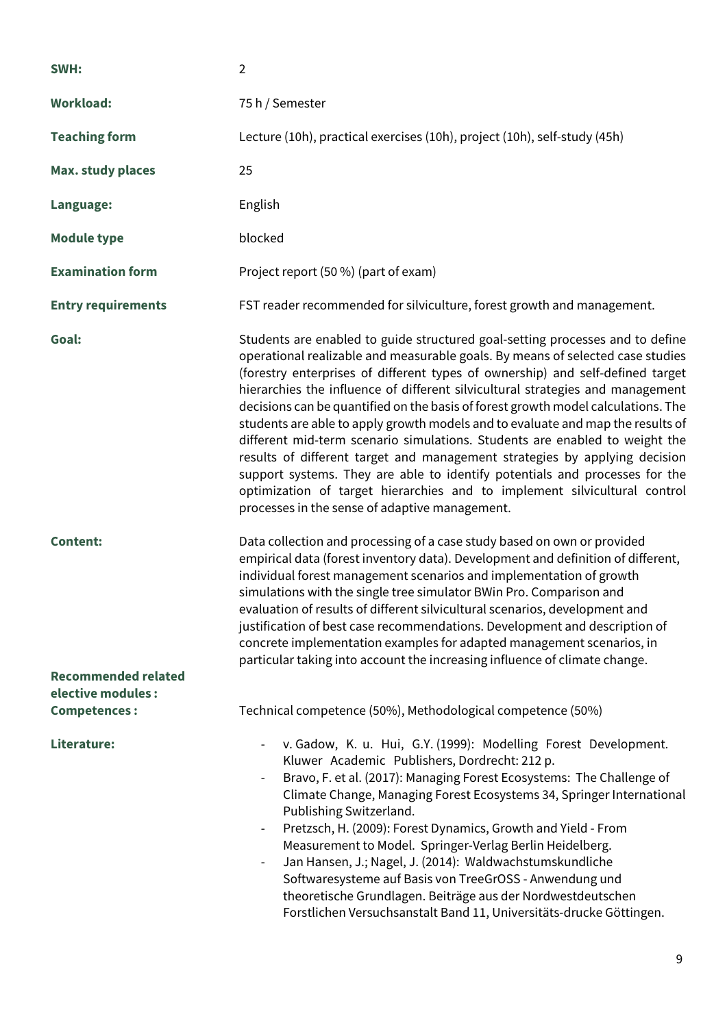| | |
|---|---|
| **SWH:** | 2 |
| **Workload:** | 75 h / Semester |
| **Teaching form** | Lecture (10h), practical exercises (10h), project (10h), self-study (45h) |
| **Max. study places** | 25 |
| **Language:** | English |
| **Module type** | blocked |
| **Examination form** | Project report (50 %) (part of exam) |
| **Entry requirements** | FST reader recommended for silviculture, forest growth and management. |
| **Goal:** | Students are enabled to guide structured goal-setting processes and to define operational realizable and measurable goals. By means of selected case studies (forestry enterprises of different types of ownership) and self-defined target hierarchies the influence of different silvicultural strategies and management decisions can be quantified on the basis of forest growth model calculations. The students are able to apply growth models and to evaluate and map the results of different mid-term scenario simulations. Students are enabled to weight the results of different target and management strategies by applying decision support systems. They are able to identify potentials and processes for the optimization of target hierarchies and to implement silvicultural control processes in the sense of adaptive management. |
| **Content:** | Data collection and processing of a case study based on own or provided empirical data (forest inventory data). Development and definition of different, individual forest management scenarios and implementation of growth simulations with the single tree simulator BWin Pro. Comparison and evaluation of results of different silvicultural scenarios, development and justification of best case recommendations. Development and description of concrete implementation examples for adapted management scenarios, in particular taking into account the increasing influence of climate change. |
| **Recommended related elective modules :** | |
| **Competences :** | Technical competence (50%), Methodological competence (50%) |
| **Literature:** | - v. Gadow, K. u. Hui, G.Y. (1999): Modelling Forest Development. Kluwer Academic Publishers, Dordrecht: 212 p.<br>- Bravo, F. et al. (2017): Managing Forest Ecosystems: The Challenge of Climate Change, Managing Forest Ecosystems 34, Springer International Publishing Switzerland.<br>- Pretzsch, H. (2009): Forest Dynamics, Growth and Yield - From Measurement to Model. Springer-Verlag Berlin Heidelberg.<br>- Jan Hansen, J.; Nagel, J. (2014): Waldwachstumskundliche Softwaresysteme auf Basis von TreeGrOSS - Anwendung und theoretische Grundlagen. Beiträge aus der Nordwestdeutschen Forstlichen Versuchsanstalt Band 11, Universitäts-drucke Göttingen. |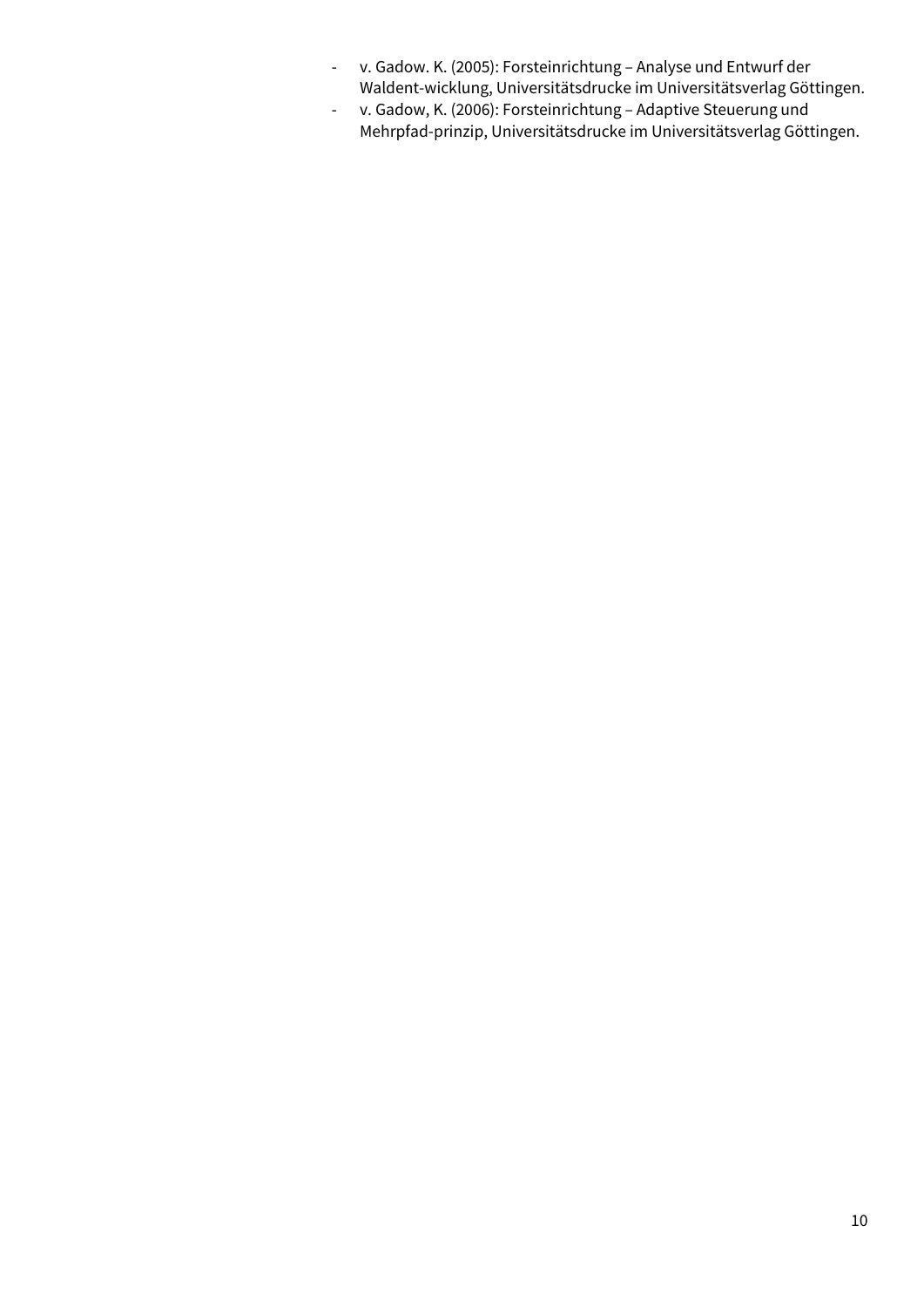- v. Gadow. K. (2005): Forsteinrichtung – Analyse und Entwurf der Waldent-wicklung, Universitätsdrucke im Universitätsverlag Göttingen.
- v. Gadow, K. (2006): Forsteinrichtung – Adaptive Steuerung und Mehrpfad-prinzip, Universitätsdrucke im Universitätsverlag Göttingen.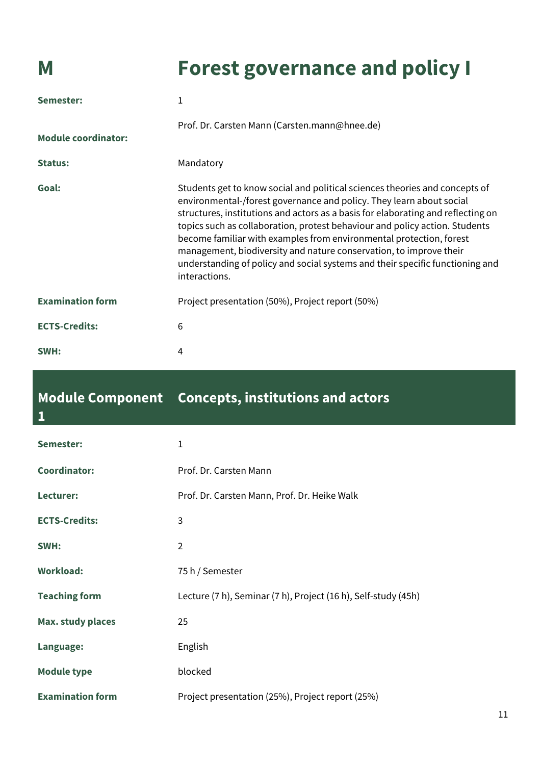# M Forest governance and policy I

| | |
|---|---|
| **Semester:** | 1 |
| **Module coordinator:** | Prof. Dr. Carsten Mann (Carsten.mann@hnee.de) |
| **Status:** | Mandatory |
| **Goal:** | Students get to know social and political sciences theories and concepts of environmental-/forest governance and policy. They learn about social structures, institutions and actors as a basis for elaborating and reflecting on topics such as collaboration, protest behaviour and policy action. Students become familiar with examples from environmental protection, forest management, biodiversity and nature conservation, to improve their understanding of policy and social systems and their specific functioning and interactions. |
| **Examination form** | Project presentation (50%), Project report (50%) |
| **ECTS-Credits:** | 6 |
| **SWH:** | 4 |

## Module Component 1 Concepts, institutions and actors

| | |
|---|---|
| **Semester:** | 1 |
| **Coordinator:** | Prof. Dr. Carsten Mann |
| **Lecturer:** | Prof. Dr. Carsten Mann, Prof. Dr. Heike Walk |
| **ECTS-Credits:** | 3 |
| **SWH:** | 2 |
| **Workload:** | 75 h / Semester |
| **Teaching form** | Lecture (7 h), Seminar (7 h), Project (16 h), Self-study (45h) |
| **Max. study places** | 25 |
| **Language:** | English |
| **Module type** | blocked |
| **Examination form** | Project presentation (25%), Project report (25%) |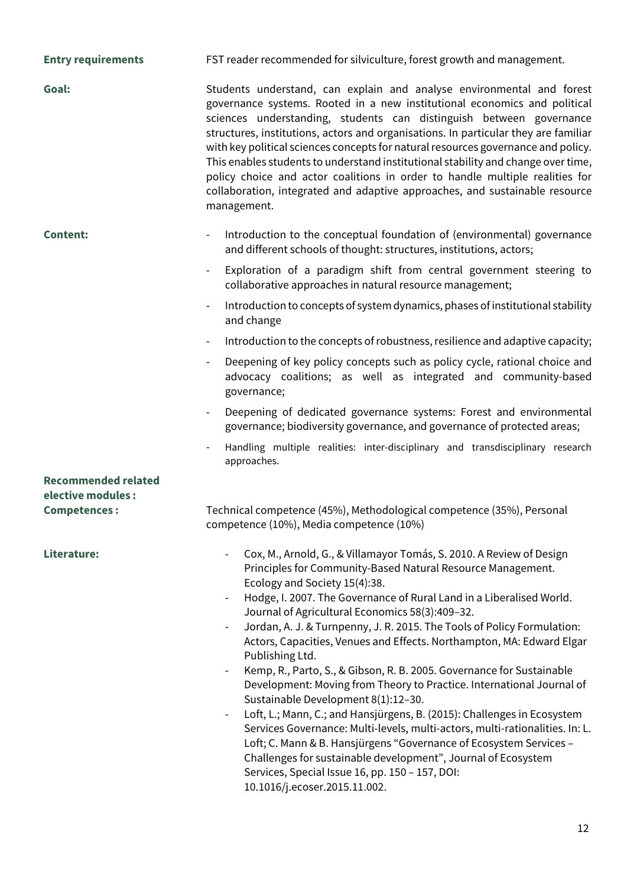**Entry requirements** FST reader recommended for silviculture, forest growth and management.

**Goal:** Students understand, can explain and analyse environmental and forest governance systems. Rooted in a new institutional economics and political sciences understanding, students can distinguish between governance structures, institutions, actors and organisations. In particular they are familiar with key political sciences concepts for natural resources governance and policy. This enables students to understand institutional stability and change over time, policy choice and actor coalitions in order to handle multiple realities for collaboration, integrated and adaptive approaches, and sustainable resource management.

**Content:**

- Introduction to the conceptual foundation of (environmental) governance and different schools of thought: structures, institutions, actors;
- Exploration of a paradigm shift from central government steering to collaborative approaches in natural resource management;
- Introduction to concepts of system dynamics, phases of institutional stability and change
- Introduction to the concepts of robustness, resilience and adaptive capacity;
- Deepening of key policy concepts such as policy cycle, rational choice and advocacy coalitions; as well as integrated and community-based governance;
- Deepening of dedicated governance systems: Forest and environmental governance; biodiversity governance, and governance of protected areas;
- Handling multiple realities: inter-disciplinary and transdisciplinary research approaches.

**Recommended related elective modules :**

**Competences :** Technical competence (45%), Methodological competence (35%), Personal competence (10%), Media competence (10%)

**Literature:**

- Cox, M., Arnold, G., & Villamayor Tomás, S. 2010. A Review of Design Principles for Community-Based Natural Resource Management. Ecology and Society 15(4):38.
- Hodge, I. 2007. The Governance of Rural Land in a Liberalised World. Journal of Agricultural Economics 58(3):409–32.
- Jordan, A. J. & Turnpenny, J. R. 2015. The Tools of Policy Formulation: Actors, Capacities, Venues and Effects. Northampton, MA: Edward Elgar Publishing Ltd.
- Kemp, R., Parto, S., & Gibson, R. B. 2005. Governance for Sustainable Development: Moving from Theory to Practice. International Journal of Sustainable Development 8(1):12–30.
- Loft, L.; Mann, C.; and Hansjürgens, B. (2015): Challenges in Ecosystem Services Governance: Multi-levels, multi-actors, multi-rationalities. In: L. Loft; C. Mann & B. Hansjürgens "Governance of Ecosystem Services – Challenges for sustainable development", Journal of Ecosystem Services, Special Issue 16, pp. 150 – 157, DOI: 10.1016/j.ecoser.2015.11.002.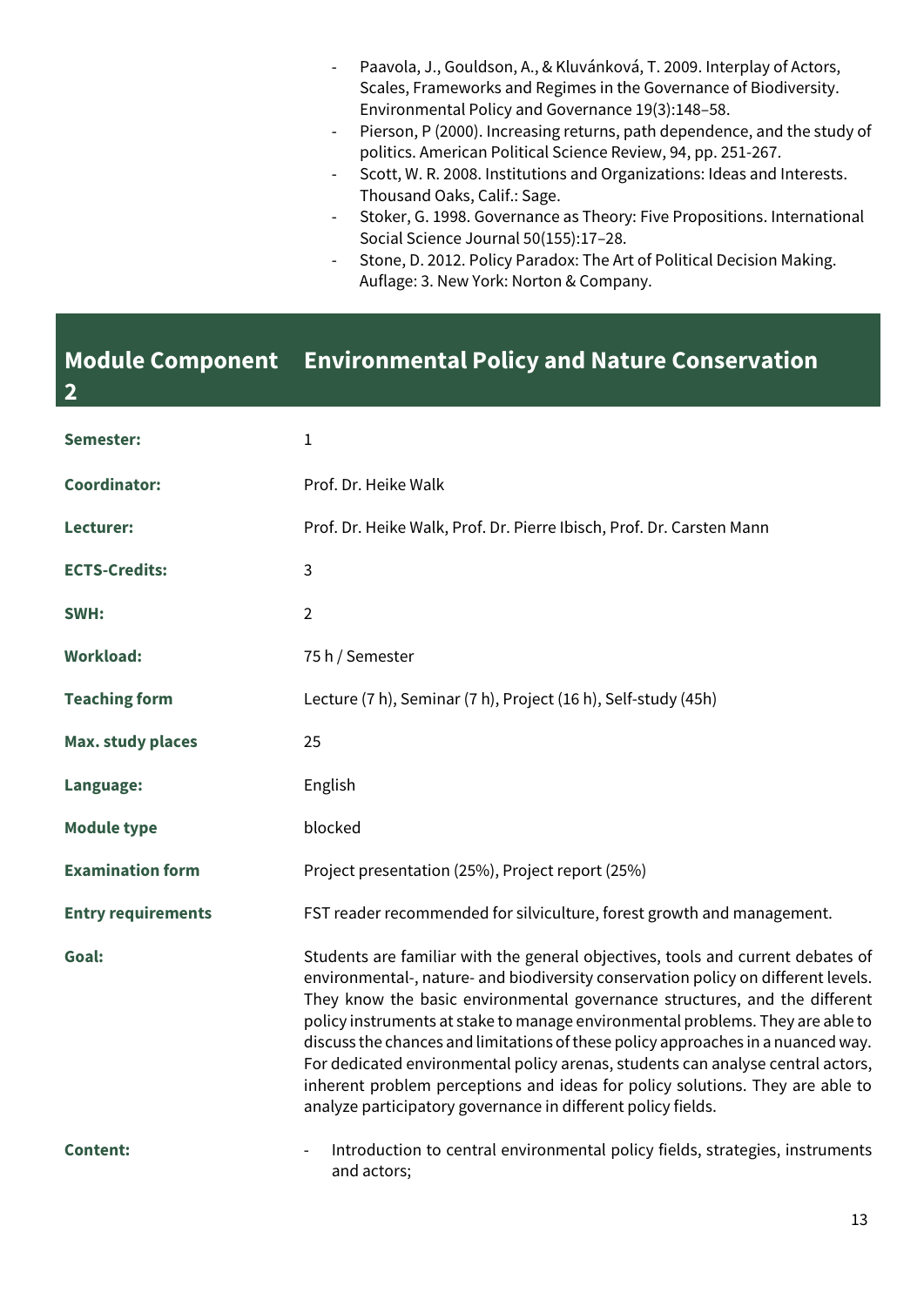- Paavola, J., Gouldson, A., & Kluvánková, T. 2009. Interplay of Actors, Scales, Frameworks and Regimes in the Governance of Biodiversity. Environmental Policy and Governance 19(3):148–58.
- Pierson, P (2000). Increasing returns, path dependence, and the study of politics. American Political Science Review, 94, pp. 251-267.
- Scott, W. R. 2008. Institutions and Organizations: Ideas and Interests. Thousand Oaks, Calif.: Sage.
- Stoker, G. 1998. Governance as Theory: Five Propositions. International Social Science Journal 50(155):17–28.
- Stone, D. 2012. Policy Paradox: The Art of Political Decision Making. Auflage: 3. New York: Norton & Company.

## Module Component 2 — Environmental Policy and Nature Conservation

| | |
|---|---|
| **Semester:** | 1 |
| **Coordinator:** | Prof. Dr. Heike Walk |
| **Lecturer:** | Prof. Dr. Heike Walk, Prof. Dr. Pierre Ibisch, Prof. Dr. Carsten Mann |
| **ECTS-Credits:** | 3 |
| **SWH:** | 2 |
| **Workload:** | 75 h / Semester |
| **Teaching form** | Lecture (7 h), Seminar (7 h), Project (16 h), Self-study (45h) |
| **Max. study places** | 25 |
| **Language:** | English |
| **Module type** | blocked |
| **Examination form** | Project presentation (25%), Project report (25%) |
| **Entry requirements** | FST reader recommended for silviculture, forest growth and management. |
| **Goal:** | Students are familiar with the general objectives, tools and current debates of environmental-, nature- and biodiversity conservation policy on different levels. They know the basic environmental governance structures, and the different policy instruments at stake to manage environmental problems. They are able to discuss the chances and limitations of these policy approaches in a nuanced way. For dedicated environmental policy arenas, students can analyse central actors, inherent problem perceptions and ideas for policy solutions. They are able to analyze participatory governance in different policy fields. |
| **Content:** | - Introduction to central environmental policy fields, strategies, instruments and actors; |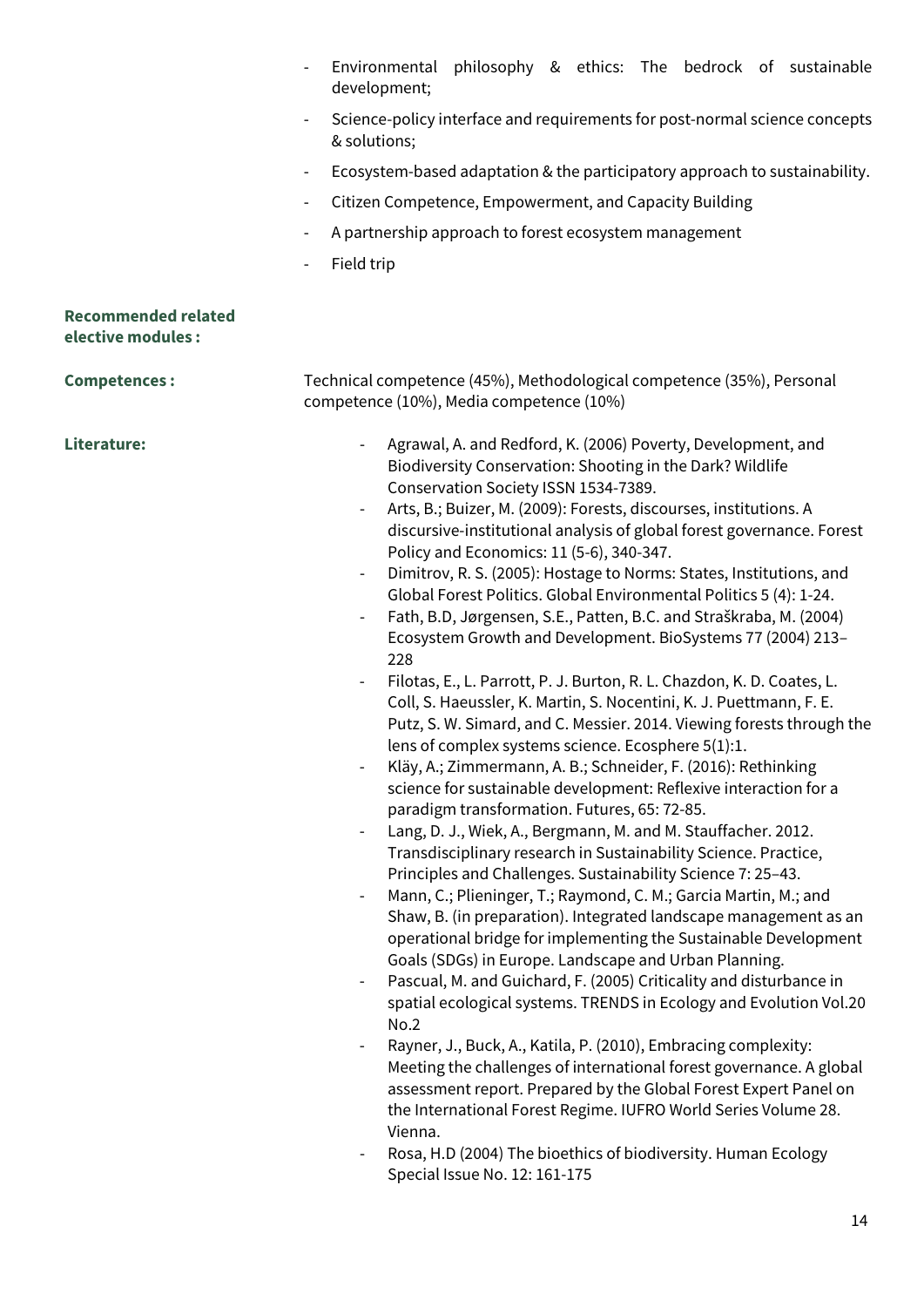- Environmental philosophy & ethics: The bedrock of sustainable development;
- Science-policy interface and requirements for post-normal science concepts & solutions;
- Ecosystem-based adaptation & the participatory approach to sustainability.
- Citizen Competence, Empowerment, and Capacity Building
- A partnership approach to forest ecosystem management
- Field trip

**Recommended related elective modules :**

**Competences :** Technical competence (45%), Methodological competence (35%), Personal competence (10%), Media competence (10%)

**Literature:**

- Agrawal, A. and Redford, K. (2006) Poverty, Development, and Biodiversity Conservation: Shooting in the Dark? Wildlife Conservation Society ISSN 1534-7389.
- Arts, B.; Buizer, M. (2009): Forests, discourses, institutions. A discursive-institutional analysis of global forest governance. Forest Policy and Economics: 11 (5-6), 340-347.
- Dimitrov, R. S. (2005): Hostage to Norms: States, Institutions, and Global Forest Politics. Global Environmental Politics 5 (4): 1-24.
- Fath, B.D, Jørgensen, S.E., Patten, B.C. and Straškraba, M. (2004) Ecosystem Growth and Development. BioSystems 77 (2004) 213–228
- Filotas, E., L. Parrott, P. J. Burton, R. L. Chazdon, K. D. Coates, L. Coll, S. Haeussler, K. Martin, S. Nocentini, K. J. Puettmann, F. E. Putz, S. W. Simard, and C. Messier. 2014. Viewing forests through the lens of complex systems science. Ecosphere 5(1):1.
- Kläy, A.; Zimmermann, A. B.; Schneider, F. (2016): Rethinking science for sustainable development: Reflexive interaction for a paradigm transformation. Futures, 65: 72-85.
- Lang, D. J., Wiek, A., Bergmann, M. and M. Stauffacher. 2012. Transdisciplinary research in Sustainability Science. Practice, Principles and Challenges. Sustainability Science 7: 25–43.
- Mann, C.; Plieninger, T.; Raymond, C. M.; Garcia Martin, M.; and Shaw, B. (in preparation). Integrated landscape management as an operational bridge for implementing the Sustainable Development Goals (SDGs) in Europe. Landscape and Urban Planning.
- Pascual, M. and Guichard, F. (2005) Criticality and disturbance in spatial ecological systems. TRENDS in Ecology and Evolution Vol.20 No.2
- Rayner, J., Buck, A., Katila, P. (2010), Embracing complexity: Meeting the challenges of international forest governance. A global assessment report. Prepared by the Global Forest Expert Panel on the International Forest Regime. IUFRO World Series Volume 28. Vienna.
- Rosa, H.D (2004) The bioethics of biodiversity. Human Ecology Special Issue No. 12: 161-175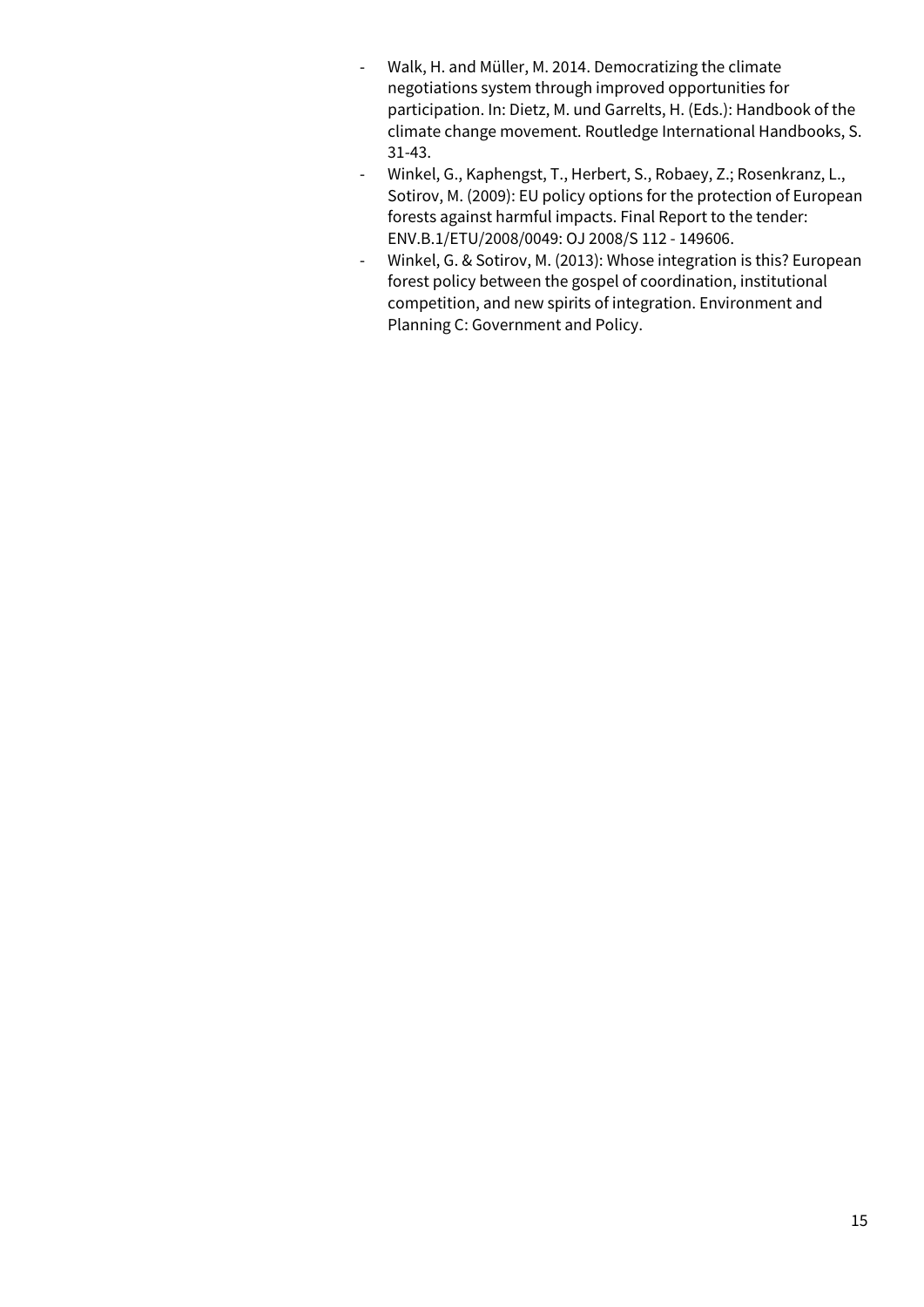- Walk, H. and Müller, M. 2014. Democratizing the climate negotiations system through improved opportunities for participation. In: Dietz, M. und Garrelts, H. (Eds.): Handbook of the climate change movement. Routledge International Handbooks, S. 31-43.
- Winkel, G., Kaphengst, T., Herbert, S., Robaey, Z.; Rosenkranz, L., Sotirov, M. (2009): EU policy options for the protection of European forests against harmful impacts. Final Report to the tender: ENV.B.1/ETU/2008/0049: OJ 2008/S 112 - 149606.
- Winkel, G. & Sotirov, M. (2013): Whose integration is this? European forest policy between the gospel of coordination, institutional competition, and new spirits of integration. Environment and Planning C: Government and Policy.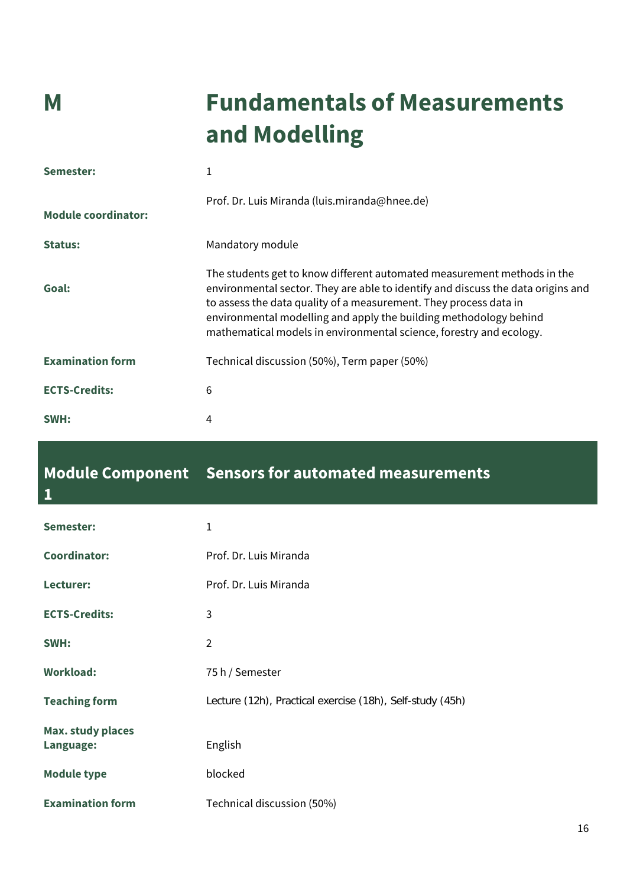# M Fundamentals of Measurements and Modelling

| | |
|---|---|
| **Semester:** | 1 |
| **Module coordinator:** | Prof. Dr. Luis Miranda (luis.miranda@hnee.de) |
| **Status:** | Mandatory module |
| **Goal:** | The students get to know different automated measurement methods in the environmental sector. They are able to identify and discuss the data origins and to assess the data quality of a measurement. They process data in environmental modelling and apply the building methodology behind mathematical models in environmental science, forestry and ecology. |
| **Examination form** | Technical discussion (50%), Term paper (50%) |
| **ECTS-Credits:** | 6 |
| **SWH:** | 4 |

## Module Component 1 Sensors for automated measurements

| | |
|---|---|
| **Semester:** | 1 |
| **Coordinator:** | Prof. Dr. Luis Miranda |
| **Lecturer:** | Prof. Dr. Luis Miranda |
| **ECTS-Credits:** | 3 |
| **SWH:** | 2 |
| **Workload:** | 75 h / Semester |
| **Teaching form** | Lecture (12h), Practical exercise (18h), Self-study (45h) |
| **Max. study places** | |
| **Language:** | English |
| **Module type** | blocked |
| **Examination form** | Technical discussion (50%) |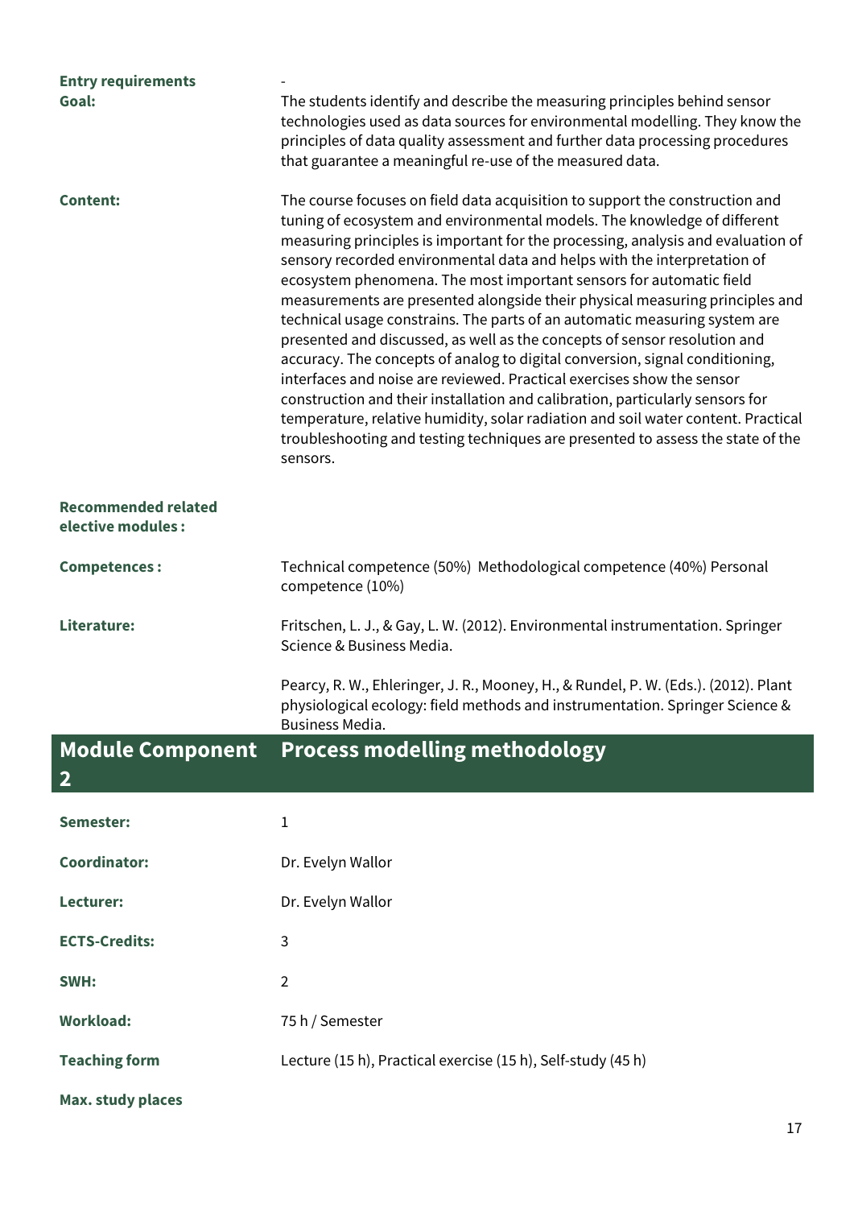**Entry requirements** -

**Goal:** The students identify and describe the measuring principles behind sensor technologies used as data sources for environmental modelling. They know the principles of data quality assessment and further data processing procedures that guarantee a meaningful re-use of the measured data.

**Content:** The course focuses on field data acquisition to support the construction and tuning of ecosystem and environmental models. The knowledge of different measuring principles is important for the processing, analysis and evaluation of sensory recorded environmental data and helps with the interpretation of ecosystem phenomena. The most important sensors for automatic field measurements are presented alongside their physical measuring principles and technical usage constrains. The parts of an automatic measuring system are presented and discussed, as well as the concepts of sensor resolution and accuracy. The concepts of analog to digital conversion, signal conditioning, interfaces and noise are reviewed. Practical exercises show the sensor construction and their installation and calibration, particularly sensors for temperature, relative humidity, solar radiation and soil water content. Practical troubleshooting and testing techniques are presented to assess the state of the sensors.

**Recommended related elective modules :**

**Competences :** Technical competence (50%) Methodological competence (40%) Personal competence (10%)

**Literature:** Fritschen, L. J., & Gay, L. W. (2012). Environmental instrumentation. Springer Science & Business Media.

Pearcy, R. W., Ehleringer, J. R., Mooney, H., & Rundel, P. W. (Eds.). (2012). Plant physiological ecology: field methods and instrumentation. Springer Science & Business Media.

## Module Component 2 Process modelling methodology

**Semester:** 1

**Coordinator:** Dr. Evelyn Wallor

**Lecturer:** Dr. Evelyn Wallor

**ECTS-Credits:** 3

**SWH:** 2

**Workload:** 75 h / Semester

**Teaching form** Lecture (15 h), Practical exercise (15 h), Self-study (45 h)

**Max. study places**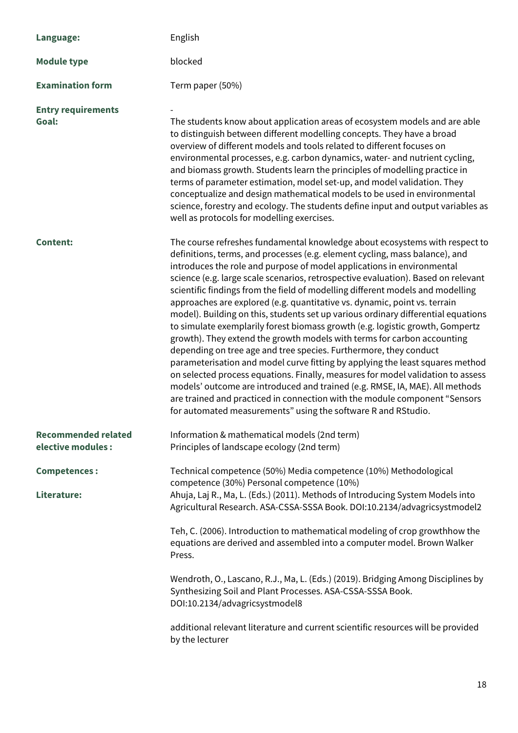**Language:** English

**Module type** blocked

**Examination form** Term paper (50%)

**Entry requirements** -

**Goal:** The students know about application areas of ecosystem models and are able to distinguish between different modelling concepts. They have a broad overview of different models and tools related to different focuses on environmental processes, e.g. carbon dynamics, water- and nutrient cycling, and biomass growth. Students learn the principles of modelling practice in terms of parameter estimation, model set-up, and model validation. They conceptualize and design mathematical models to be used in environmental science, forestry and ecology. The students define input and output variables as well as protocols for modelling exercises.

**Content:** The course refreshes fundamental knowledge about ecosystems with respect to definitions, terms, and processes (e.g. element cycling, mass balance), and introduces the role and purpose of model applications in environmental science (e.g. large scale scenarios, retrospective evaluation). Based on relevant scientific findings from the field of modelling different models and modelling approaches are explored (e.g. quantitative vs. dynamic, point vs. terrain model). Building on this, students set up various ordinary differential equations to simulate exemplarily forest biomass growth (e.g. logistic growth, Gompertz growth). They extend the growth models with terms for carbon accounting depending on tree age and tree species. Furthermore, they conduct parameterisation and model curve fitting by applying the least squares method on selected process equations. Finally, measures for model validation to assess models' outcome are introduced and trained (e.g. RMSE, IA, MAE). All methods are trained and practiced in connection with the module component "Sensors for automated measurements" using the software R and RStudio.

**Recommended related elective modules :**
Information & mathematical models (2nd term)
Principles of landscape ecology (2nd term)

**Competences :** Technical competence (50%) Media competence (10%) Methodological competence (30%) Personal competence (10%)

**Literature:**

Ahuja, Laj R., Ma, L. (Eds.) (2011). Methods of Introducing System Models into Agricultural Research. ASA-CSSA-SSSA Book. DOI:10.2134/advagricsystmodel2

Teh, C. (2006). Introduction to mathematical modeling of crop growthhow the equations are derived and assembled into a computer model. Brown Walker Press.

Wendroth, O., Lascano, R.J., Ma, L. (Eds.) (2019). Bridging Among Disciplines by Synthesizing Soil and Plant Processes. ASA-CSSA-SSSA Book. DOI:10.2134/advagricsystmodel8

additional relevant literature and current scientific resources will be provided by the lecturer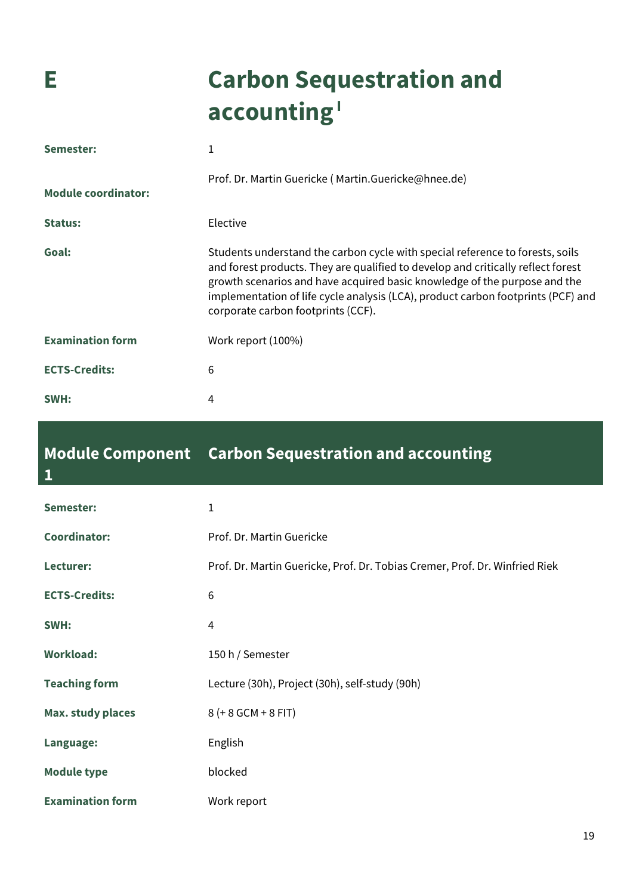# E Carbon Sequestration and accounting [I]

| | |
|---|---|
| **Semester:** | 1 |
| **Module coordinator:** | Prof. Dr. Martin Guericke ( Martin.Guericke@hnee.de) |
| **Status:** | Elective |
| **Goal:** | Students understand the carbon cycle with special reference to forests, soils and forest products. They are qualified to develop and critically reflect forest growth scenarios and have acquired basic knowledge of the purpose and the implementation of life cycle analysis (LCA), product carbon footprints (PCF) and corporate carbon footprints (CCF). |
| **Examination form** | Work report (100%) |
| **ECTS-Credits:** | 6 |
| **SWH:** | 4 |

## Module Component 1 Carbon Sequestration and accounting

| | |
|---|---|
| **Semester:** | 1 |
| **Coordinator:** | Prof. Dr. Martin Guericke |
| **Lecturer:** | Prof. Dr. Martin Guericke, Prof. Dr. Tobias Cremer, Prof. Dr. Winfried Riek |
| **ECTS-Credits:** | 6 |
| **SWH:** | 4 |
| **Workload:** | 150 h / Semester |
| **Teaching form** | Lecture (30h), Project (30h), self-study (90h) |
| **Max. study places** | 8 (+ 8 GCM + 8 FIT) |
| **Language:** | English |
| **Module type** | blocked |
| **Examination form** | Work report |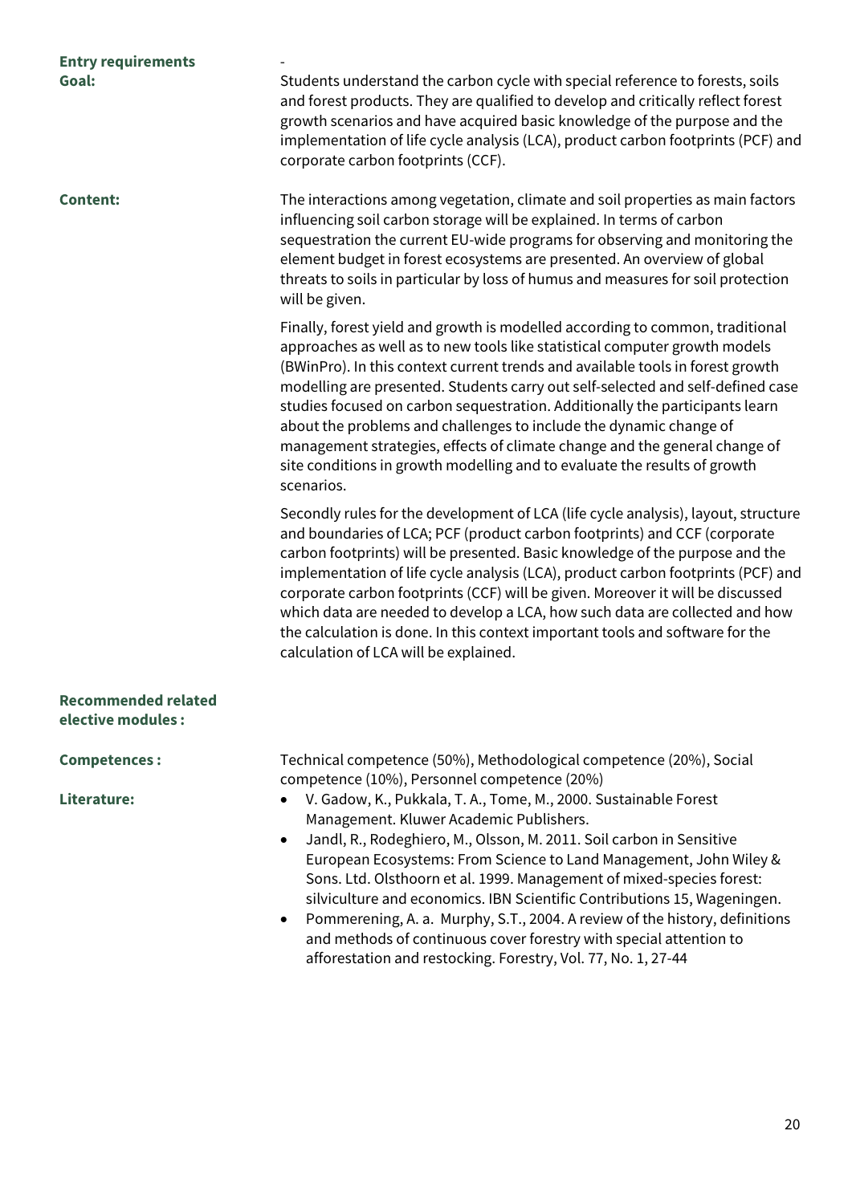**Entry requirements** -

**Goal:** Students understand the carbon cycle with special reference to forests, soils and forest products. They are qualified to develop and critically reflect forest growth scenarios and have acquired basic knowledge of the purpose and the implementation of life cycle analysis (LCA), product carbon footprints (PCF) and corporate carbon footprints (CCF).

**Content:** The interactions among vegetation, climate and soil properties as main factors influencing soil carbon storage will be explained. In terms of carbon sequestration the current EU-wide programs for observing and monitoring the element budget in forest ecosystems are presented. An overview of global threats to soils in particular by loss of humus and measures for soil protection will be given.

Finally, forest yield and growth is modelled according to common, traditional approaches as well as to new tools like statistical computer growth models (BWinPro). In this context current trends and available tools in forest growth modelling are presented. Students carry out self-selected and self-defined case studies focused on carbon sequestration. Additionally the participants learn about the problems and challenges to include the dynamic change of management strategies, effects of climate change and the general change of site conditions in growth modelling and to evaluate the results of growth scenarios.

Secondly rules for the development of LCA (life cycle analysis), layout, structure and boundaries of LCA; PCF (product carbon footprints) and CCF (corporate carbon footprints) will be presented. Basic knowledge of the purpose and the implementation of life cycle analysis (LCA), product carbon footprints (PCF) and corporate carbon footprints (CCF) will be given. Moreover it will be discussed which data are needed to develop a LCA, how such data are collected and how the calculation is done. In this context important tools and software for the calculation of LCA will be explained.

**Recommended related elective modules :**

**Competences :** Technical competence (50%), Methodological competence (20%), Social competence (10%), Personnel competence (20%)

**Literature:**

- V. Gadow, K., Pukkala, T. A., Tome, M., 2000. Sustainable Forest Management. Kluwer Academic Publishers.
- Jandl, R., Rodeghiero, M., Olsson, M. 2011. Soil carbon in Sensitive European Ecosystems: From Science to Land Management, John Wiley & Sons. Ltd. Olsthoorn et al. 1999. Management of mixed-species forest: silviculture and economics. IBN Scientific Contributions 15, Wageningen.
- Pommerening, A. a. Murphy, S.T., 2004. A review of the history, definitions and methods of continuous cover forestry with special attention to afforestation and restocking. Forestry, Vol. 77, No. 1, 27-44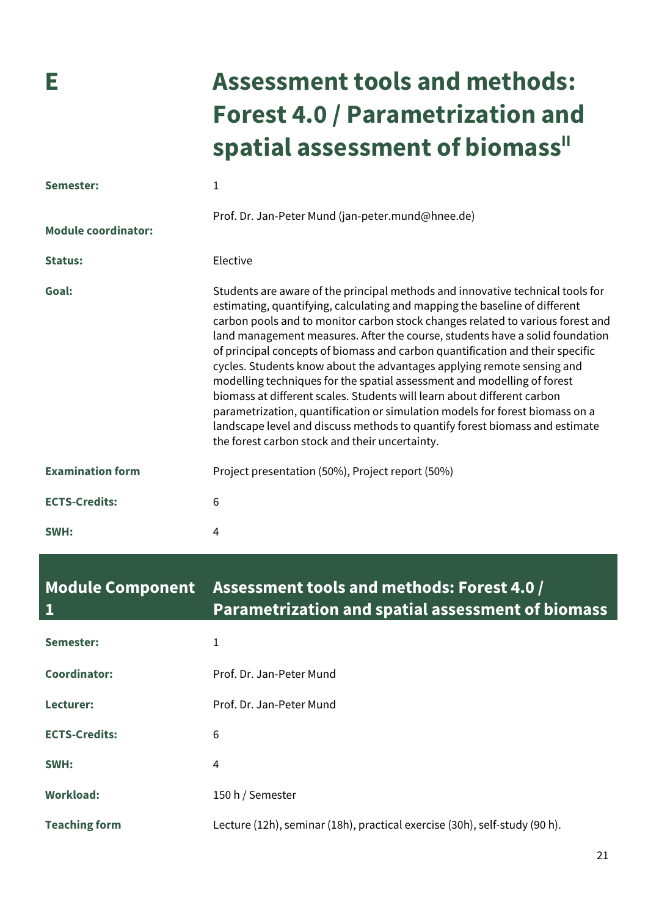# E Assessment tools and methods: Forest 4.0 / Parametrization and spatial assessment of biomass[II]

| | |
|---|---|
| **Semester:** | 1 |
| **Module coordinator:** | Prof. Dr. Jan-Peter Mund (jan-peter.mund@hnee.de) |
| **Status:** | Elective |
| **Goal:** | Students are aware of the principal methods and innovative technical tools for estimating, quantifying, calculating and mapping the baseline of different carbon pools and to monitor carbon stock changes related to various forest and land management measures. After the course, students have a solid foundation of principal concepts of biomass and carbon quantification and their specific cycles. Students know about the advantages applying remote sensing and modelling techniques for the spatial assessment and modelling of forest biomass at different scales. Students will learn about different carbon parametrization, quantification or simulation models for forest biomass on a landscape level and discuss methods to quantify forest biomass and estimate the forest carbon stock and their uncertainty. |
| **Examination form** | Project presentation (50%), Project report (50%) |
| **ECTS-Credits:** | 6 |
| **SWH:** | 4 |

## Module Component 1 — Assessment tools and methods: Forest 4.0 / Parametrization and spatial assessment of biomass

| | |
|---|---|
| **Semester:** | 1 |
| **Coordinator:** | Prof. Dr. Jan-Peter Mund |
| **Lecturer:** | Prof. Dr. Jan-Peter Mund |
| **ECTS-Credits:** | 6 |
| **SWH:** | 4 |
| **Workload:** | 150 h / Semester |
| **Teaching form** | Lecture (12h), seminar (18h), practical exercise (30h), self-study (90 h). |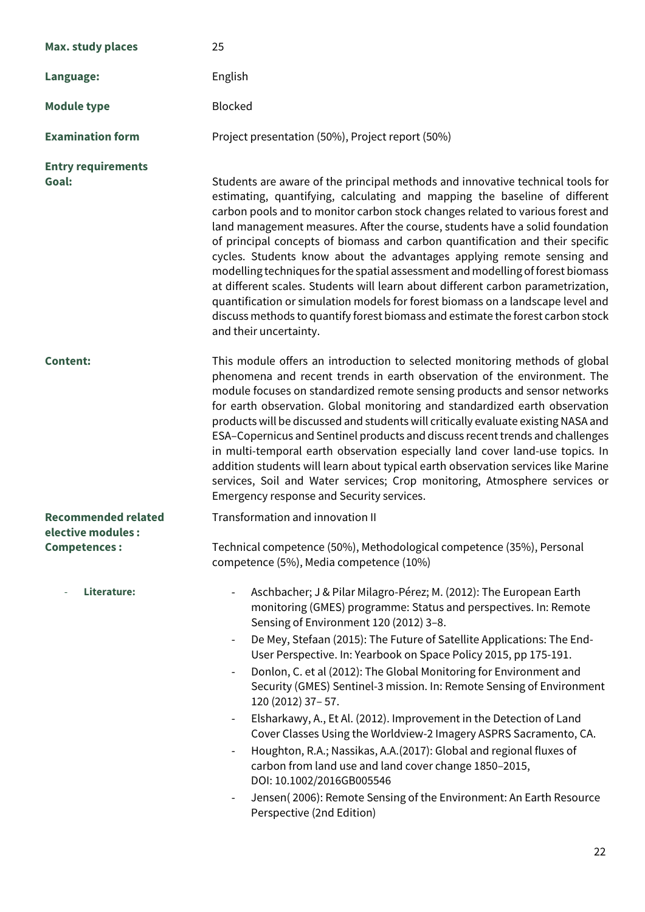| | |
|---|---|
| **Max. study places** | 25 |
| **Language:** | English |
| **Module type** | Blocked |
| **Examination form** | Project presentation (50%), Project report (50%) |
| **Entry requirements** | |
| **Goal:** | Students are aware of the principal methods and innovative technical tools for estimating, quantifying, calculating and mapping the baseline of different carbon pools and to monitor carbon stock changes related to various forest and land management measures. After the course, students have a solid foundation of principal concepts of biomass and carbon quantification and their specific cycles. Students know about the advantages applying remote sensing and modelling techniques for the spatial assessment and modelling of forest biomass at different scales. Students will learn about different carbon parametrization, quantification or simulation models for forest biomass on a landscape level and discuss methods to quantify forest biomass and estimate the forest carbon stock and their uncertainty. |
| **Content:** | This module offers an introduction to selected monitoring methods of global phenomena and recent trends in earth observation of the environment. The module focuses on standardized remote sensing products and sensor networks for earth observation. Global monitoring and standardized earth observation products will be discussed and students will critically evaluate existing NASA and ESA–Copernicus and Sentinel products and discuss recent trends and challenges in multi-temporal earth observation especially land cover land-use topics. In addition students will learn about typical earth observation services like Marine services, Soil and Water services; Crop monitoring, Atmosphere services or Emergency response and Security services. |
| **Recommended related elective modules :** | Transformation and innovation II |
| **Competences :** | Technical competence (50%), Methodological competence (35%), Personal competence (5%), Media competence (10%) |

- **Literature:**
  - Aschbacher; J & Pilar Milagro-Pérez; M. (2012): The European Earth monitoring (GMES) programme: Status and perspectives. In: Remote Sensing of Environment 120 (2012) 3–8.
  - De Mey, Stefaan (2015): The Future of Satellite Applications: The End-User Perspective. In: Yearbook on Space Policy 2015, pp 175-191.
  - Donlon, C. et al (2012): The Global Monitoring for Environment and Security (GMES) Sentinel-3 mission. In: Remote Sensing of Environment 120 (2012) 37– 57.
  - Elsharkawy, A., Et Al. (2012). Improvement in the Detection of Land Cover Classes Using the Worldview-2 Imagery ASPRS Sacramento, CA.
  - Houghton, R.A.; Nassikas, A.A.(2017): Global and regional fluxes of carbon from land use and land cover change 1850–2015, DOI: 10.1002/2016GB005546
  - Jensen( 2006): Remote Sensing of the Environment: An Earth Resource Perspective (2nd Edition)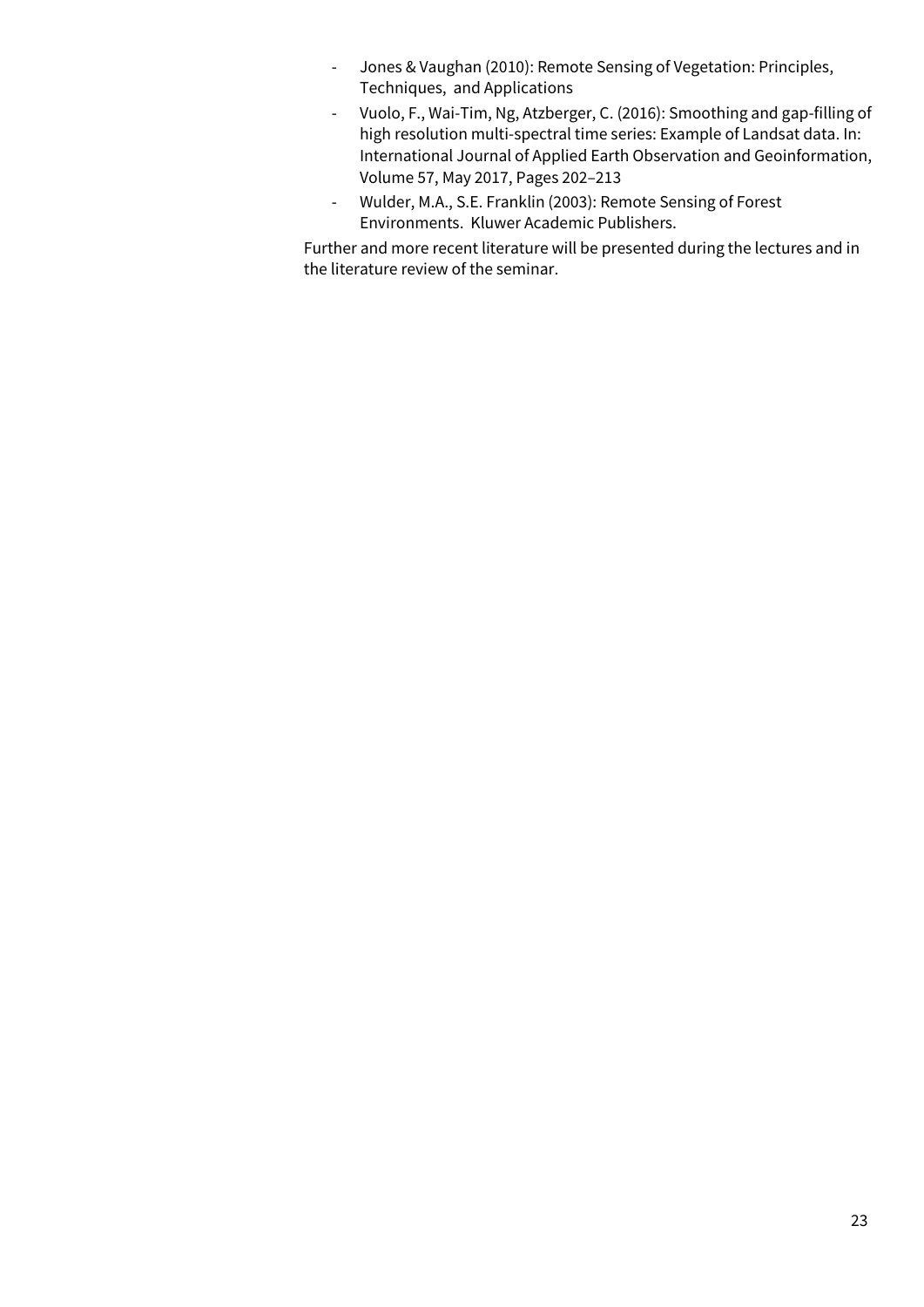- Jones & Vaughan (2010): Remote Sensing of Vegetation: Principles, Techniques, and Applications
- Vuolo, F., Wai-Tim, Ng, Atzberger, C. (2016): Smoothing and gap-filling of high resolution multi-spectral time series: Example of Landsat data. In: International Journal of Applied Earth Observation and Geoinformation, Volume 57, May 2017, Pages 202–213
- Wulder, M.A., S.E. Franklin (2003): Remote Sensing of Forest Environments. Kluwer Academic Publishers.

Further and more recent literature will be presented during the lectures and in the literature review of the seminar.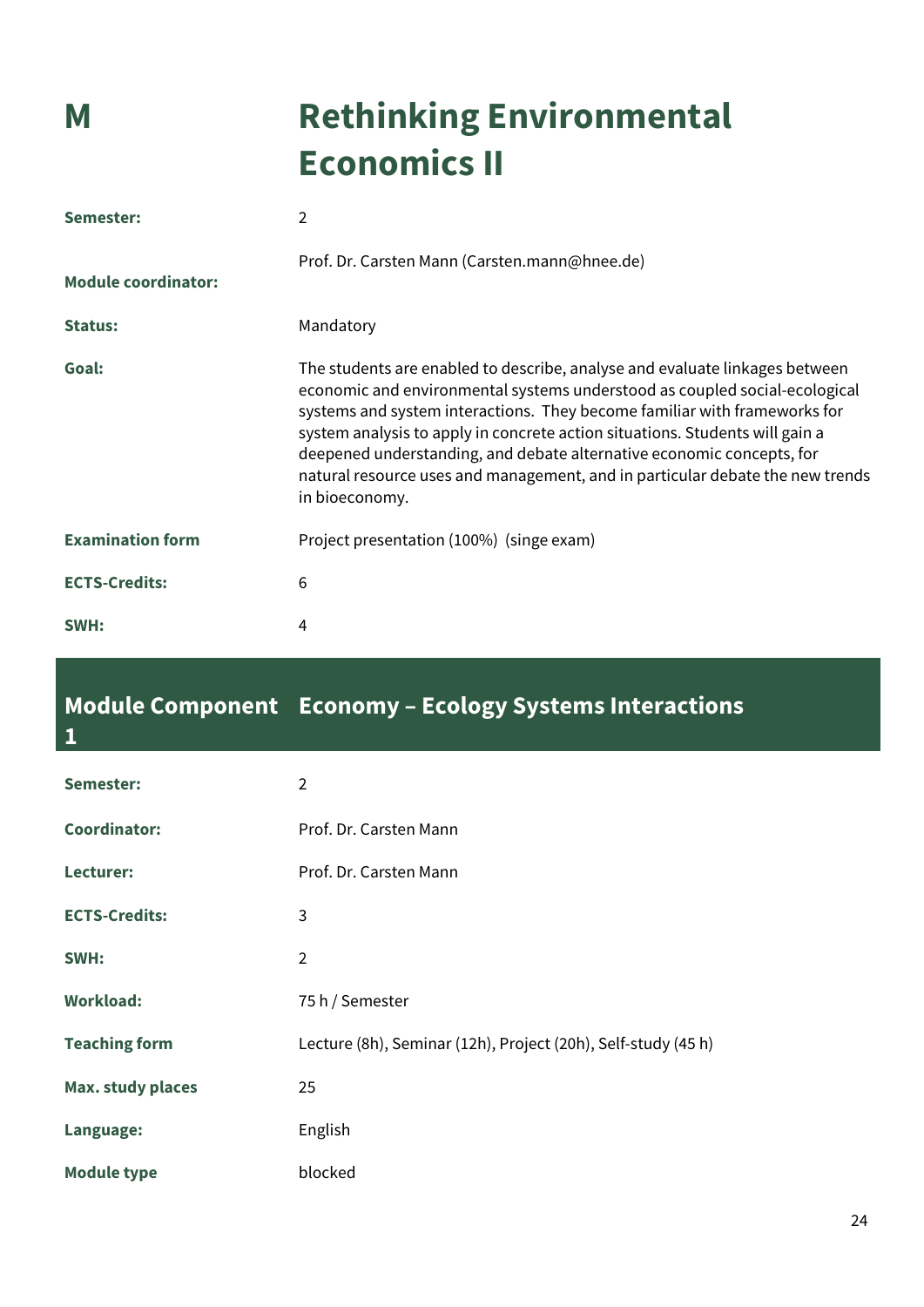# M Rethinking Environmental Economics II

| | |
|---|---|
| **Semester:** | 2 |
| **Module coordinator:** | Prof. Dr. Carsten Mann (Carsten.mann@hnee.de) |
| **Status:** | Mandatory |
| **Goal:** | The students are enabled to describe, analyse and evaluate linkages between economic and environmental systems understood as coupled social-ecological systems and system interactions. They become familiar with frameworks for system analysis to apply in concrete action situations. Students will gain a deepened understanding, and debate alternative economic concepts, for natural resource uses and management, and in particular debate the new trends in bioeconomy. |
| **Examination form** | Project presentation (100%) (singe exam) |
| **ECTS-Credits:** | 6 |
| **SWH:** | 4 |

## Module Component 1 Economy – Ecology Systems Interactions

| | |
|---|---|
| **Semester:** | 2 |
| **Coordinator:** | Prof. Dr. Carsten Mann |
| **Lecturer:** | Prof. Dr. Carsten Mann |
| **ECTS-Credits:** | 3 |
| **SWH:** | 2 |
| **Workload:** | 75 h / Semester |
| **Teaching form** | Lecture (8h), Seminar (12h), Project (20h), Self-study (45 h) |
| **Max. study places** | 25 |
| **Language:** | English |
| **Module type** | blocked |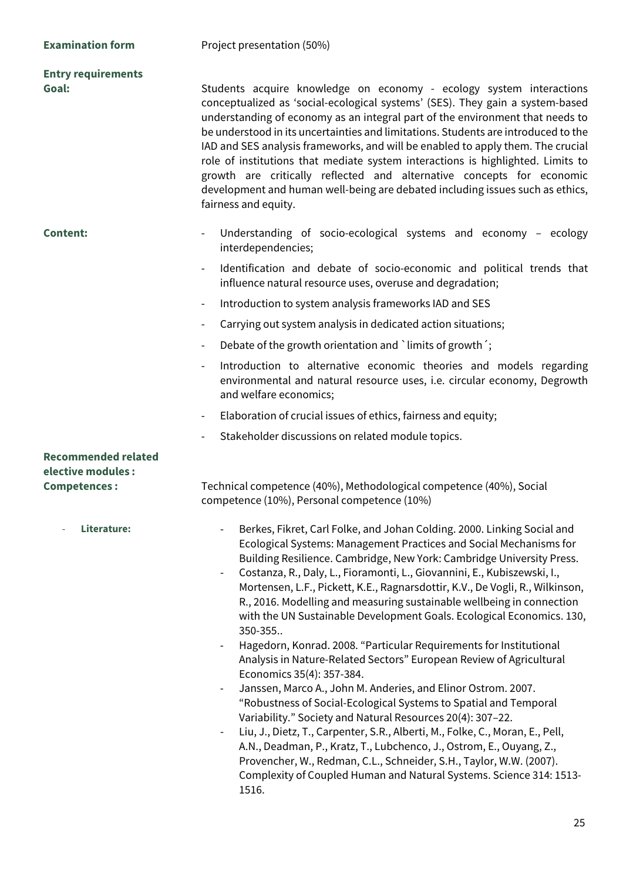**Examination form** Project presentation (50%)

**Entry requirements**

**Goal:** Students acquire knowledge on economy - ecology system interactions conceptualized as 'social-ecological systems' (SES). They gain a system-based understanding of economy as an integral part of the environment that needs to be understood in its uncertainties and limitations. Students are introduced to the IAD and SES analysis frameworks, and will be enabled to apply them. The crucial role of institutions that mediate system interactions is highlighted. Limits to growth are critically reflected and alternative concepts for economic development and human well-being are debated including issues such as ethics, fairness and equity.

**Content:**

- Understanding of socio-ecological systems and economy – ecology interdependencies;
- Identification and debate of socio-economic and political trends that influence natural resource uses, overuse and degradation;
- Introduction to system analysis frameworks IAD and SES
- Carrying out system analysis in dedicated action situations;
- Debate of the growth orientation and `limits of growth´;
- Introduction to alternative economic theories and models regarding environmental and natural resource uses, i.e. circular economy, Degrowth and welfare economics;
- Elaboration of crucial issues of ethics, fairness and equity;
- Stakeholder discussions on related module topics.

**Recommended related elective modules :**

**Competences :** Technical competence (40%), Methodological competence (40%), Social competence (10%), Personal competence (10%)

- **Literature:**
  - Berkes, Fikret, Carl Folke, and Johan Colding. 2000. Linking Social and Ecological Systems: Management Practices and Social Mechanisms for Building Resilience. Cambridge, New York: Cambridge University Press.
  - Costanza, R., Daly, L., Fioramonti, L., Giovannini, E., Kubiszewski, I., Mortensen, L.F., Pickett, K.E., Ragnarsdottir, K.V., De Vogli, R., Wilkinson, R., 2016. Modelling and measuring sustainable wellbeing in connection with the UN Sustainable Development Goals. Ecological Economics. 130, 350-355..
  - Hagedorn, Konrad. 2008. "Particular Requirements for Institutional Analysis in Nature-Related Sectors" European Review of Agricultural Economics 35(4): 357-384.
  - Janssen, Marco A., John M. Anderies, and Elinor Ostrom. 2007. "Robustness of Social-Ecological Systems to Spatial and Temporal Variability." Society and Natural Resources 20(4): 307–22.
  - Liu, J., Dietz, T., Carpenter, S.R., Alberti, M., Folke, C., Moran, E., Pell, A.N., Deadman, P., Kratz, T., Lubchenco, J., Ostrom, E., Ouyang, Z., Provencher, W., Redman, C.L., Schneider, S.H., Taylor, W.W. (2007). Complexity of Coupled Human and Natural Systems. Science 314: 1513-1516.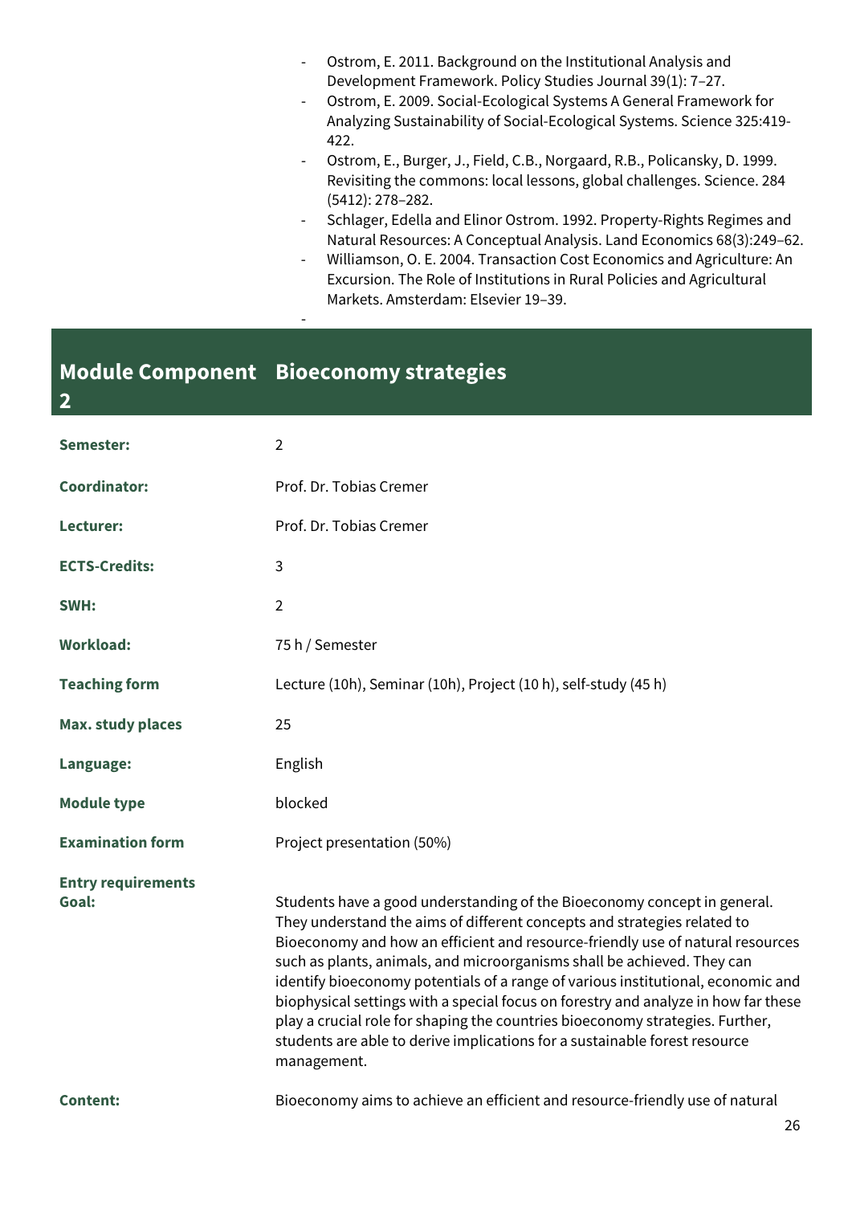- Ostrom, E. 2011. Background on the Institutional Analysis and Development Framework. Policy Studies Journal 39(1): 7–27.
- Ostrom, E. 2009. Social-Ecological Systems A General Framework for Analyzing Sustainability of Social-Ecological Systems. Science 325:419-422.
- Ostrom, E., Burger, J., Field, C.B., Norgaard, R.B., Policansky, D. 1999. Revisiting the commons: local lessons, global challenges. Science. 284 (5412): 278–282.
- Schlager, Edella and Elinor Ostrom. 1992. Property-Rights Regimes and Natural Resources: A Conceptual Analysis. Land Economics 68(3):249–62.
- Williamson, O. E. 2004. Transaction Cost Economics and Agriculture: An Excursion. The Role of Institutions in Rural Policies and Agricultural Markets. Amsterdam: Elsevier 19–39.
-

## Module Component 2 — Bioeconomy strategies

| | |
|---|---|
| **Semester:** | 2 |
| **Coordinator:** | Prof. Dr. Tobias Cremer |
| **Lecturer:** | Prof. Dr. Tobias Cremer |
| **ECTS-Credits:** | 3 |
| **SWH:** | 2 |
| **Workload:** | 75 h / Semester |
| **Teaching form** | Lecture (10h), Seminar (10h), Project (10 h), self-study (45 h) |
| **Max. study places** | 25 |
| **Language:** | English |
| **Module type** | blocked |
| **Examination form** | Project presentation (50%) |
| **Entry requirements** | |
| **Goal:** | Students have a good understanding of the Bioeconomy concept in general. They understand the aims of different concepts and strategies related to Bioeconomy and how an efficient and resource-friendly use of natural resources such as plants, animals, and microorganisms shall be achieved. They can identify bioeconomy potentials of a range of various institutional, economic and biophysical settings with a special focus on forestry and analyze in how far these play a crucial role for shaping the countries bioeconomy strategies. Further, students are able to derive implications for a sustainable forest resource management. |
| **Content:** | Bioeconomy aims to achieve an efficient and resource-friendly use of natural |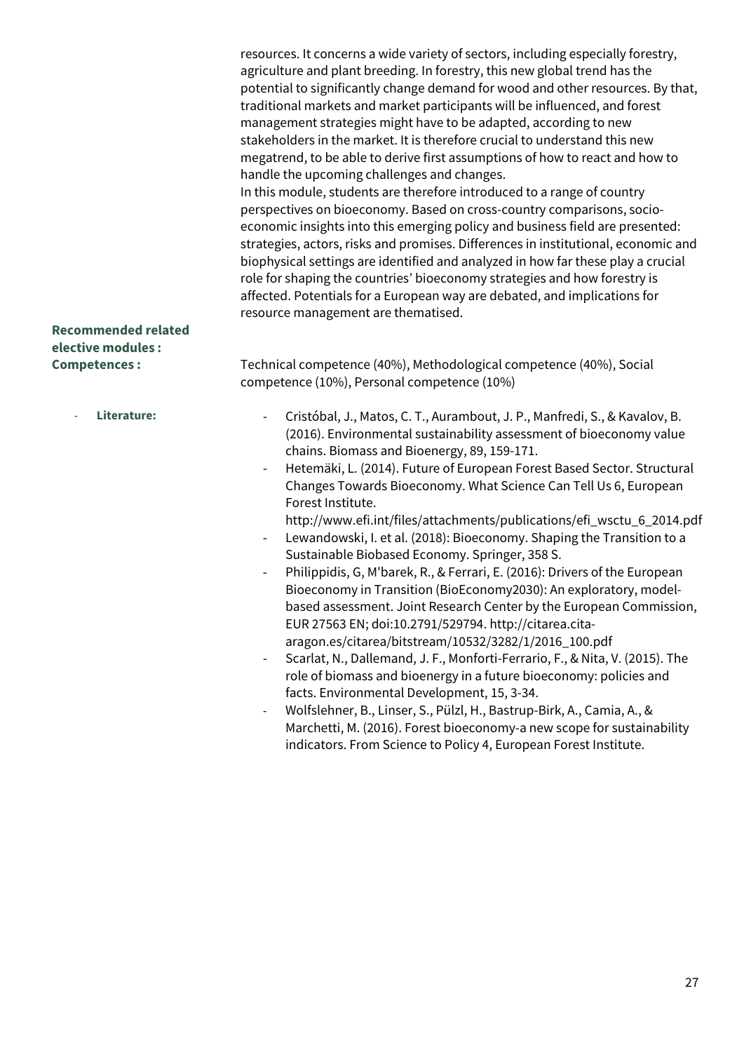resources. It concerns a wide variety of sectors, including especially forestry, agriculture and plant breeding. In forestry, this new global trend has the potential to significantly change demand for wood and other resources. By that, traditional markets and market participants will be influenced, and forest management strategies might have to be adapted, according to new stakeholders in the market. It is therefore crucial to understand this new megatrend, to be able to derive first assumptions of how to react and how to handle the upcoming challenges and changes.
In this module, students are therefore introduced to a range of country perspectives on bioeconomy. Based on cross-country comparisons, socio-economic insights into this emerging policy and business field are presented: strategies, actors, risks and promises. Differences in institutional, economic and biophysical settings are identified and analyzed in how far these play a crucial role for shaping the countries' bioeconomy strategies and how forestry is affected. Potentials for a European way are debated, and implications for resource management are thematised.

**Recommended related elective modules :**

**Competences :** Technical competence (40%), Methodological competence (40%), Social competence (10%), Personal competence (10%)

- **Literature:**
  - Cristóbal, J., Matos, C. T., Aurambout, J. P., Manfredi, S., & Kavalov, B. (2016). Environmental sustainability assessment of bioeconomy value chains. Biomass and Bioenergy, 89, 159-171.
  - Hetemäki, L. (2014). Future of European Forest Based Sector. Structural Changes Towards Bioeconomy. What Science Can Tell Us 6, European Forest Institute. http://www.efi.int/files/attachments/publications/efi_wsctu_6_2014.pdf
  - Lewandowski, I. et al. (2018): Bioeconomy. Shaping the Transition to a Sustainable Biobased Economy. Springer, 358 S.
  - Philippidis, G, M'barek, R., & Ferrari, E. (2016): Drivers of the European Bioeconomy in Transition (BioEconomy2030): An exploratory, model-based assessment. Joint Research Center by the European Commission, EUR 27563 EN; doi:10.2791/529794. http://citarea.cita-aragon.es/citarea/bitstream/10532/3282/1/2016_100.pdf
  - Scarlat, N., Dallemand, J. F., Monforti-Ferrario, F., & Nita, V. (2015). The role of biomass and bioenergy in a future bioeconomy: policies and facts. Environmental Development, 15, 3-34.
  - Wolfslehner, B., Linser, S., Pülzl, H., Bastrup-Birk, A., Camia, A., & Marchetti, M. (2016). Forest bioeconomy-a new scope for sustainability indicators. From Science to Policy 4, European Forest Institute.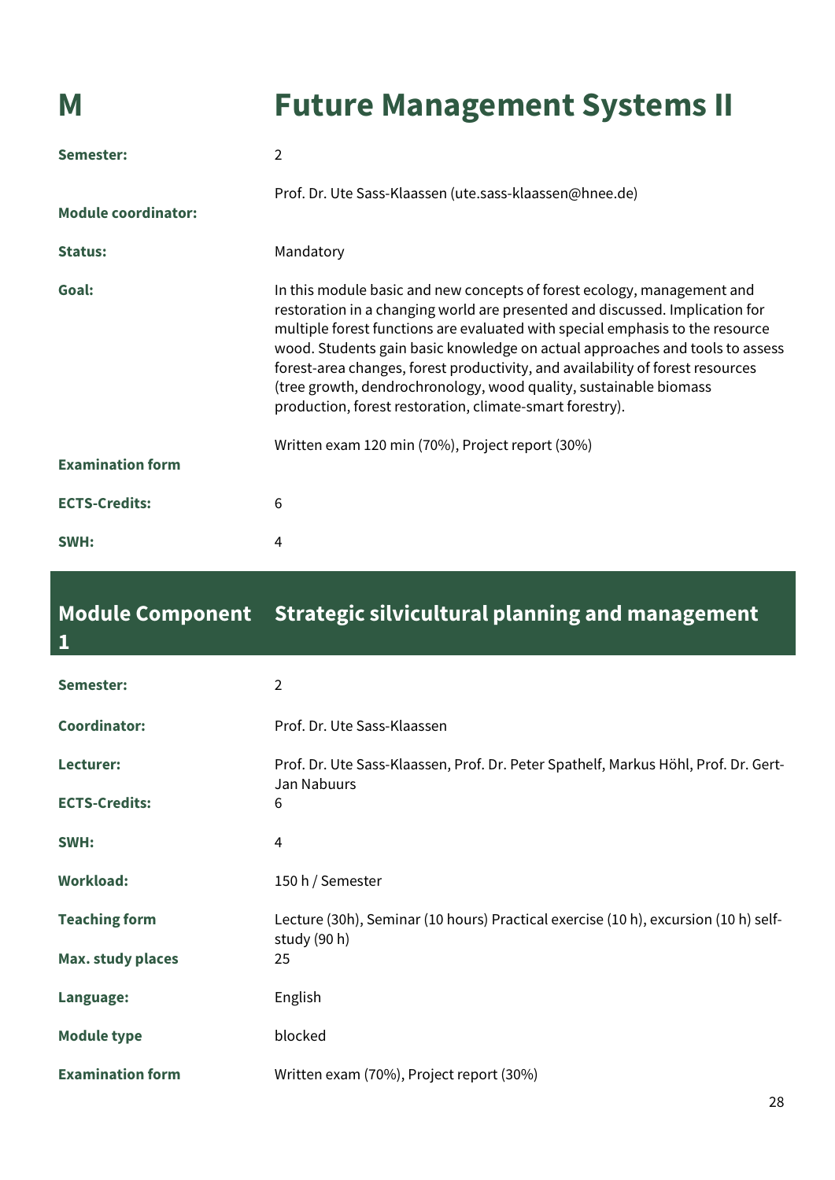# M Future Management Systems II

| | |
|---|---|
| **Semester:** | 2 |
| **Module coordinator:** | Prof. Dr. Ute Sass-Klaassen (ute.sass-klaassen@hnee.de) |
| **Status:** | Mandatory |
| **Goal:** | In this module basic and new concepts of forest ecology, management and restoration in a changing world are presented and discussed. Implication for multiple forest functions are evaluated with special emphasis to the resource wood. Students gain basic knowledge on actual approaches and tools to assess forest-area changes, forest productivity, and availability of forest resources (tree growth, dendrochronology, wood quality, sustainable biomass production, forest restoration, climate-smart forestry). |
| **Examination form** | Written exam 120 min (70%), Project report (30%) |
| **ECTS-Credits:** | 6 |
| **SWH:** | 4 |

## Module Component 1 Strategic silvicultural planning and management

| | |
|---|---|
| **Semester:** | 2 |
| **Coordinator:** | Prof. Dr. Ute Sass-Klaassen |
| **Lecturer:** | Prof. Dr. Ute Sass-Klaassen, Prof. Dr. Peter Spathelf, Markus Höhl, Prof. Dr. Gert-Jan Nabuurs |
| **ECTS-Credits:** | 6 |
| **SWH:** | 4 |
| **Workload:** | 150 h / Semester |
| **Teaching form** | Lecture (30h), Seminar (10 hours) Practical exercise (10 h), excursion (10 h) self-study (90 h) |
| **Max. study places** | 25 |
| **Language:** | English |
| **Module type** | blocked |
| **Examination form** | Written exam (70%), Project report (30%) |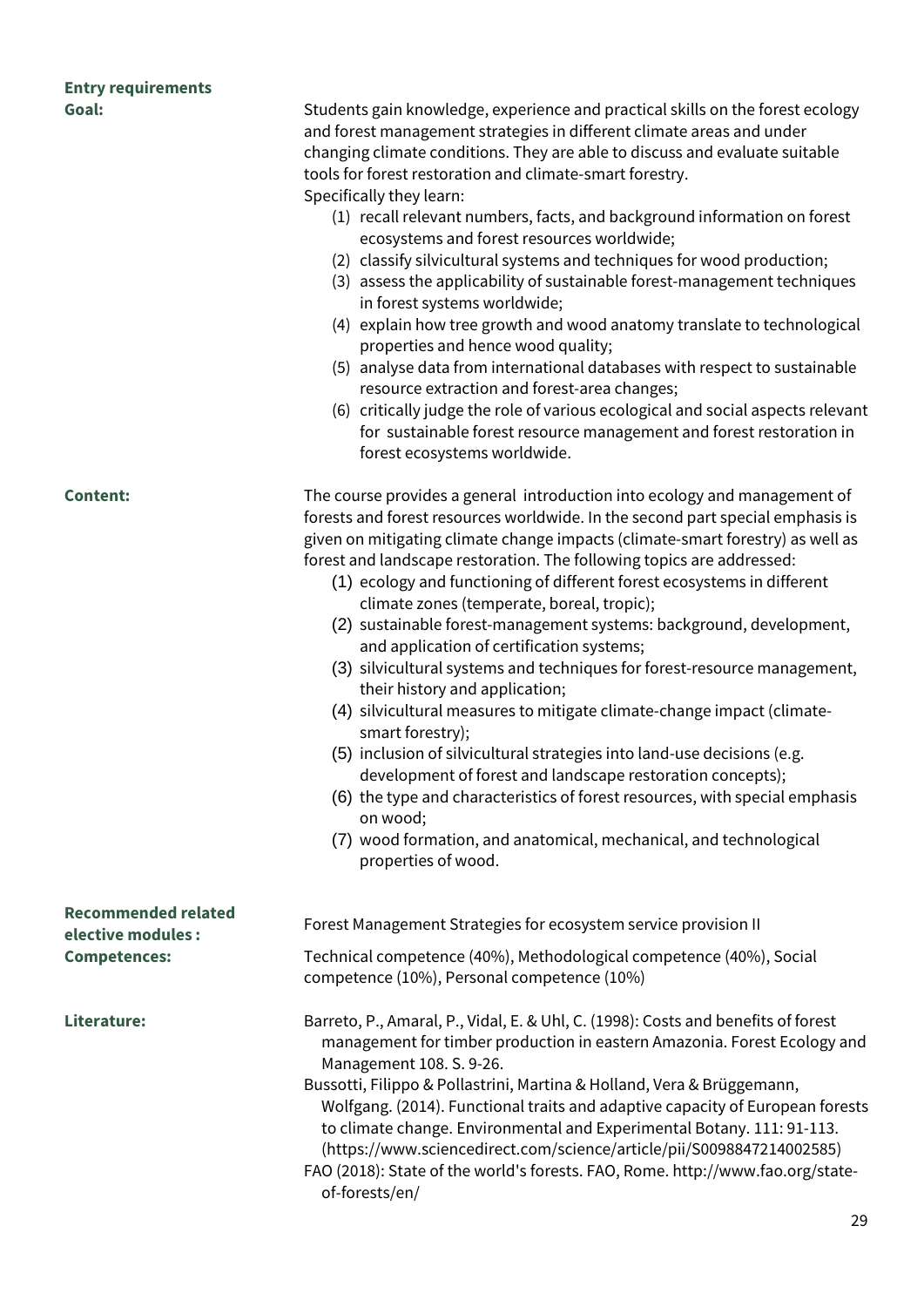**Entry requirements**

**Goal:**

Students gain knowledge, experience and practical skills on the forest ecology and forest management strategies in different climate areas and under changing climate conditions. They are able to discuss and evaluate suitable tools for forest restoration and climate-smart forestry.

Specifically they learn:

1. recall relevant numbers, facts, and background information on forest ecosystems and forest resources worldwide;
2. classify silvicultural systems and techniques for wood production;
3. assess the applicability of sustainable forest-management techniques in forest systems worldwide;
4. explain how tree growth and wood anatomy translate to technological properties and hence wood quality;
5. analyse data from international databases with respect to sustainable resource extraction and forest-area changes;
6. critically judge the role of various ecological and social aspects relevant for sustainable forest resource management and forest restoration in forest ecosystems worldwide.

**Content:**

The course provides a general introduction into ecology and management of forests and forest resources worldwide. In the second part special emphasis is given on mitigating climate change impacts (climate-smart forestry) as well as forest and landscape restoration. The following topics are addressed:

1. ecology and functioning of different forest ecosystems in different climate zones (temperate, boreal, tropic);
2. sustainable forest-management systems: background, development, and application of certification systems;
3. silvicultural systems and techniques for forest-resource management, their history and application;
4. silvicultural measures to mitigate climate-change impact (climate-smart forestry);
5. inclusion of silvicultural strategies into land-use decisions (e.g. development of forest and landscape restoration concepts);
6. the type and characteristics of forest resources, with special emphasis on wood;
7. wood formation, and anatomical, mechanical, and technological properties of wood.

**Recommended related elective modules :**

Forest Management Strategies for ecosystem service provision II

**Competences:**

Technical competence (40%), Methodological competence (40%), Social competence (10%), Personal competence (10%)

**Literature:**

Barreto, P., Amaral, P., Vidal, E. & Uhl, C. (1998): Costs and benefits of forest management for timber production in eastern Amazonia. Forest Ecology and Management 108. S. 9-26.

Bussotti, Filippo & Pollastrini, Martina & Holland, Vera & Brüggemann, Wolfgang. (2014). Functional traits and adaptive capacity of European forests to climate change. Environmental and Experimental Botany. 111: 91-113. (https://www.sciencedirect.com/science/article/pii/S0098847214002585)

FAO (2018): State of the world's forests. FAO, Rome. http://www.fao.org/state-of-forests/en/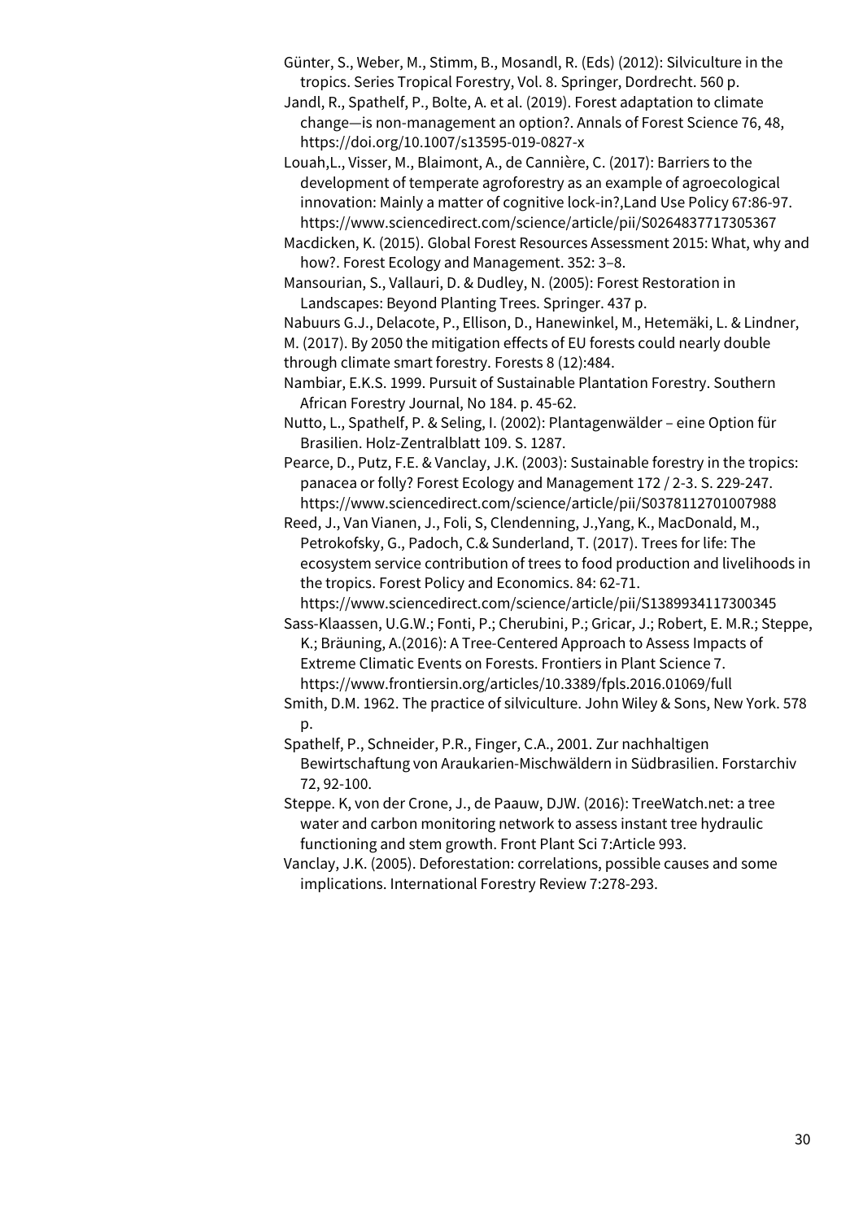Günter, S., Weber, M., Stimm, B., Mosandl, R. (Eds) (2012): Silviculture in the tropics. Series Tropical Forestry, Vol. 8. Springer, Dordrecht. 560 p.

Jandl, R., Spathelf, P., Bolte, A. et al. (2019). Forest adaptation to climate change—is non-management an option?. Annals of Forest Science 76, 48, https://doi.org/10.1007/s13595-019-0827-x

Louah,L., Visser, M., Blaimont, A., de Cannière, C. (2017): Barriers to the development of temperate agroforestry as an example of agroecological innovation: Mainly a matter of cognitive lock-in?,Land Use Policy 67:86-97. https://www.sciencedirect.com/science/article/pii/S0264837717305367

Macdicken, K. (2015). Global Forest Resources Assessment 2015: What, why and how?. Forest Ecology and Management. 352: 3–8.

Mansourian, S., Vallauri, D. & Dudley, N. (2005): Forest Restoration in Landscapes: Beyond Planting Trees. Springer. 437 p.

Nabuurs G.J., Delacote, P., Ellison, D., Hanewinkel, M., Hetemäki, L. & Lindner, M. (2017). By 2050 the mitigation effects of EU forests could nearly double through climate smart forestry. Forests 8 (12):484.

Nambiar, E.K.S. 1999. Pursuit of Sustainable Plantation Forestry. Southern African Forestry Journal, No 184. p. 45-62.

Nutto, L., Spathelf, P. & Seling, I. (2002): Plantagenwälder – eine Option für Brasilien. Holz-Zentralblatt 109. S. 1287.

Pearce, D., Putz, F.E. & Vanclay, J.K. (2003): Sustainable forestry in the tropics: panacea or folly? Forest Ecology and Management 172 / 2-3. S. 229-247. https://www.sciencedirect.com/science/article/pii/S0378112701007988

Reed, J., Van Vianen, J., Foli, S, Clendenning, J.,Yang, K., MacDonald, M., Petrokofsky, G., Padoch, C.& Sunderland, T. (2017). Trees for life: The ecosystem service contribution of trees to food production and livelihoods in the tropics. Forest Policy and Economics. 84: 62-71. https://www.sciencedirect.com/science/article/pii/S1389934117300345

Sass-Klaassen, U.G.W.; Fonti, P.; Cherubini, P.; Gricar, J.; Robert, E. M.R.; Steppe, K.; Bräuning, A.(2016): A Tree-Centered Approach to Assess Impacts of Extreme Climatic Events on Forests. Frontiers in Plant Science 7. https://www.frontiersin.org/articles/10.3389/fpls.2016.01069/full

Smith, D.M. 1962. The practice of silviculture. John Wiley & Sons, New York. 578 p.

Spathelf, P., Schneider, P.R., Finger, C.A., 2001. Zur nachhaltigen Bewirtschaftung von Araukarien-Mischwäldern in Südbrasilien. Forstarchiv 72, 92-100.

Steppe. K, von der Crone, J., de Paauw, DJW. (2016): TreeWatch.net: a tree water and carbon monitoring network to assess instant tree hydraulic functioning and stem growth. Front Plant Sci 7:Article 993.

Vanclay, J.K. (2005). Deforestation: correlations, possible causes and some implications. International Forestry Review 7:278-293.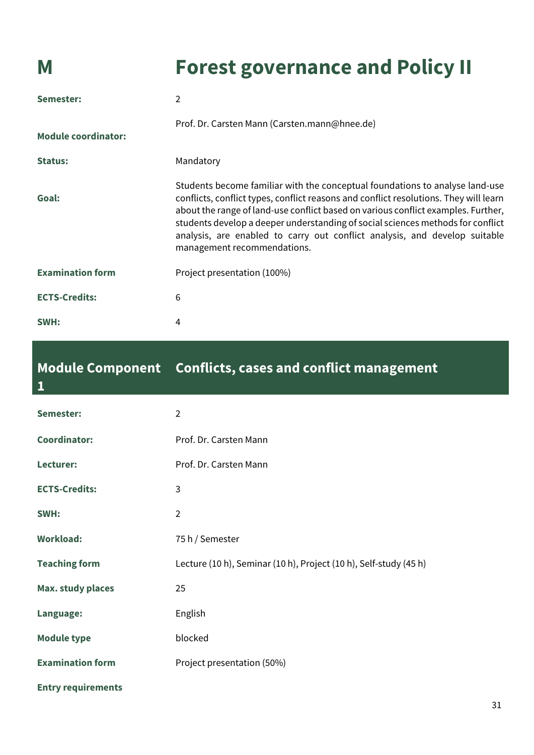# M Forest governance and Policy II

| | |
|---|---|
| **Semester:** | 2 |
| **Module coordinator:** | Prof. Dr. Carsten Mann (Carsten.mann@hnee.de) |
| **Status:** | Mandatory |
| **Goal:** | Students become familiar with the conceptual foundations to analyse land-use conflicts, conflict types, conflict reasons and conflict resolutions. They will learn about the range of land-use conflict based on various conflict examples. Further, students develop a deeper understanding of social sciences methods for conflict analysis, are enabled to carry out conflict analysis, and develop suitable management recommendations. |
| **Examination form** | Project presentation (100%) |
| **ECTS-Credits:** | 6 |
| **SWH:** | 4 |

## Module Component 1 Conflicts, cases and conflict management

| | |
|---|---|
| **Semester:** | 2 |
| **Coordinator:** | Prof. Dr. Carsten Mann |
| **Lecturer:** | Prof. Dr. Carsten Mann |
| **ECTS-Credits:** | 3 |
| **SWH:** | 2 |
| **Workload:** | 75 h / Semester |
| **Teaching form** | Lecture (10 h), Seminar (10 h), Project (10 h), Self-study (45 h) |
| **Max. study places** | 25 |
| **Language:** | English |
| **Module type** | blocked |
| **Examination form** | Project presentation (50%) |
| **Entry requirements** | |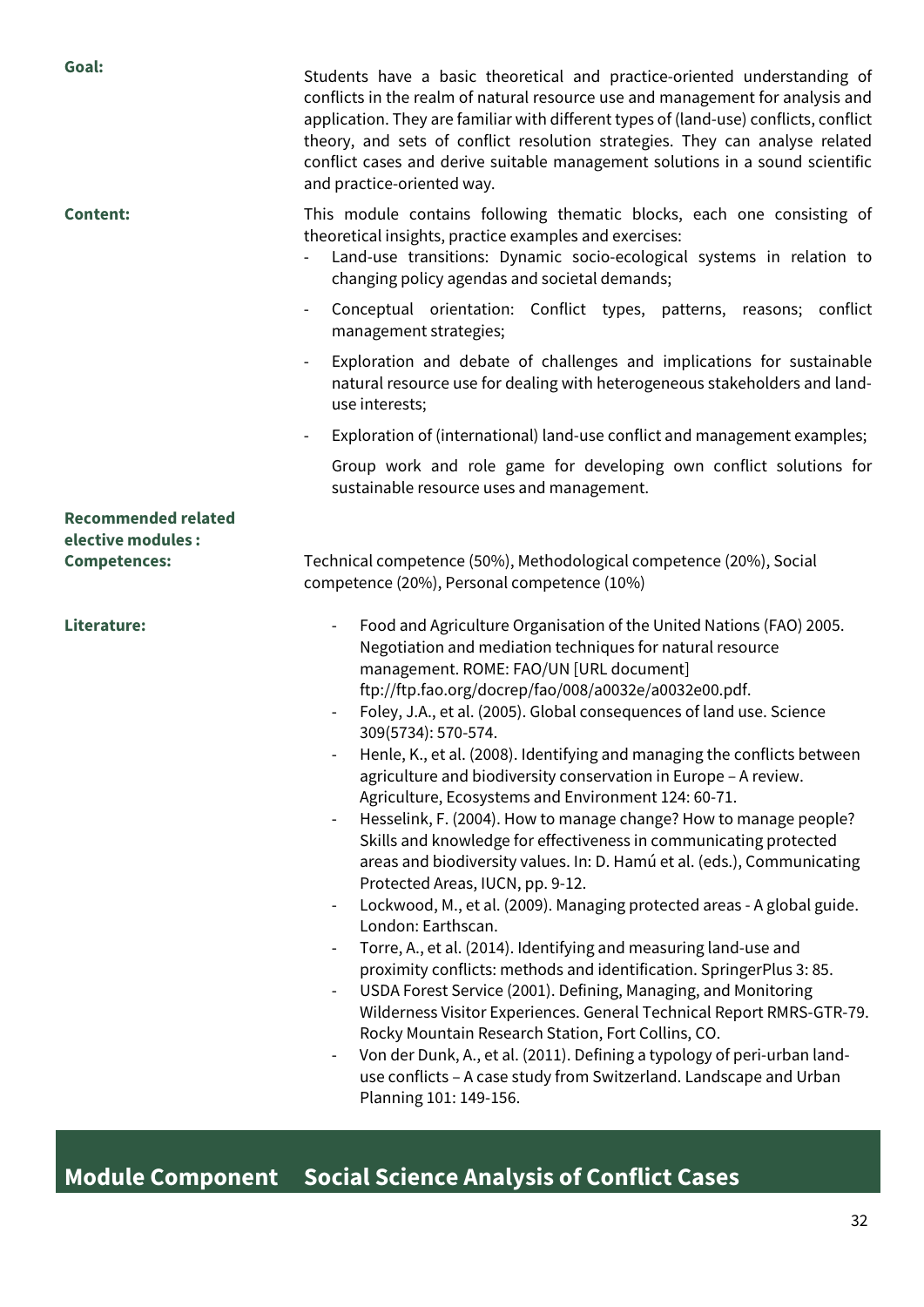**Goal:**

Students have a basic theoretical and practice-oriented understanding of conflicts in the realm of natural resource use and management for analysis and application. They are familiar with different types of (land-use) conflicts, conflict theory, and sets of conflict resolution strategies. They can analyse related conflict cases and derive suitable management solutions in a sound scientific and practice-oriented way.

**Content:**

This module contains following thematic blocks, each one consisting of theoretical insights, practice examples and exercises:

- Land-use transitions: Dynamic socio-ecological systems in relation to changing policy agendas and societal demands;
- Conceptual orientation: Conflict types, patterns, reasons; conflict management strategies;
- Exploration and debate of challenges and implications for sustainable natural resource use for dealing with heterogeneous stakeholders and land-use interests;
- Exploration of (international) land-use conflict and management examples;

  Group work and role game for developing own conflict solutions for sustainable resource uses and management.

**Recommended related elective modules :**

**Competences:**

Technical competence (50%), Methodological competence (20%), Social competence (20%), Personal competence (10%)

**Literature:**

- Food and Agriculture Organisation of the United Nations (FAO) 2005. Negotiation and mediation techniques for natural resource management. ROME: FAO/UN [URL document] ftp://ftp.fao.org/docrep/fao/008/a0032e/a0032e00.pdf.
- Foley, J.A., et al. (2005). Global consequences of land use. Science 309(5734): 570-574.
- Henle, K., et al. (2008). Identifying and managing the conflicts between agriculture and biodiversity conservation in Europe – A review. Agriculture, Ecosystems and Environment 124: 60-71.
- Hesselink, F. (2004). How to manage change? How to manage people? Skills and knowledge for effectiveness in communicating protected areas and biodiversity values. In: D. Hamú et al. (eds.), Communicating Protected Areas, IUCN, pp. 9-12.
- Lockwood, M., et al. (2009). Managing protected areas - A global guide. London: Earthscan.
- Torre, A., et al. (2014). Identifying and measuring land-use and proximity conflicts: methods and identification. SpringerPlus 3: 85.
- USDA Forest Service (2001). Defining, Managing, and Monitoring Wilderness Visitor Experiences. General Technical Report RMRS-GTR-79. Rocky Mountain Research Station, Fort Collins, CO.
- Von der Dunk, A., et al. (2011). Defining a typology of peri-urban land-use conflicts – A case study from Switzerland. Landscape and Urban Planning 101: 149-156.

## Module Component Social Science Analysis of Conflict Cases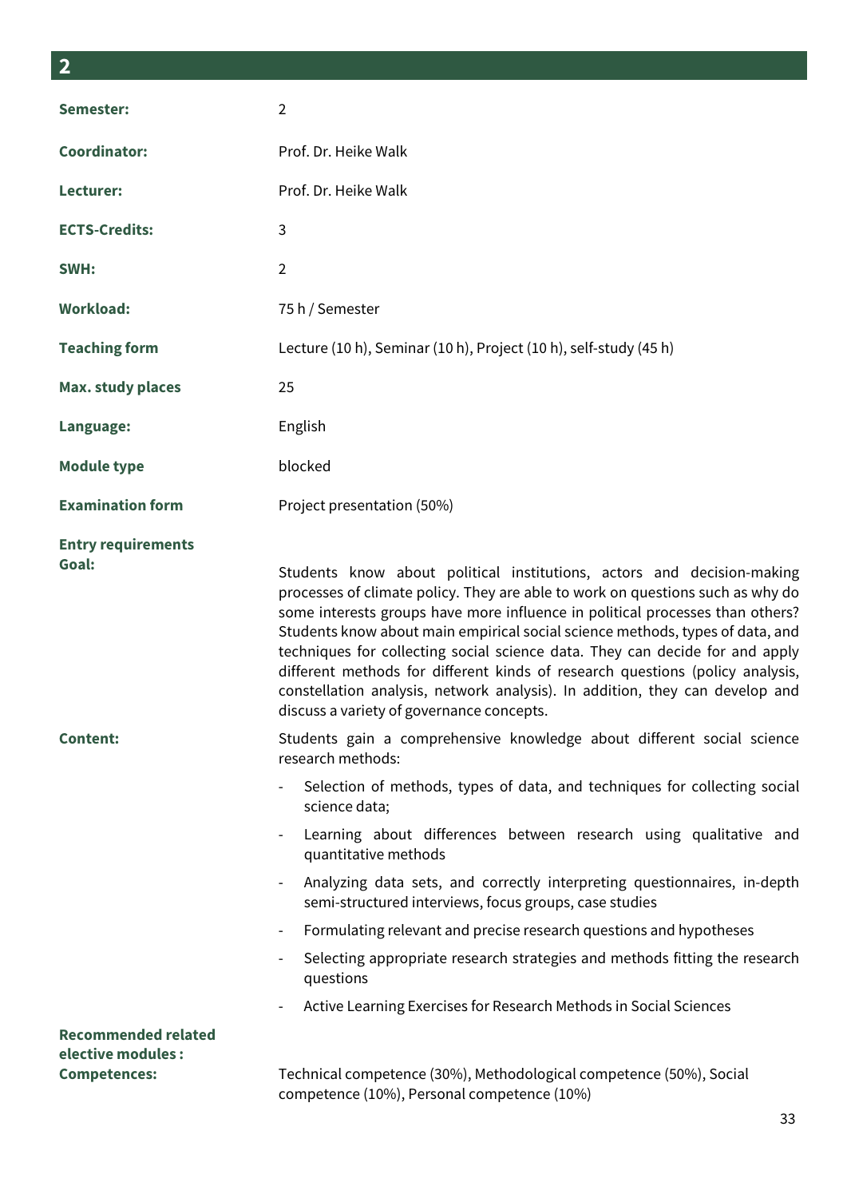## 2

| | |
|---|---|
| **Semester:** | 2 |
| **Coordinator:** | Prof. Dr. Heike Walk |
| **Lecturer:** | Prof. Dr. Heike Walk |
| **ECTS-Credits:** | 3 |
| **SWH:** | 2 |
| **Workload:** | 75 h / Semester |
| **Teaching form** | Lecture (10 h), Seminar (10 h), Project (10 h), self-study (45 h) |
| **Max. study places** | 25 |
| **Language:** | English |
| **Module type** | blocked |
| **Examination form** | Project presentation (50%) |
| **Entry requirements** | |
| **Goal:** | Students know about political institutions, actors and decision-making processes of climate policy. They are able to work on questions such as why do some interests groups have more influence in political processes than others? Students know about main empirical social science methods, types of data, and techniques for collecting social science data. They can decide for and apply different methods for different kinds of research questions (policy analysis, constellation analysis, network analysis). In addition, they can develop and discuss a variety of governance concepts. |
| **Content:** | Students gain a comprehensive knowledge about different social science research methods:<br>- Selection of methods, types of data, and techniques for collecting social science data;<br>- Learning about differences between research using qualitative and quantitative methods<br>- Analyzing data sets, and correctly interpreting questionnaires, in-depth semi-structured interviews, focus groups, case studies<br>- Formulating relevant and precise research questions and hypotheses<br>- Selecting appropriate research strategies and methods fitting the research questions<br>- Active Learning Exercises for Research Methods in Social Sciences |
| **Recommended related elective modules :** | |
| **Competences:** | Technical competence (30%), Methodological competence (50%), Social competence (10%), Personal competence (10%) |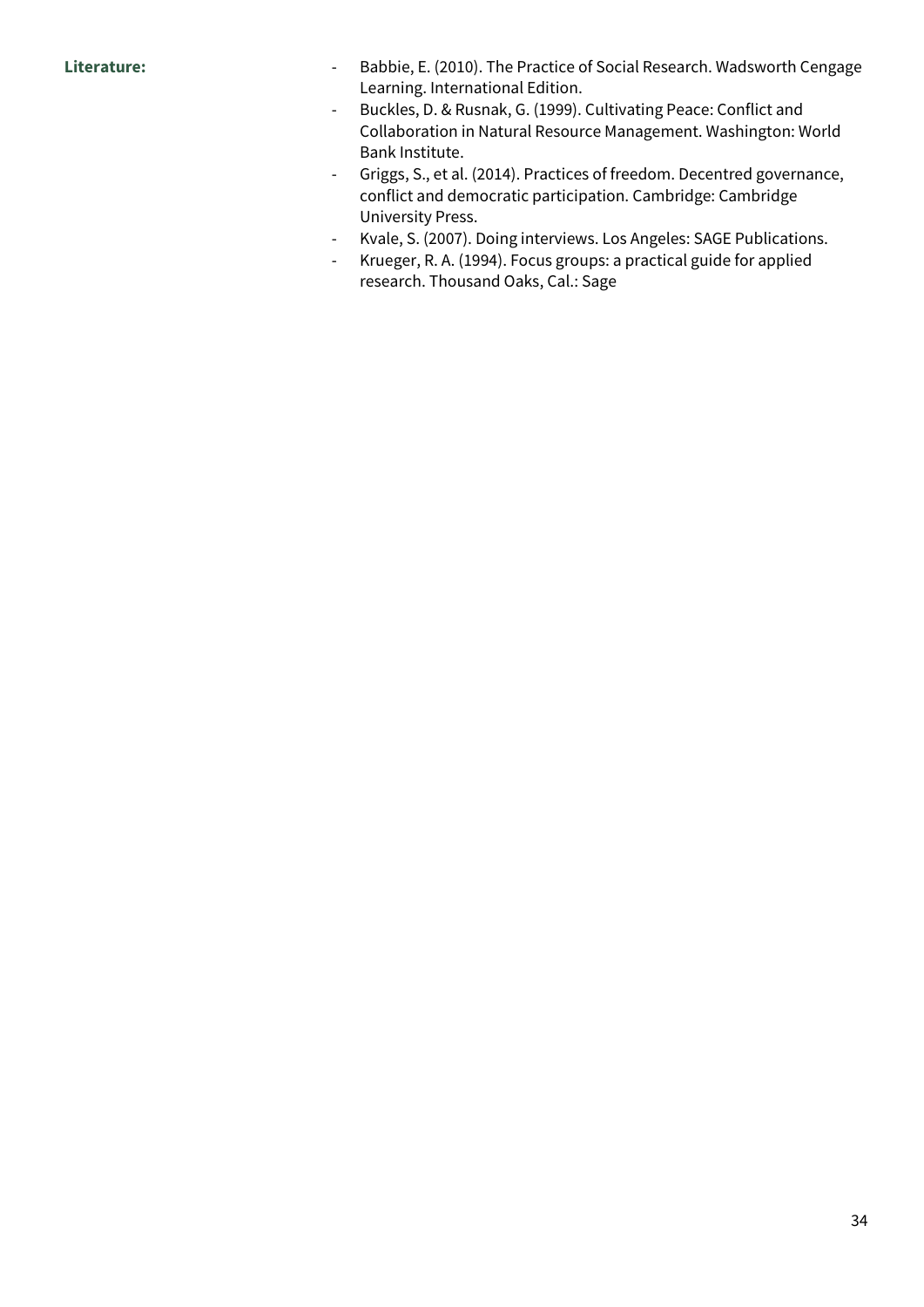**Literature:**

- Babbie, E. (2010). The Practice of Social Research. Wadsworth Cengage Learning. International Edition.
- Buckles, D. & Rusnak, G. (1999). Cultivating Peace: Conflict and Collaboration in Natural Resource Management. Washington: World Bank Institute.
- Griggs, S., et al. (2014). Practices of freedom. Decentred governance, conflict and democratic participation. Cambridge: Cambridge University Press.
- Kvale, S. (2007). Doing interviews. Los Angeles: SAGE Publications.
- Krueger, R. A. (1994). Focus groups: a practical guide for applied research. Thousand Oaks, Cal.: Sage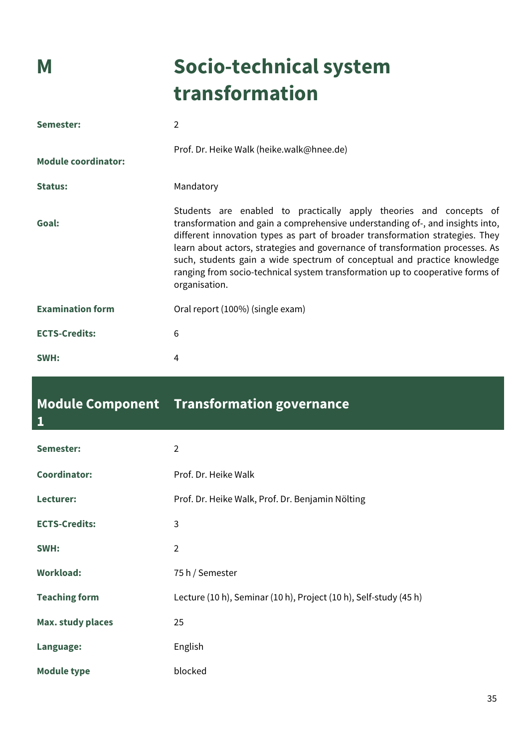# M Socio-technical system transformation

| | |
|---|---|
| **Semester:** | 2 |
| **Module coordinator:** | Prof. Dr. Heike Walk (heike.walk@hnee.de) |
| **Status:** | Mandatory |
| **Goal:** | Students are enabled to practically apply theories and concepts of transformation and gain a comprehensive understanding of-, and insights into, different innovation types as part of broader transformation strategies. They learn about actors, strategies and governance of transformation processes. As such, students gain a wide spectrum of conceptual and practice knowledge ranging from socio-technical system transformation up to cooperative forms of organisation. |
| **Examination form** | Oral report (100%) (single exam) |
| **ECTS-Credits:** | 6 |
| **SWH:** | 4 |

## Module Component 1 Transformation governance

| | |
|---|---|
| **Semester:** | 2 |
| **Coordinator:** | Prof. Dr. Heike Walk |
| **Lecturer:** | Prof. Dr. Heike Walk, Prof. Dr. Benjamin Nölting |
| **ECTS-Credits:** | 3 |
| **SWH:** | 2 |
| **Workload:** | 75 h / Semester |
| **Teaching form** | Lecture (10 h), Seminar (10 h), Project (10 h), Self-study (45 h) |
| **Max. study places** | 25 |
| **Language:** | English |
| **Module type** | blocked |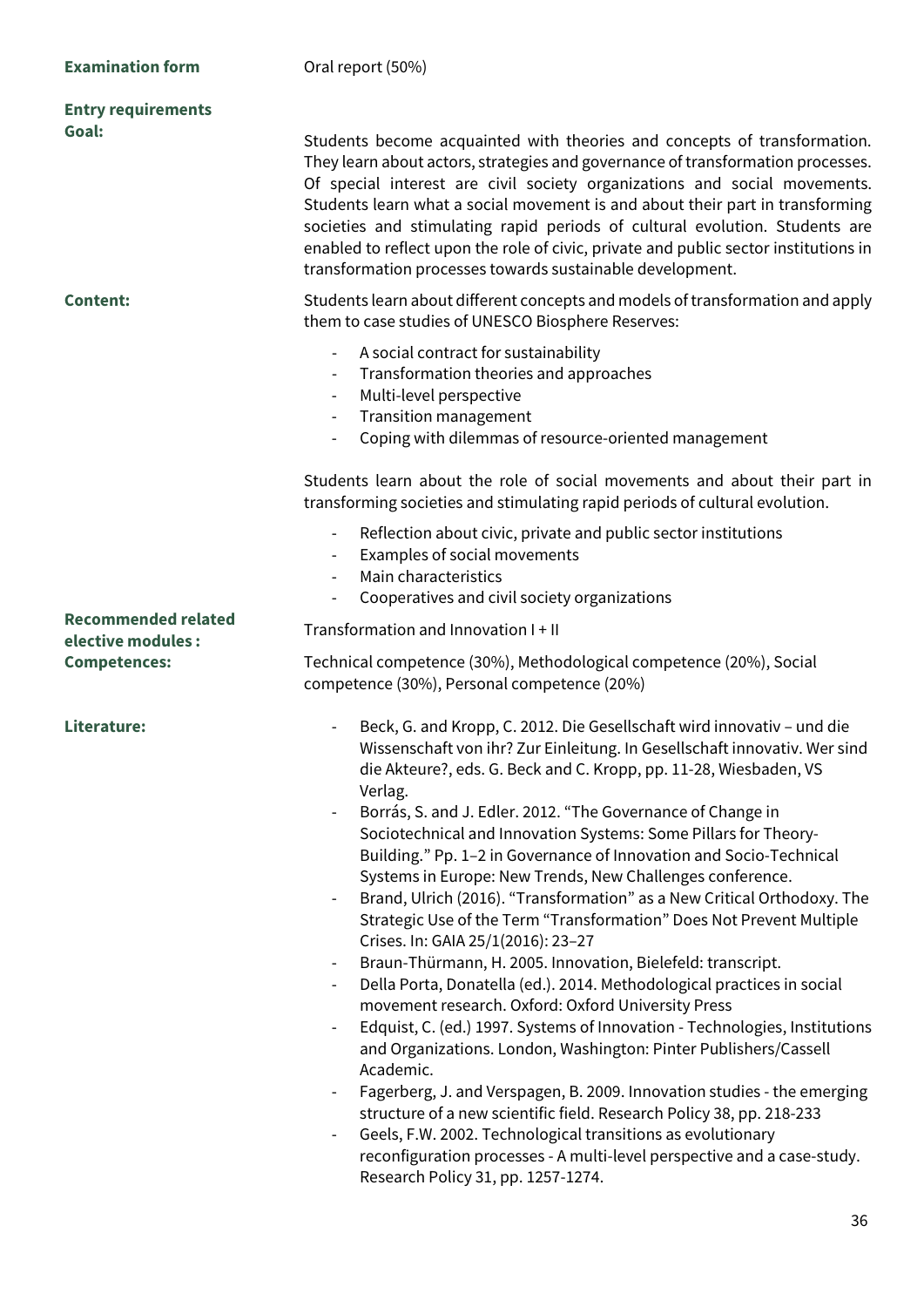**Examination form**

Oral report (50%)

**Entry requirements**

**Goal:**

Students become acquainted with theories and concepts of transformation. They learn about actors, strategies and governance of transformation processes. Of special interest are civil society organizations and social movements. Students learn what a social movement is and about their part in transforming societies and stimulating rapid periods of cultural evolution. Students are enabled to reflect upon the role of civic, private and public sector institutions in transformation processes towards sustainable development.

**Content:**

Students learn about different concepts and models of transformation and apply them to case studies of UNESCO Biosphere Reserves:

- A social contract for sustainability
- Transformation theories and approaches
- Multi-level perspective
- Transition management
- Coping with dilemmas of resource-oriented management

Students learn about the role of social movements and about their part in transforming societies and stimulating rapid periods of cultural evolution.

- Reflection about civic, private and public sector institutions
- Examples of social movements
- Main characteristics
- Cooperatives and civil society organizations

**Recommended related elective modules :**

Transformation and Innovation I + II

**Competences:**

Technical competence (30%), Methodological competence (20%), Social competence (30%), Personal competence (20%)

**Literature:**

- Beck, G. and Kropp, C. 2012. Die Gesellschaft wird innovativ – und die Wissenschaft von ihr? Zur Einleitung. In Gesellschaft innovativ. Wer sind die Akteure?, eds. G. Beck and C. Kropp, pp. 11-28, Wiesbaden, VS Verlag.
- Borrás, S. and J. Edler. 2012. "The Governance of Change in Sociotechnical and Innovation Systems: Some Pillars for Theory-Building." Pp. 1–2 in Governance of Innovation and Socio-Technical Systems in Europe: New Trends, New Challenges conference.
- Brand, Ulrich (2016). "Transformation" as a New Critical Orthodoxy. The Strategic Use of the Term "Transformation" Does Not Prevent Multiple Crises. In: GAIA 25/1(2016): 23–27
- Braun-Thürmann, H. 2005. Innovation, Bielefeld: transcript.
- Della Porta, Donatella (ed.). 2014. Methodological practices in social movement research. Oxford: Oxford University Press
- Edquist, C. (ed.) 1997. Systems of Innovation - Technologies, Institutions and Organizations. London, Washington: Pinter Publishers/Cassell Academic.
- Fagerberg, J. and Verspagen, B. 2009. Innovation studies - the emerging structure of a new scientific field. Research Policy 38, pp. 218-233
- Geels, F.W. 2002. Technological transitions as evolutionary reconfiguration processes - A multi-level perspective and a case-study. Research Policy 31, pp. 1257-1274.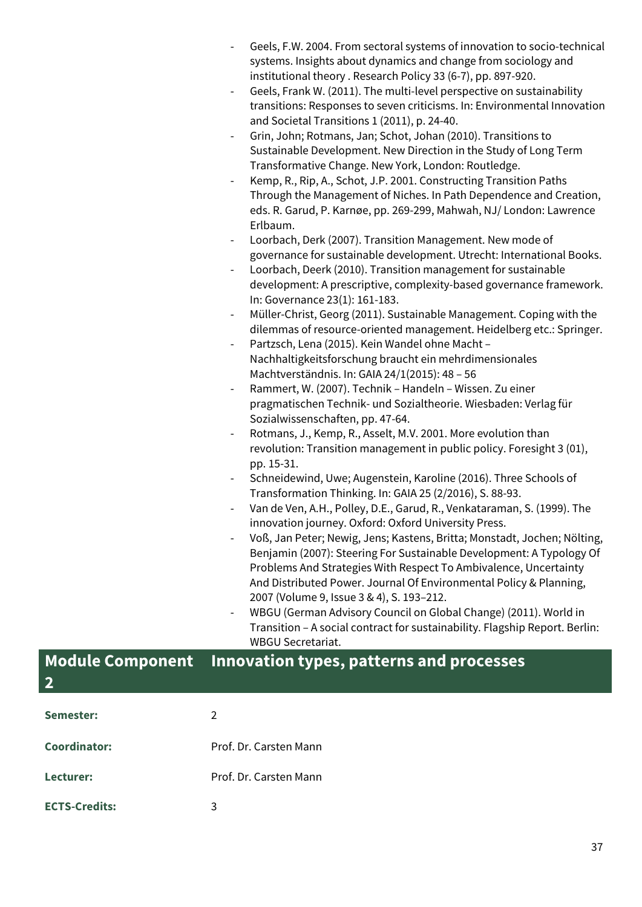- Geels, F.W. 2004. From sectoral systems of innovation to socio-technical systems. Insights about dynamics and change from sociology and institutional theory . Research Policy 33 (6-7), pp. 897-920.
- Geels, Frank W. (2011). The multi-level perspective on sustainability transitions: Responses to seven criticisms. In: Environmental Innovation and Societal Transitions 1 (2011), p. 24-40.
- Grin, John; Rotmans, Jan; Schot, Johan (2010). Transitions to Sustainable Development. New Direction in the Study of Long Term Transformative Change. New York, London: Routledge.
- Kemp, R., Rip, A., Schot, J.P. 2001. Constructing Transition Paths Through the Management of Niches. In Path Dependence and Creation, eds. R. Garud, P. Karnøe, pp. 269-299, Mahwah, NJ/ London: Lawrence Erlbaum.
- Loorbach, Derk (2007). Transition Management. New mode of governance for sustainable development. Utrecht: International Books.
- Loorbach, Deerk (2010). Transition management for sustainable development: A prescriptive, complexity-based governance framework. In: Governance 23(1): 161-183.
- Müller-Christ, Georg (2011). Sustainable Management. Coping with the dilemmas of resource-oriented management. Heidelberg etc.: Springer.
- Partzsch, Lena (2015). Kein Wandel ohne Macht – Nachhaltigkeitsforschung braucht ein mehrdimensionales Machtverständnis. In: GAIA 24/1(2015): 48 – 56
- Rammert, W. (2007). Technik – Handeln – Wissen. Zu einer pragmatischen Technik- und Sozialtheorie. Wiesbaden: Verlag für Sozialwissenschaften, pp. 47-64.
- Rotmans, J., Kemp, R., Asselt, M.V. 2001. More evolution than revolution: Transition management in public policy. Foresight 3 (01), pp. 15-31.
- Schneidewind, Uwe; Augenstein, Karoline (2016). Three Schools of Transformation Thinking. In: GAIA 25 (2/2016), S. 88-93.
- Van de Ven, A.H., Polley, D.E., Garud, R., Venkataraman, S. (1999). The innovation journey. Oxford: Oxford University Press.
- Voß, Jan Peter; Newig, Jens; Kastens, Britta; Monstadt, Jochen; Nölting, Benjamin (2007): Steering For Sustainable Development: A Typology Of Problems And Strategies With Respect To Ambivalence, Uncertainty And Distributed Power. Journal Of Environmental Policy & Planning, 2007 (Volume 9, Issue 3 & 4), S. 193–212.
- WBGU (German Advisory Council on Global Change) (2011). World in Transition – A social contract for sustainability. Flagship Report. Berlin: WBGU Secretariat.

## Module Component 2 — Innovation types, patterns and processes

| | |
|---|---|
| **Semester:** | 2 |
| **Coordinator:** | Prof. Dr. Carsten Mann |
| **Lecturer:** | Prof. Dr. Carsten Mann |
| **ECTS-Credits:** | 3 |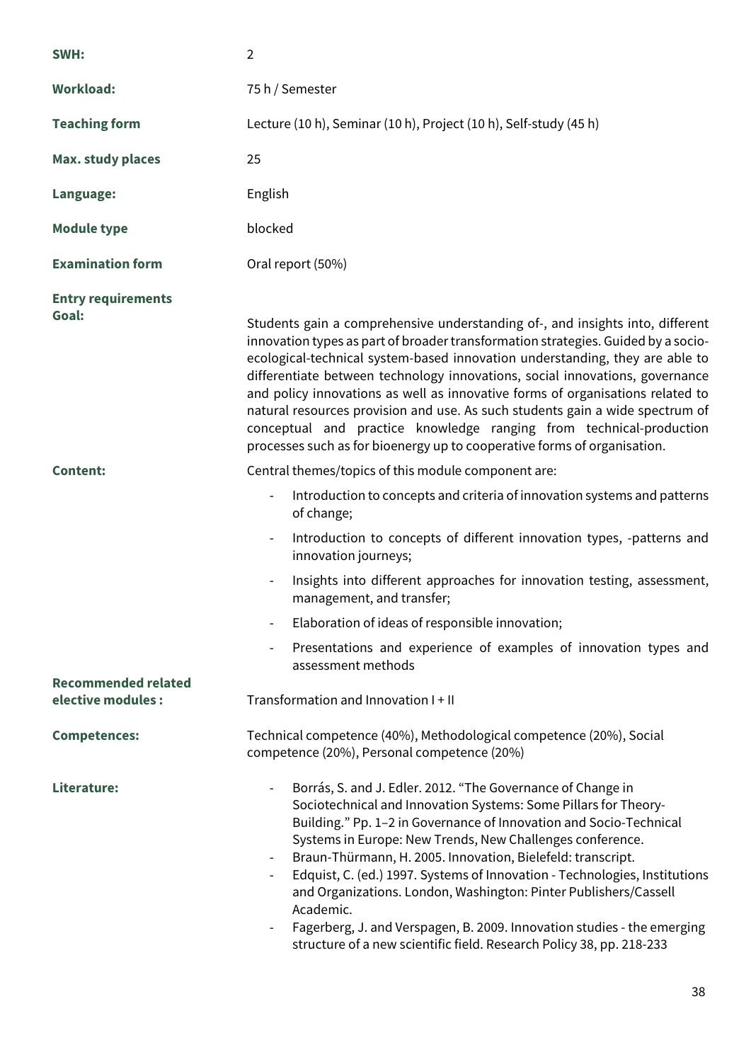| | |
|---|---|
| **SWH:** | 2 |
| **Workload:** | 75 h / Semester |
| **Teaching form** | Lecture (10 h), Seminar (10 h), Project (10 h), Self-study (45 h) |
| **Max. study places** | 25 |
| **Language:** | English |
| **Module type** | blocked |
| **Examination form** | Oral report (50%) |
| **Entry requirements** | |
| **Goal:** | Students gain a comprehensive understanding of-, and insights into, different innovation types as part of broader transformation strategies. Guided by a socio-ecological-technical system-based innovation understanding, they are able to differentiate between technology innovations, social innovations, governance and policy innovations as well as innovative forms of organisations related to natural resources provision and use. As such students gain a wide spectrum of conceptual and practice knowledge ranging from technical-production processes such as for bioenergy up to cooperative forms of organisation. |
| **Content:** | Central themes/topics of this module component are:<br>- Introduction to concepts and criteria of innovation systems and patterns of change;<br>- Introduction to concepts of different innovation types, -patterns and innovation journeys;<br>- Insights into different approaches for innovation testing, assessment, management, and transfer;<br>- Elaboration of ideas of responsible innovation;<br>- Presentations and experience of examples of innovation types and assessment methods |
| **Recommended related elective modules :** | Transformation and Innovation I + II |
| **Competences:** | Technical competence (40%), Methodological competence (20%), Social competence (20%), Personal competence (20%) |
| **Literature:** | - Borrás, S. and J. Edler. 2012. "The Governance of Change in Sociotechnical and Innovation Systems: Some Pillars for Theory-Building." Pp. 1–2 in Governance of Innovation and Socio-Technical Systems in Europe: New Trends, New Challenges conference.<br>- Braun-Thürmann, H. 2005. Innovation, Bielefeld: transcript.<br>- Edquist, C. (ed.) 1997. Systems of Innovation - Technologies, Institutions and Organizations. London, Washington: Pinter Publishers/Cassell Academic.<br>- Fagerberg, J. and Verspagen, B. 2009. Innovation studies - the emerging structure of a new scientific field. Research Policy 38, pp. 218-233 |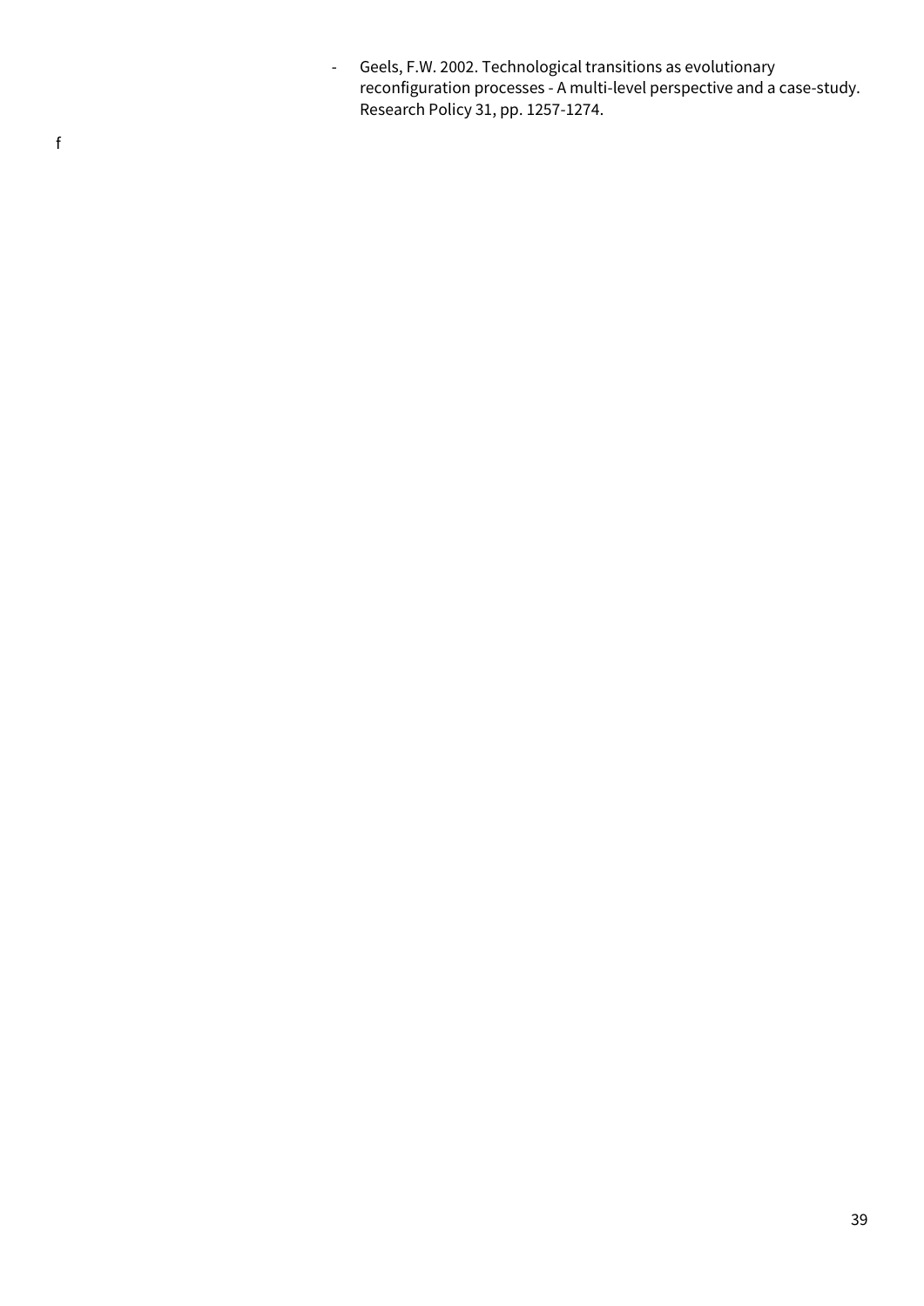- Geels, F.W. 2002. Technological transitions as evolutionary reconfiguration processes - A multi-level perspective and a case-study. Research Policy 31, pp. 1257-1274.

f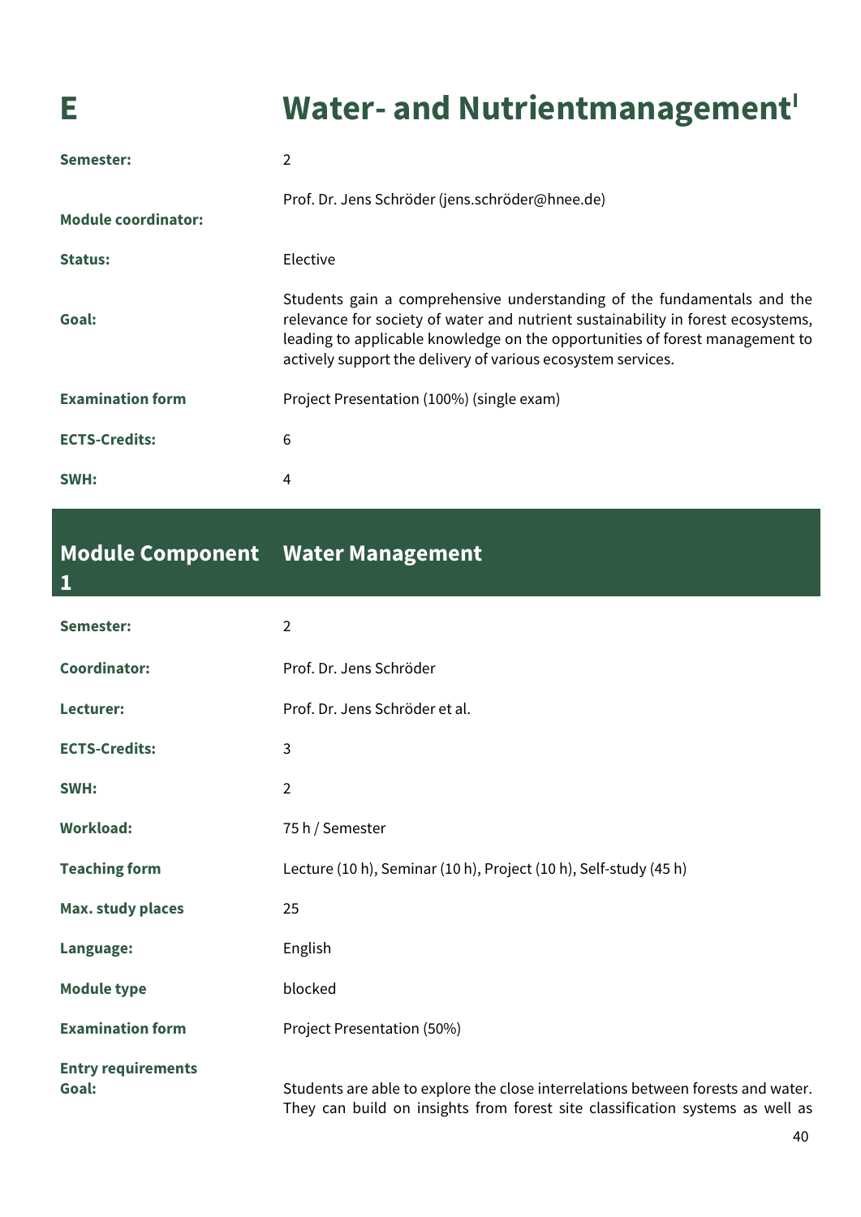# E Water- and Nutrientmanagement[I]

| | |
|---|---|
| **Semester:** | 2 |
| **Module coordinator:** | Prof. Dr. Jens Schröder (jens.schröder@hnee.de) |
| **Status:** | Elective |
| **Goal:** | Students gain a comprehensive understanding of the fundamentals and the relevance for society of water and nutrient sustainability in forest ecosystems, leading to applicable knowledge on the opportunities of forest management to actively support the delivery of various ecosystem services. |
| **Examination form** | Project Presentation (100%) (single exam) |
| **ECTS-Credits:** | 6 |
| **SWH:** | 4 |

## Module Component 1 Water Management

| | |
|---|---|
| **Semester:** | 2 |
| **Coordinator:** | Prof. Dr. Jens Schröder |
| **Lecturer:** | Prof. Dr. Jens Schröder et al. |
| **ECTS-Credits:** | 3 |
| **SWH:** | 2 |
| **Workload:** | 75 h / Semester |
| **Teaching form** | Lecture (10 h), Seminar (10 h), Project (10 h), Self-study (45 h) |
| **Max. study places** | 25 |
| **Language:** | English |
| **Module type** | blocked |
| **Examination form** | Project Presentation (50%) |
| **Entry requirements** | |
| **Goal:** | Students are able to explore the close interrelations between forests and water. They can build on insights from forest site classification systems as well as |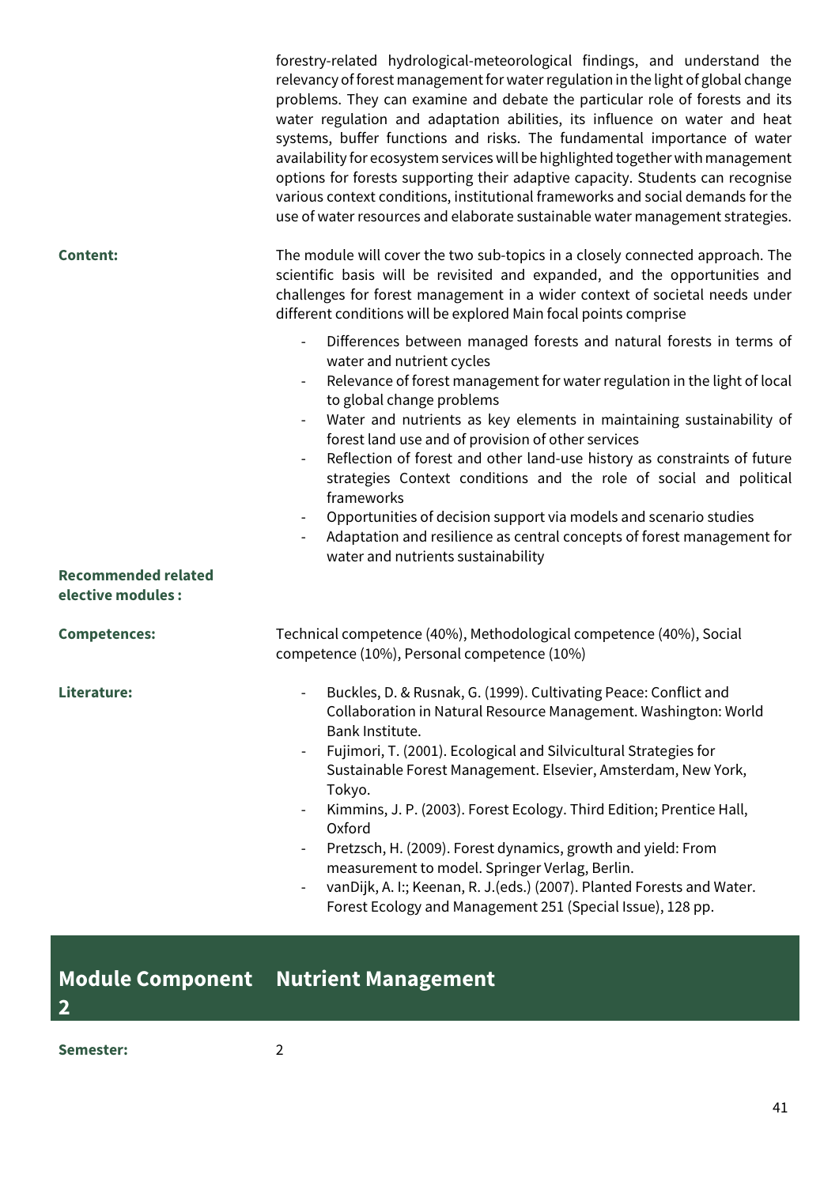forestry-related hydrological-meteorological findings, and understand the relevancy of forest management for water regulation in the light of global change problems. They can examine and debate the particular role of forests and its water regulation and adaptation abilities, its influence on water and heat systems, buffer functions and risks. The fundamental importance of water availability for ecosystem services will be highlighted together with management options for forests supporting their adaptive capacity. Students can recognise various context conditions, institutional frameworks and social demands for the use of water resources and elaborate sustainable water management strategies.

**Content:**

The module will cover the two sub-topics in a closely connected approach. The scientific basis will be revisited and expanded, and the opportunities and challenges for forest management in a wider context of societal needs under different conditions will be explored Main focal points comprise

- Differences between managed forests and natural forests in terms of water and nutrient cycles
- Relevance of forest management for water regulation in the light of local to global change problems
- Water and nutrients as key elements in maintaining sustainability of forest land use and of provision of other services
- Reflection of forest and other land-use history as constraints of future strategies Context conditions and the role of social and political frameworks
- Opportunities of decision support via models and scenario studies
- Adaptation and resilience as central concepts of forest management for water and nutrients sustainability

**Recommended related elective modules :**

**Competences:** Technical competence (40%), Methodological competence (40%), Social competence (10%), Personal competence (10%)

**Literature:**

- Buckles, D. & Rusnak, G. (1999). Cultivating Peace: Conflict and Collaboration in Natural Resource Management. Washington: World Bank Institute.
- Fujimori, T. (2001). Ecological and Silvicultural Strategies for Sustainable Forest Management. Elsevier, Amsterdam, New York, Tokyo.
- Kimmins, J. P. (2003). Forest Ecology. Third Edition; Prentice Hall, Oxford
- Pretzsch, H. (2009). Forest dynamics, growth and yield: From measurement to model. Springer Verlag, Berlin.
- vanDijk, A. I:; Keenan, R. J.(eds.) (2007). Planted Forests and Water. Forest Ecology and Management 251 (Special Issue), 128 pp.

## Module Component 2 Nutrient Management

**Semester:** 2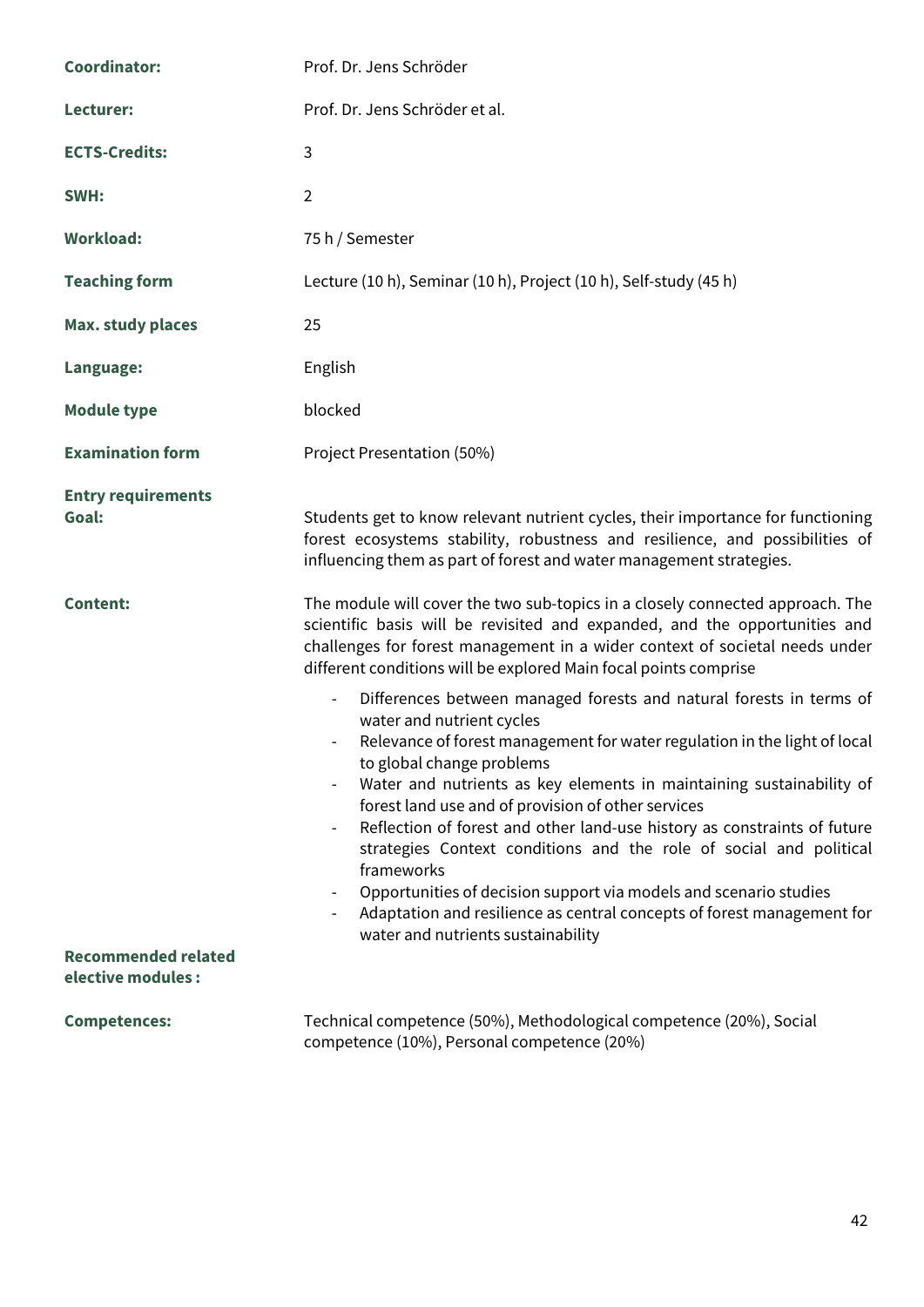| | |
|---|---|
| **Coordinator:** | Prof. Dr. Jens Schröder |
| **Lecturer:** | Prof. Dr. Jens Schröder et al. |
| **ECTS-Credits:** | 3 |
| **SWH:** | 2 |
| **Workload:** | 75 h / Semester |
| **Teaching form** | Lecture (10 h), Seminar (10 h), Project (10 h), Self-study (45 h) |
| **Max. study places** | 25 |
| **Language:** | English |
| **Module type** | blocked |
| **Examination form** | Project Presentation (50%) |
| **Entry requirements** | |
| **Goal:** | Students get to know relevant nutrient cycles, their importance for functioning forest ecosystems stability, robustness and resilience, and possibilities of influencing them as part of forest and water management strategies. |
| **Content:** | The module will cover the two sub-topics in a closely connected approach. The scientific basis will be revisited and expanded, and the opportunities and challenges for forest management in a wider context of societal needs under different conditions will be explored Main focal points comprise<br>- Differences between managed forests and natural forests in terms of water and nutrient cycles<br>- Relevance of forest management for water regulation in the light of local to global change problems<br>- Water and nutrients as key elements in maintaining sustainability of forest land use and of provision of other services<br>- Reflection of forest and other land-use history as constraints of future strategies Context conditions and the role of social and political frameworks<br>- Opportunities of decision support via models and scenario studies<br>- Adaptation and resilience as central concepts of forest management for water and nutrients sustainability |
| **Recommended related elective modules :** | |
| **Competences:** | Technical competence (50%), Methodological competence (20%), Social competence (10%), Personal competence (20%) |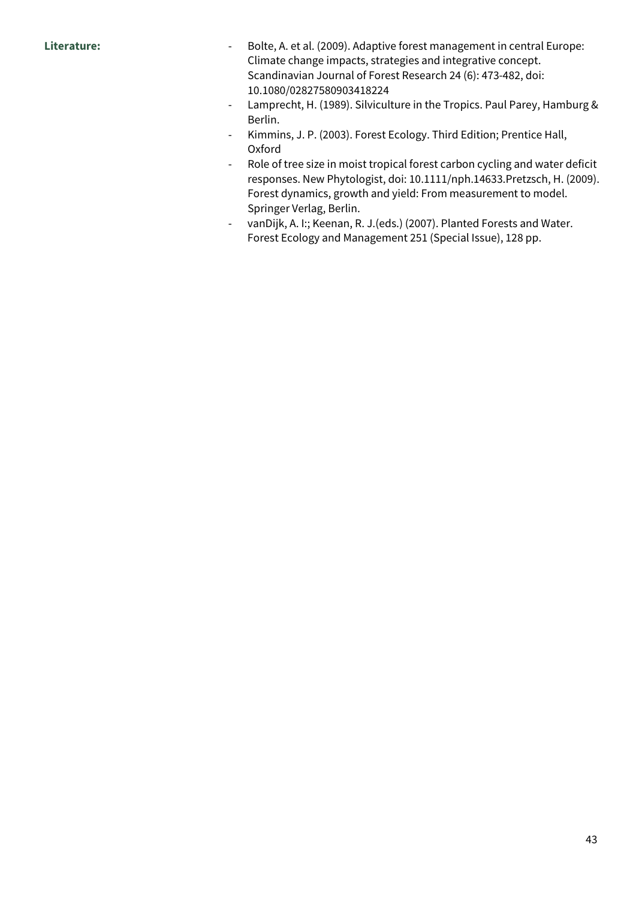**Literature:**

- Bolte, A. et al. (2009). Adaptive forest management in central Europe: Climate change impacts, strategies and integrative concept. Scandinavian Journal of Forest Research 24 (6): 473-482, doi: 10.1080/02827580903418224
- Lamprecht, H. (1989). Silviculture in the Tropics. Paul Parey, Hamburg & Berlin.
- Kimmins, J. P. (2003). Forest Ecology. Third Edition; Prentice Hall, Oxford
- Role of tree size in moist tropical forest carbon cycling and water deficit responses. New Phytologist, doi: 10.1111/nph.14633.Pretzsch, H. (2009). Forest dynamics, growth and yield: From measurement to model. Springer Verlag, Berlin.
- vanDijk, A. I:; Keenan, R. J.(eds.) (2007). Planted Forests and Water. Forest Ecology and Management 251 (Special Issue), 128 pp.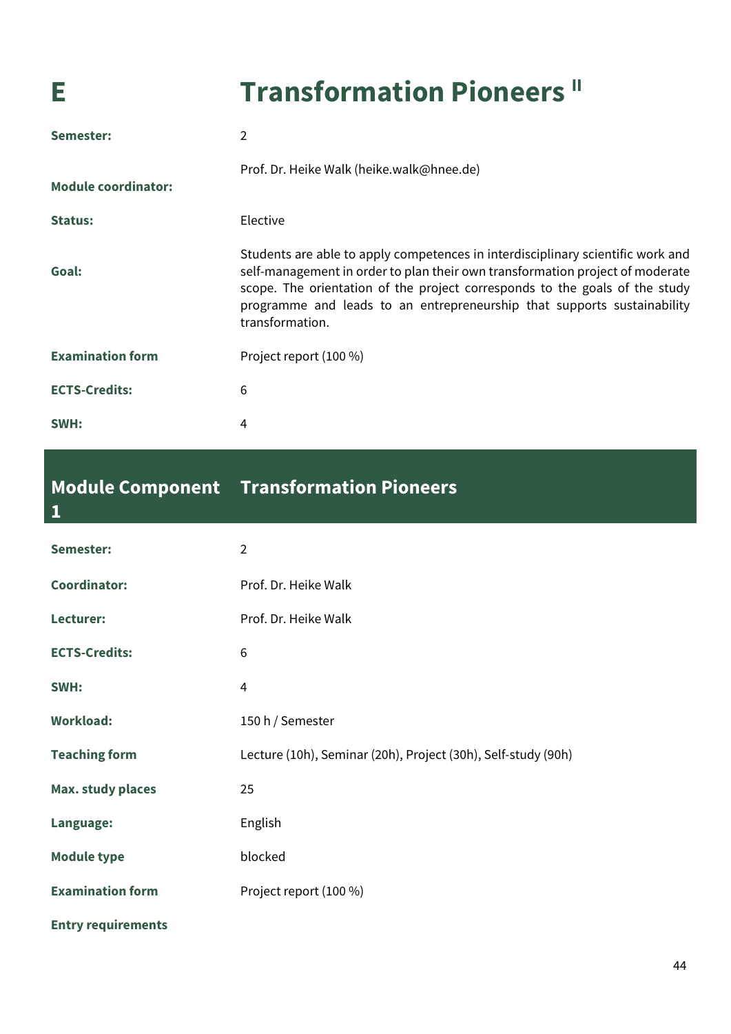# E Transformation Pioneers II

| | |
|---|---|
| **Semester:** | 2 |
| **Module coordinator:** | Prof. Dr. Heike Walk (heike.walk@hnee.de) |
| **Status:** | Elective |
| **Goal:** | Students are able to apply competences in interdisciplinary scientific work and self-management in order to plan their own transformation project of moderate scope. The orientation of the project corresponds to the goals of the study programme and leads to an entrepreneurship that supports sustainability transformation. |
| **Examination form** | Project report (100 %) |
| **ECTS-Credits:** | 6 |
| **SWH:** | 4 |

## Module Component 1 Transformation Pioneers

| | |
|---|---|
| **Semester:** | 2 |
| **Coordinator:** | Prof. Dr. Heike Walk |
| **Lecturer:** | Prof. Dr. Heike Walk |
| **ECTS-Credits:** | 6 |
| **SWH:** | 4 |
| **Workload:** | 150 h / Semester |
| **Teaching form** | Lecture (10h), Seminar (20h), Project (30h), Self-study (90h) |
| **Max. study places** | 25 |
| **Language:** | English |
| **Module type** | blocked |
| **Examination form** | Project report (100 %) |
| **Entry requirements** | |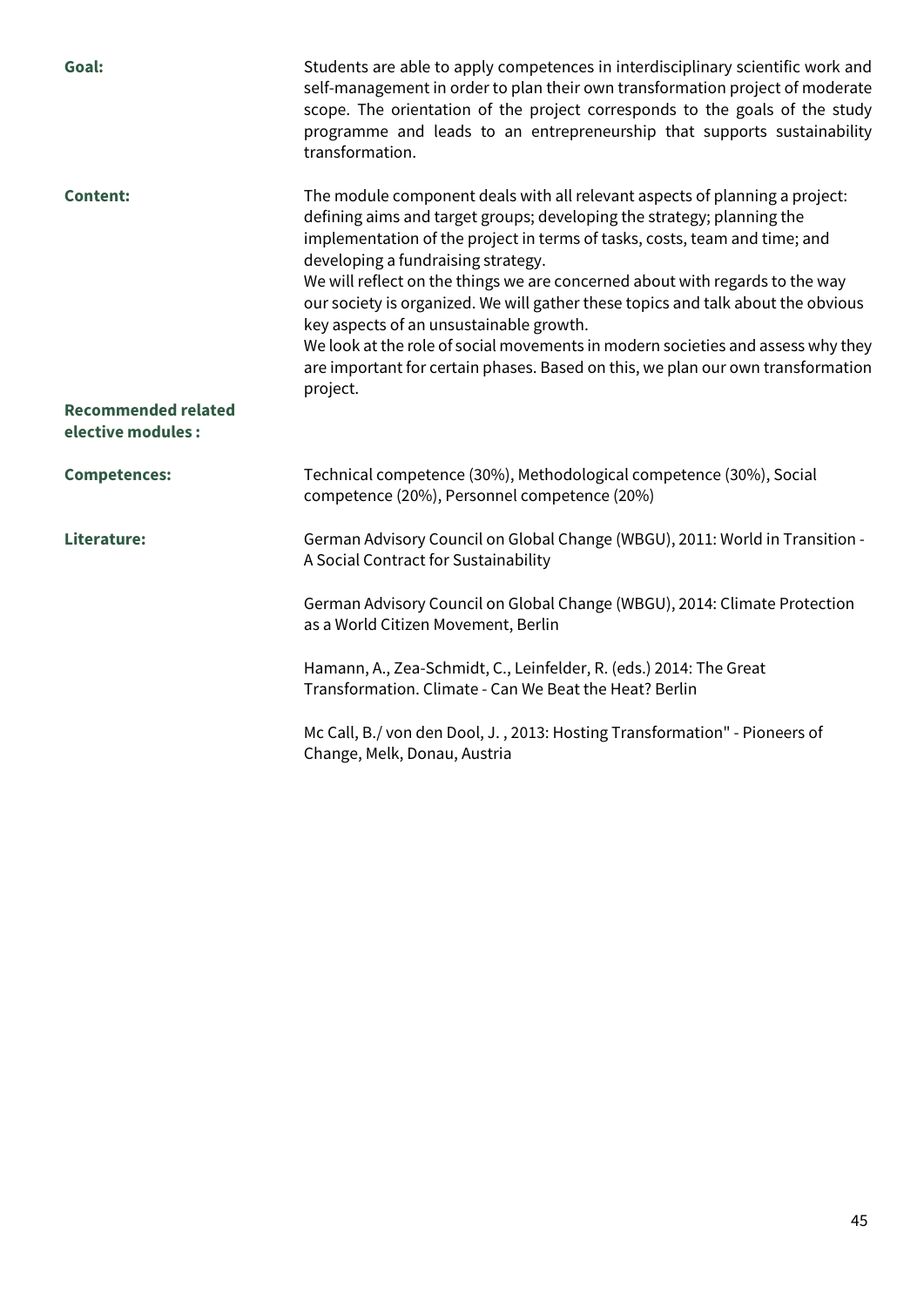**Goal:** Students are able to apply competences in interdisciplinary scientific work and self-management in order to plan their own transformation project of moderate scope. The orientation of the project corresponds to the goals of the study programme and leads to an entrepreneurship that supports sustainability transformation.

**Content:** The module component deals with all relevant aspects of planning a project: defining aims and target groups; developing the strategy; planning the implementation of the project in terms of tasks, costs, team and time; and developing a fundraising strategy.
We will reflect on the things we are concerned about with regards to the way our society is organized. We will gather these topics and talk about the obvious key aspects of an unsustainable growth.
We look at the role of social movements in modern societies and assess why they are important for certain phases. Based on this, we plan our own transformation project.

**Recommended related elective modules :**

**Competences:** Technical competence (30%), Methodological competence (30%), Social competence (20%), Personnel competence (20%)

**Literature:**

German Advisory Council on Global Change (WBGU), 2011: World in Transition - A Social Contract for Sustainability

German Advisory Council on Global Change (WBGU), 2014: Climate Protection as a World Citizen Movement, Berlin

Hamann, A., Zea-Schmidt, C., Leinfelder, R. (eds.) 2014: The Great Transformation. Climate - Can We Beat the Heat? Berlin

Mc Call, B./ von den Dool, J. , 2013: Hosting Transformation" - Pioneers of Change, Melk, Donau, Austria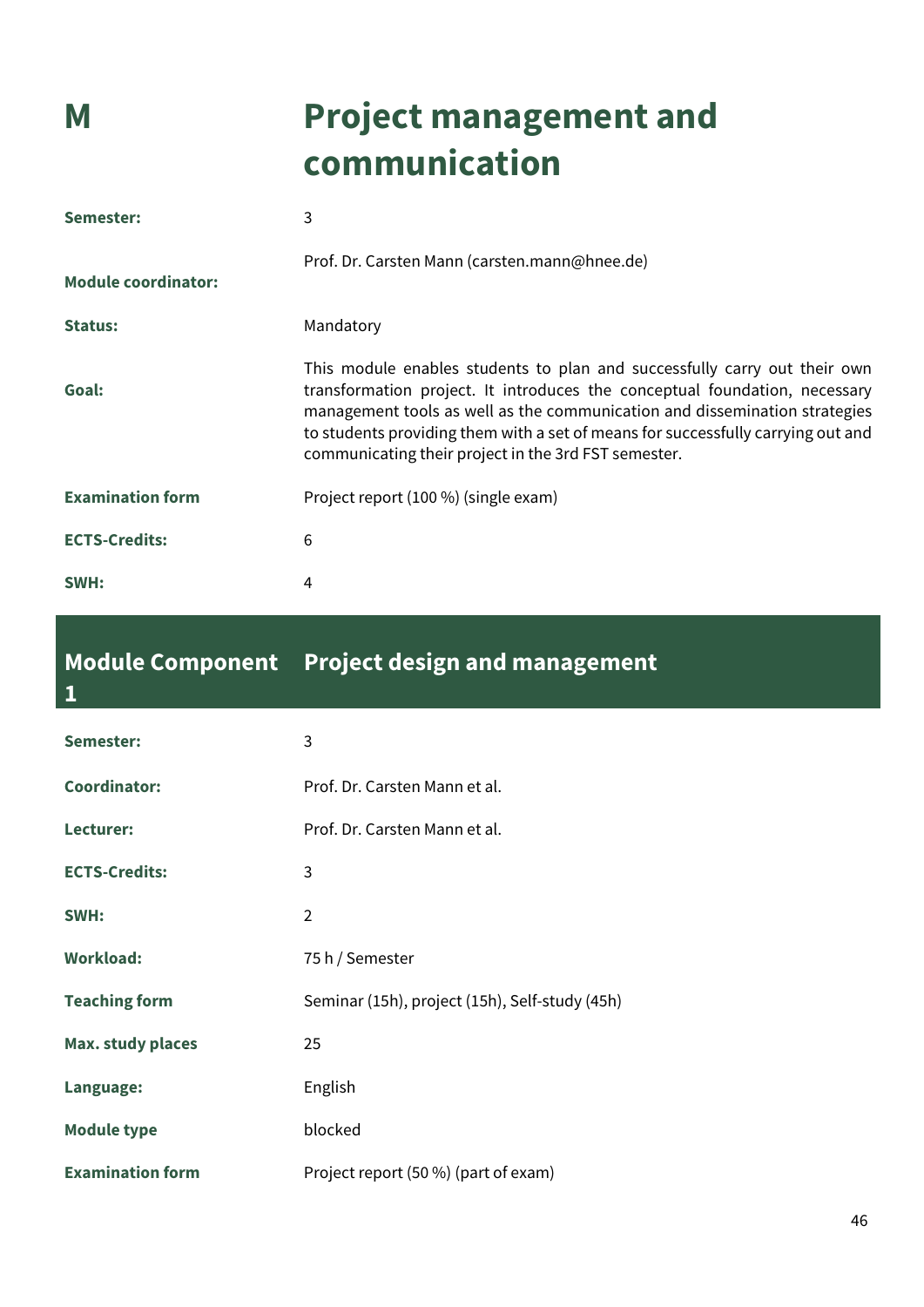# M Project management and communication

| | |
|---|---|
| **Semester:** | 3 |
| **Module coordinator:** | Prof. Dr. Carsten Mann (carsten.mann@hnee.de) |
| **Status:** | Mandatory |
| **Goal:** | This module enables students to plan and successfully carry out their own transformation project. It introduces the conceptual foundation, necessary management tools as well as the communication and dissemination strategies to students providing them with a set of means for successfully carrying out and communicating their project in the 3rd FST semester. |
| **Examination form** | Project report (100 %) (single exam) |
| **ECTS-Credits:** | 6 |
| **SWH:** | 4 |

## Module Component 1 Project design and management

| | |
|---|---|
| **Semester:** | 3 |
| **Coordinator:** | Prof. Dr. Carsten Mann et al. |
| **Lecturer:** | Prof. Dr. Carsten Mann et al. |
| **ECTS-Credits:** | 3 |
| **SWH:** | 2 |
| **Workload:** | 75 h / Semester |
| **Teaching form** | Seminar (15h), project (15h), Self-study (45h) |
| **Max. study places** | 25 |
| **Language:** | English |
| **Module type** | blocked |
| **Examination form** | Project report (50 %) (part of exam) |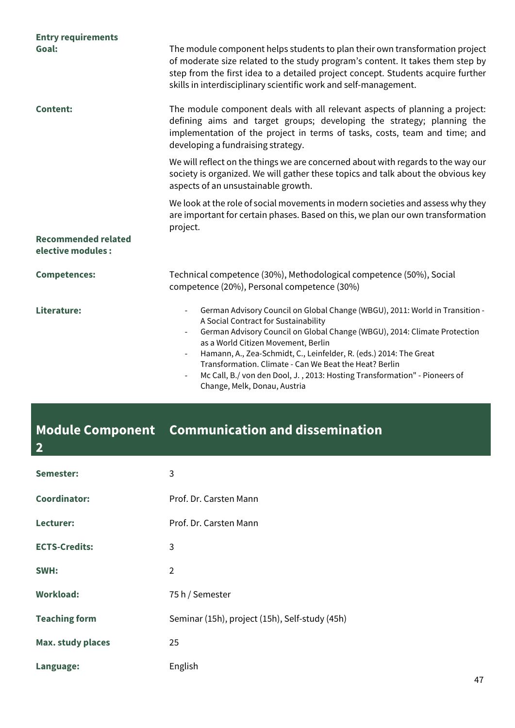**Entry requirements**

**Goal:** The module component helps students to plan their own transformation project of moderate size related to the study program's content. It takes them step by step from the first idea to a detailed project concept. Students acquire further skills in interdisciplinary scientific work and self-management.

**Content:** The module component deals with all relevant aspects of planning a project: defining aims and target groups; developing the strategy; planning the implementation of the project in terms of tasks, costs, team and time; and developing a fundraising strategy.

We will reflect on the things we are concerned about with regards to the way our society is organized. We will gather these topics and talk about the obvious key aspects of an unsustainable growth.

We look at the role of social movements in modern societies and assess why they are important for certain phases. Based on this, we plan our own transformation project.

**Recommended related elective modules :**

**Competences:** Technical competence (30%), Methodological competence (50%), Social competence (20%), Personal competence (30%)

**Literature:**

- German Advisory Council on Global Change (WBGU), 2011: World in Transition - A Social Contract for Sustainability
- German Advisory Council on Global Change (WBGU), 2014: Climate Protection as a World Citizen Movement, Berlin
- Hamann, A., Zea-Schmidt, C., Leinfelder, R. (eds.) 2014: The Great Transformation. Climate - Can We Beat the Heat? Berlin
- Mc Call, B./ von den Dool, J. , 2013: Hosting Transformation" - Pioneers of Change, Melk, Donau, Austria

## Module Component 2 Communication and dissemination

| | |
|---|---|
| **Semester:** | 3 |
| **Coordinator:** | Prof. Dr. Carsten Mann |
| **Lecturer:** | Prof. Dr. Carsten Mann |
| **ECTS-Credits:** | 3 |
| **SWH:** | 2 |
| **Workload:** | 75 h / Semester |
| **Teaching form** | Seminar (15h), project (15h), Self-study (45h) |
| **Max. study places** | 25 |
| **Language:** | English |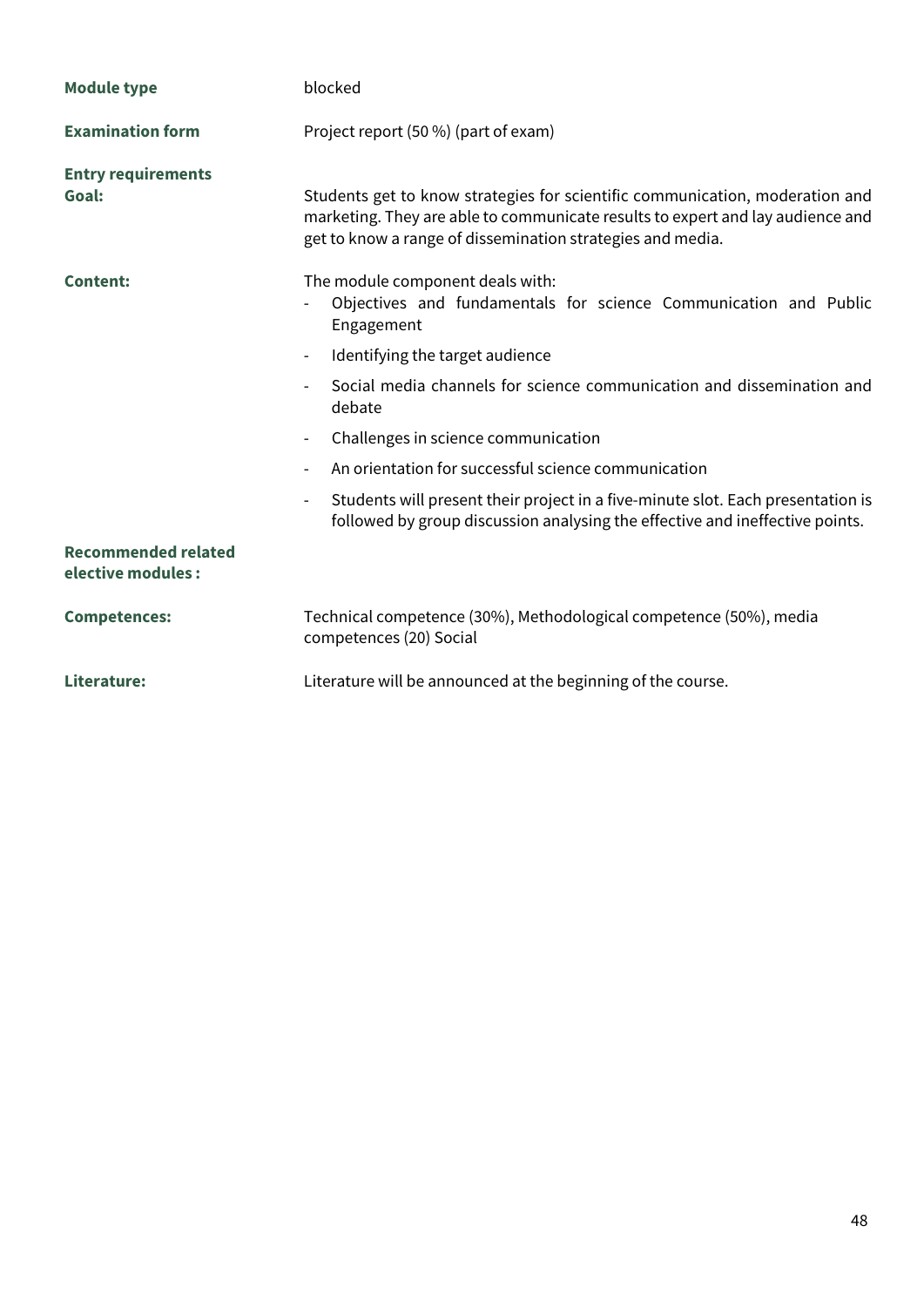**Module type** blocked

**Examination form** Project report (50 %) (part of exam)

**Entry requirements**

**Goal:** Students get to know strategies for scientific communication, moderation and marketing. They are able to communicate results to expert and lay audience and get to know a range of dissemination strategies and media.

**Content:** The module component deals with:

- Objectives and fundamentals for science Communication and Public Engagement
- Identifying the target audience
- Social media channels for science communication and dissemination and debate
- Challenges in science communication
- An orientation for successful science communication
- Students will present their project in a five-minute slot. Each presentation is followed by group discussion analysing the effective and ineffective points.

**Recommended related elective modules :**

**Competences:** Technical competence (30%), Methodological competence (50%), media competences (20) Social

**Literature:** Literature will be announced at the beginning of the course.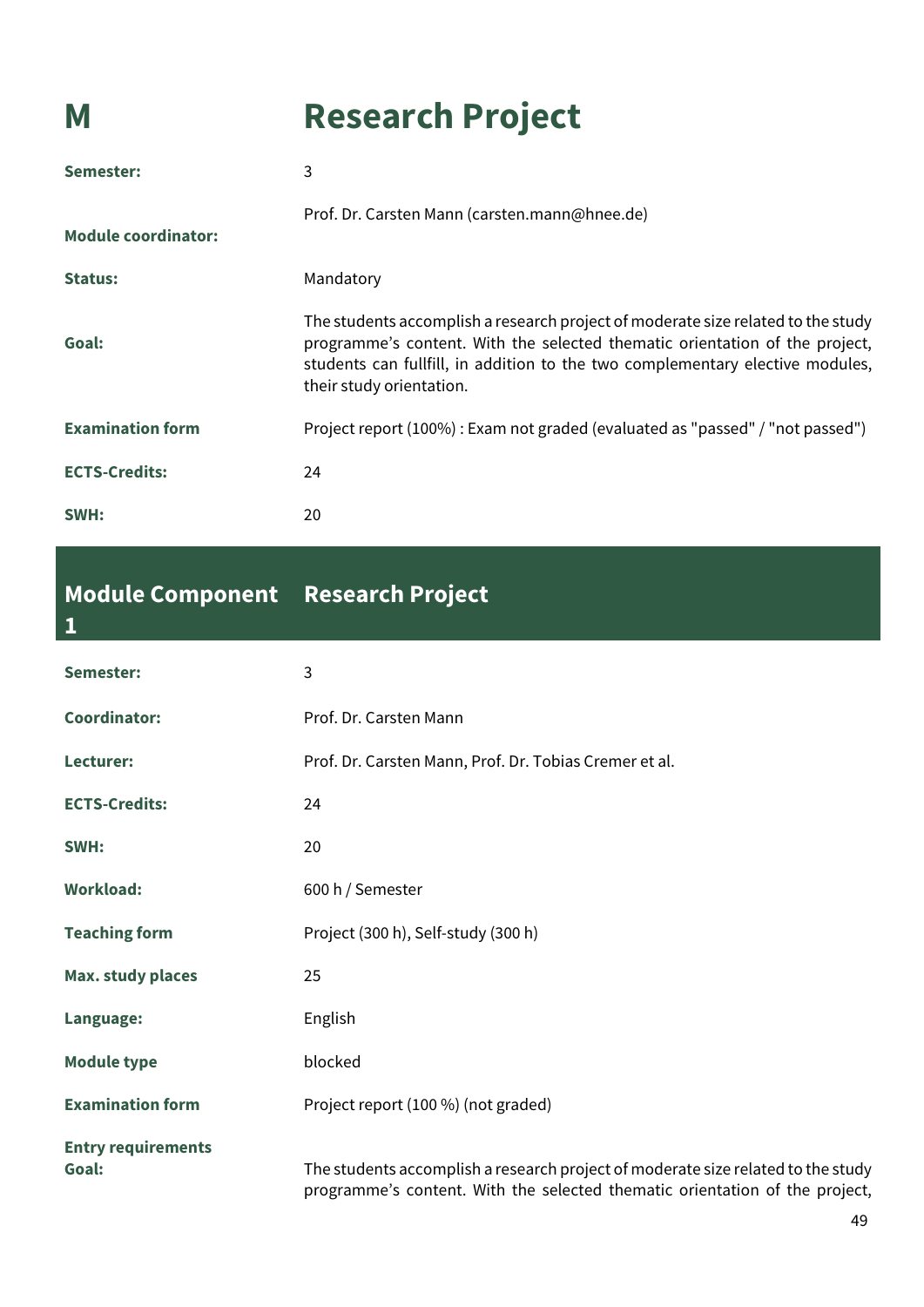# M Research Project

| | |
|---|---|
| **Semester:** | 3 |
| **Module coordinator:** | Prof. Dr. Carsten Mann (carsten.mann@hnee.de) |
| **Status:** | Mandatory |
| **Goal:** | The students accomplish a research project of moderate size related to the study programme's content. With the selected thematic orientation of the project, students can fullfill, in addition to the two complementary elective modules, their study orientation. |
| **Examination form** | Project report (100%) : Exam not graded (evaluated as "passed" / "not passed") |
| **ECTS-Credits:** | 24 |
| **SWH:** | 20 |

## Module Component 1 Research Project

| | |
|---|---|
| **Semester:** | 3 |
| **Coordinator:** | Prof. Dr. Carsten Mann |
| **Lecturer:** | Prof. Dr. Carsten Mann, Prof. Dr. Tobias Cremer et al. |
| **ECTS-Credits:** | 24 |
| **SWH:** | 20 |
| **Workload:** | 600 h / Semester |
| **Teaching form** | Project (300 h), Self-study (300 h) |
| **Max. study places** | 25 |
| **Language:** | English |
| **Module type** | blocked |
| **Examination form** | Project report (100 %) (not graded) |
| **Entry requirements** | |
| **Goal:** | The students accomplish a research project of moderate size related to the study programme's content. With the selected thematic orientation of the project, |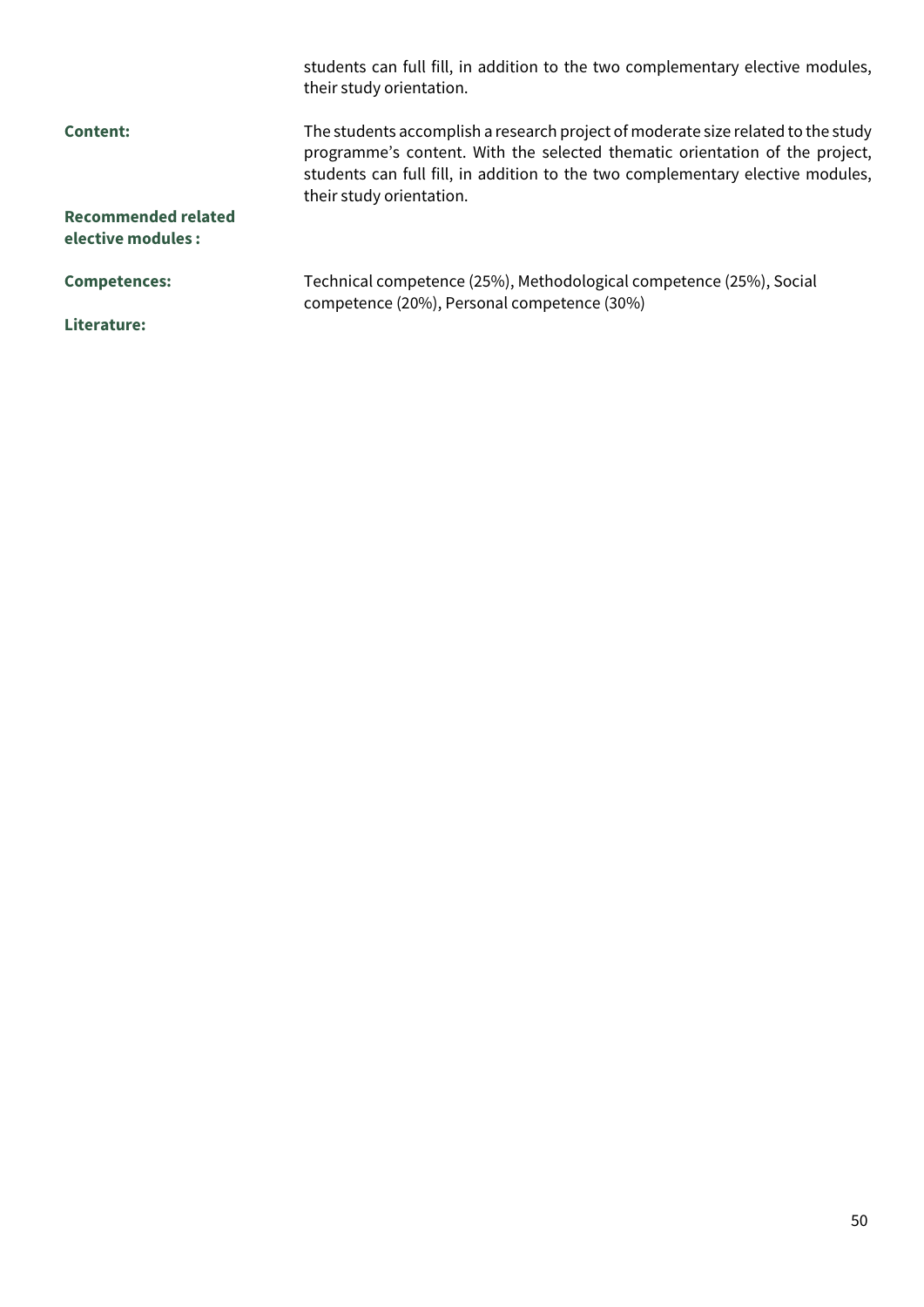students can full fill, in addition to the two complementary elective modules, their study orientation.

**Content:** The students accomplish a research project of moderate size related to the study programme's content. With the selected thematic orientation of the project, students can full fill, in addition to the two complementary elective modules, their study orientation.

**Recommended related elective modules :**

**Competences:** Technical competence (25%), Methodological competence (25%), Social competence (20%), Personal competence (30%)

**Literature:**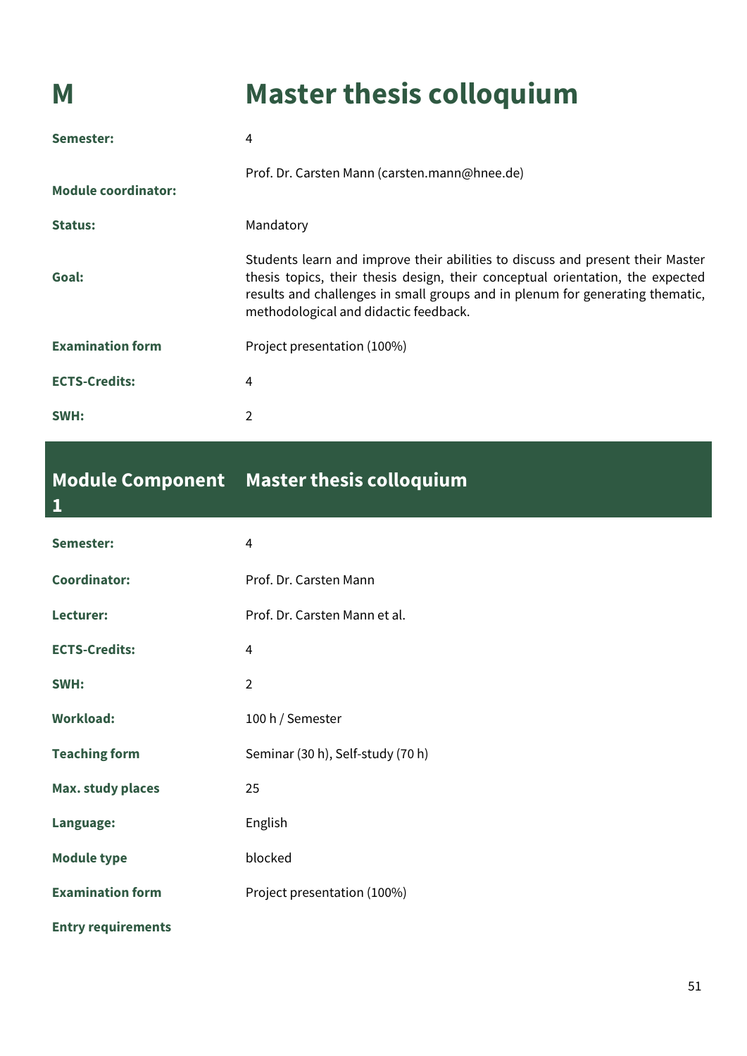# M Master thesis colloquium

| | |
|---|---|
| **Semester:** | 4 |
| **Module coordinator:** | Prof. Dr. Carsten Mann (carsten.mann@hnee.de) |
| **Status:** | Mandatory |
| **Goal:** | Students learn and improve their abilities to discuss and present their Master thesis topics, their thesis design, their conceptual orientation, the expected results and challenges in small groups and in plenum for generating thematic, methodological and didactic feedback. |
| **Examination form** | Project presentation (100%) |
| **ECTS-Credits:** | 4 |
| **SWH:** | 2 |

## Module Component 1 Master thesis colloquium

| | |
|---|---|
| **Semester:** | 4 |
| **Coordinator:** | Prof. Dr. Carsten Mann |
| **Lecturer:** | Prof. Dr. Carsten Mann et al. |
| **ECTS-Credits:** | 4 |
| **SWH:** | 2 |
| **Workload:** | 100 h / Semester |
| **Teaching form** | Seminar (30 h), Self-study (70 h) |
| **Max. study places** | 25 |
| **Language:** | English |
| **Module type** | blocked |
| **Examination form** | Project presentation (100%) |
| **Entry requirements** | |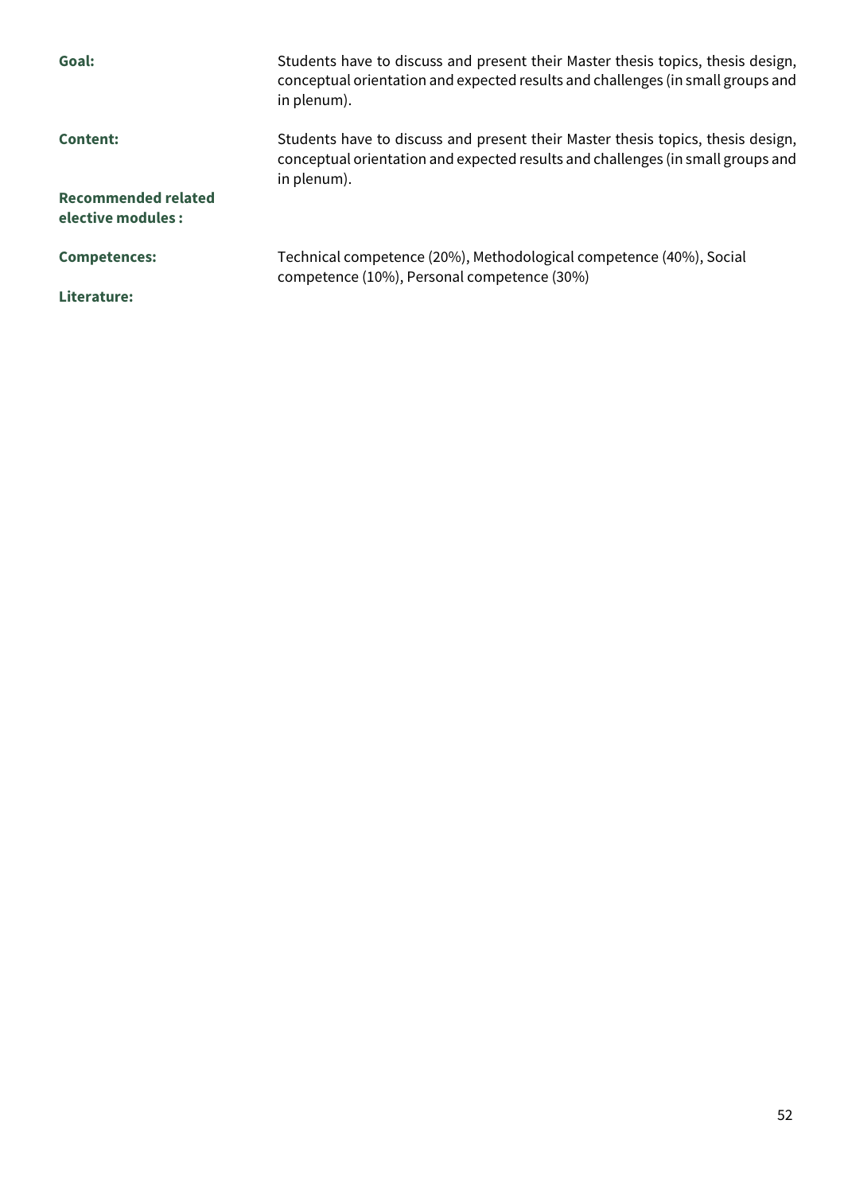**Goal:** Students have to discuss and present their Master thesis topics, thesis design, conceptual orientation and expected results and challenges (in small groups and in plenum).

**Content:** Students have to discuss and present their Master thesis topics, thesis design, conceptual orientation and expected results and challenges (in small groups and in plenum).

**Recommended related elective modules :**

**Competences:** Technical competence (20%), Methodological competence (40%), Social competence (10%), Personal competence (30%)

**Literature:**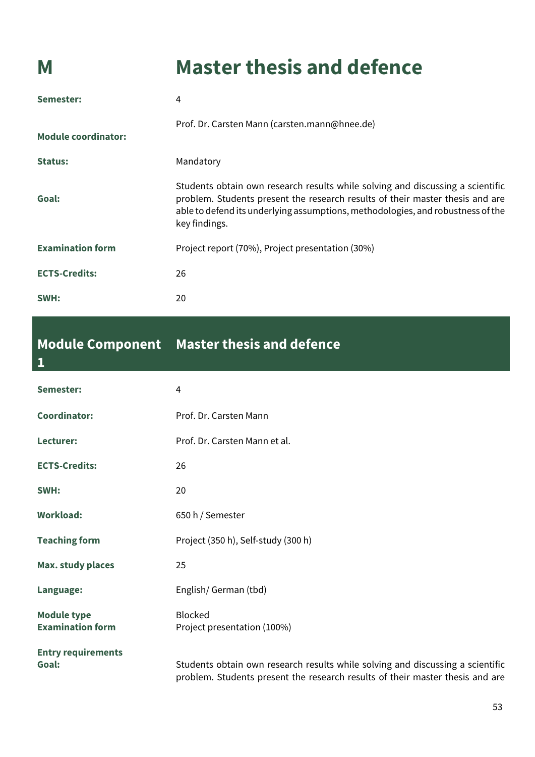# M Master thesis and defence

| | |
|---|---|
| **Semester:** | 4 |
| **Module coordinator:** | Prof. Dr. Carsten Mann (carsten.mann@hnee.de) |
| **Status:** | Mandatory |
| **Goal:** | Students obtain own research results while solving and discussing a scientific problem. Students present the research results of their master thesis and are able to defend its underlying assumptions, methodologies, and robustness of the key findings. |
| **Examination form** | Project report (70%), Project presentation (30%) |
| **ECTS-Credits:** | 26 |
| **SWH:** | 20 |

## Module Component 1 Master thesis and defence

| | |
|---|---|
| **Semester:** | 4 |
| **Coordinator:** | Prof. Dr. Carsten Mann |
| **Lecturer:** | Prof. Dr. Carsten Mann et al. |
| **ECTS-Credits:** | 26 |
| **SWH:** | 20 |
| **Workload:** | 650 h / Semester |
| **Teaching form** | Project (350 h), Self-study (300 h) |
| **Max. study places** | 25 |
| **Language:** | English/ German (tbd) |
| **Module type** | Blocked |
| **Examination form** | Project presentation (100%) |
| **Entry requirements** | |
| **Goal:** | Students obtain own research results while solving and discussing a scientific problem. Students present the research results of their master thesis and are |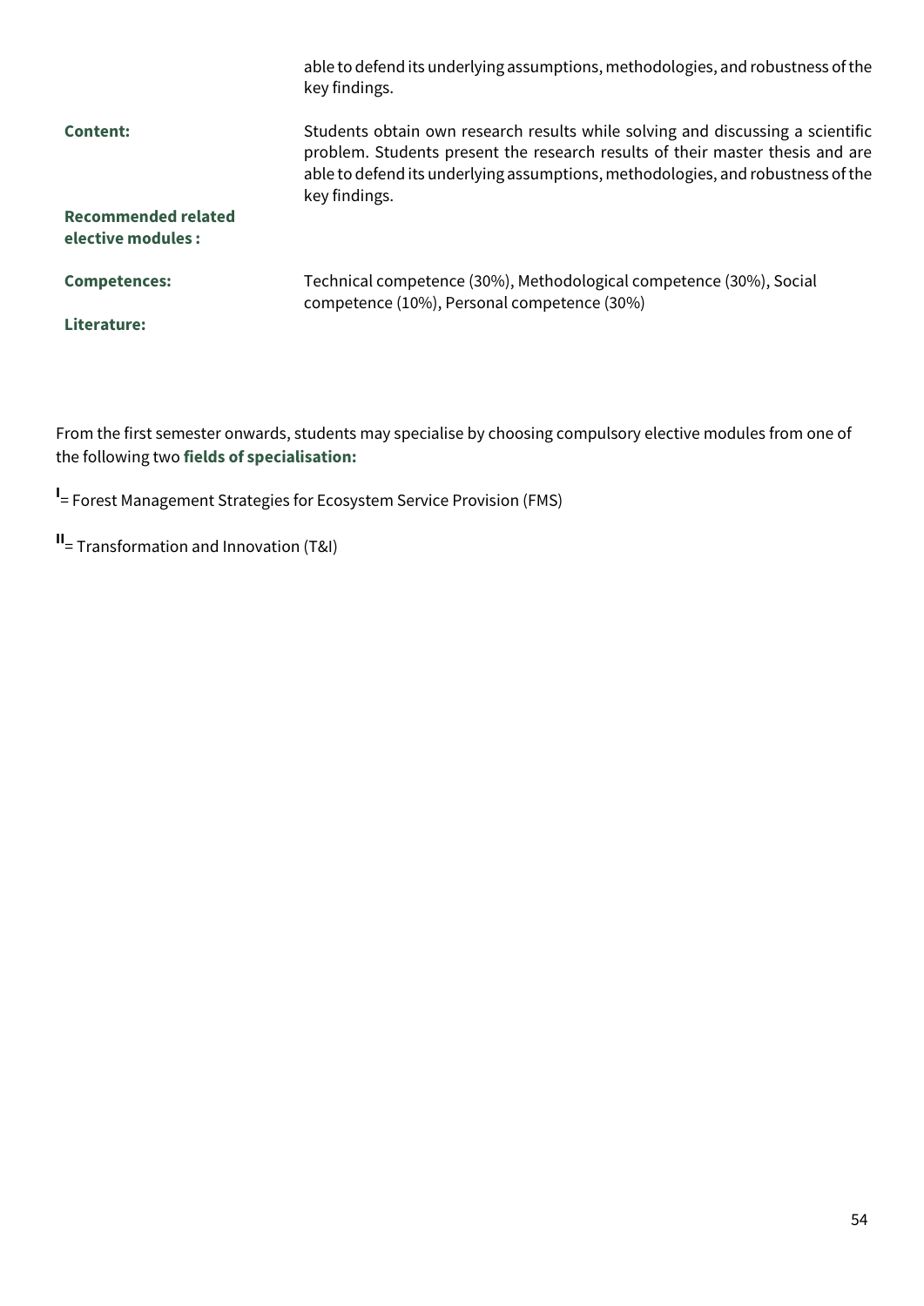| | |
|---|---|
| | able to defend its underlying assumptions, methodologies, and robustness of the key findings. |
| **Content:** | Students obtain own research results while solving and discussing a scientific problem. Students present the research results of their master thesis and are able to defend its underlying assumptions, methodologies, and robustness of the key findings. |
| **Recommended related elective modules :** | |
| **Competences:** | Technical competence (30%), Methodological competence (30%), Social competence (10%), Personal competence (30%) |
| **Literature:** | |

From the first semester onwards, students may specialise by choosing compulsory elective modules from one of the following two **fields of specialisation:**

**I** = Forest Management Strategies for Ecosystem Service Provision (FMS)

**II** = Transformation and Innovation (T&I)